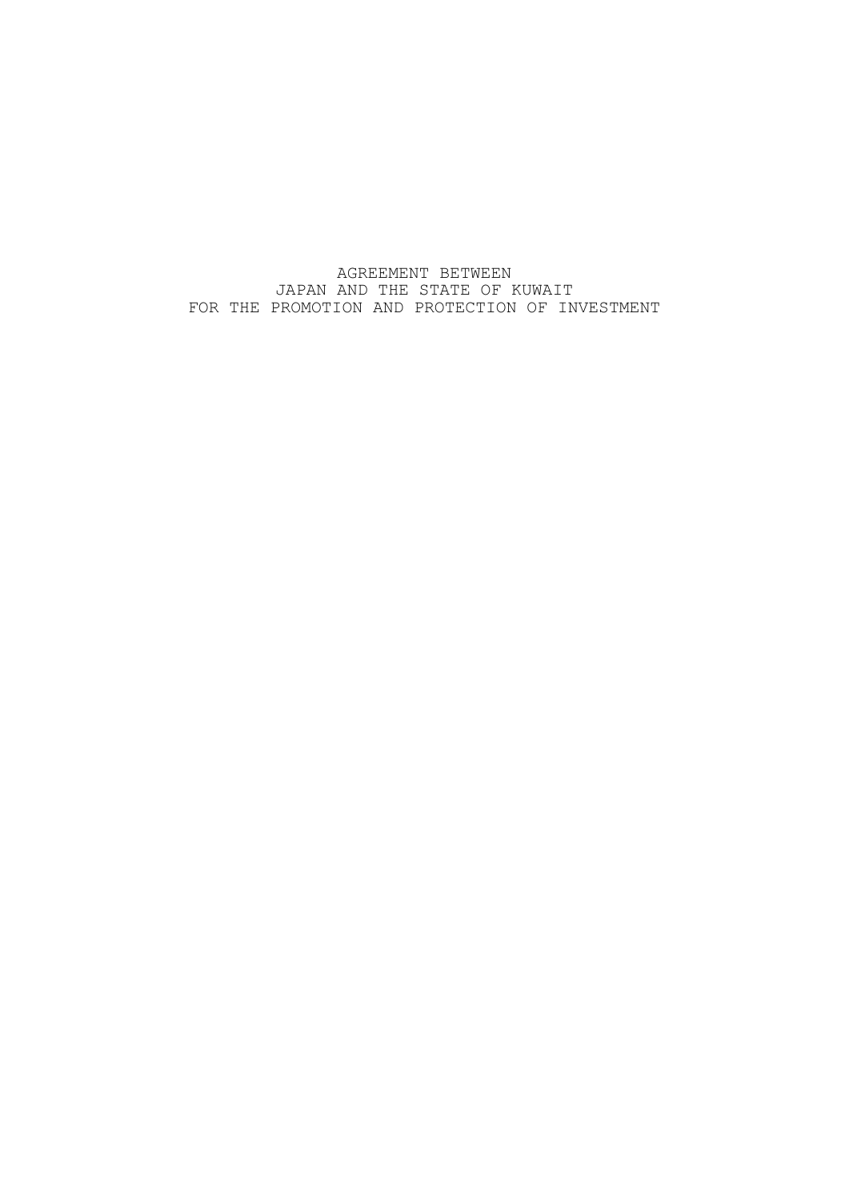# AGREEMENT BETWEEN JAPAN AND THE STATE OF KUWAIT FOR THE PROMOTION AND PROTECTION OF INVESTMENT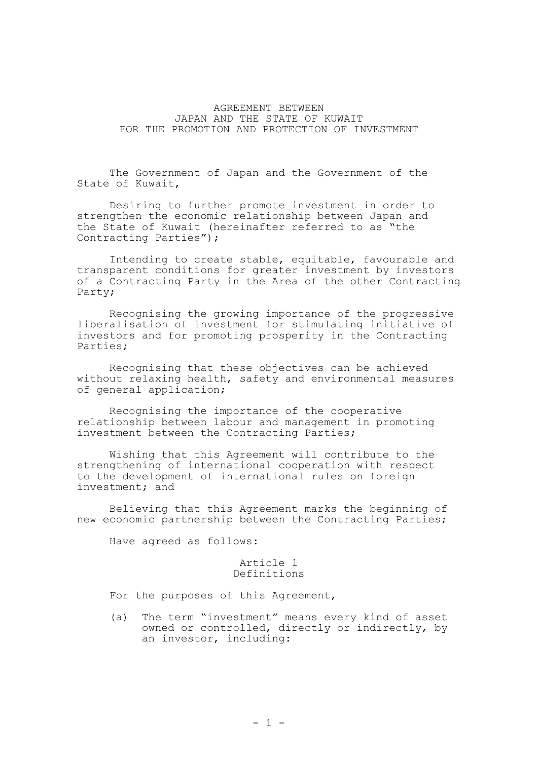# AGREEMENT BETWEEN JAPAN AND THE STATE OF KUWAIT FOR THE PROMOTION AND PROTECTION OF INVESTMENT

The Government of Japan and the Government of the State of Kuwait,

Desiring to further promote investment in order to strengthen the economic relationship between Japan and the State of Kuwait (hereinafter referred to as "the Contracting Parties");

Intending to create stable, equitable, favourable and transparent conditions for greater investment by investors of a Contracting Party in the Area of the other Contracting Party;

Recognising the growing importance of the progressive liberalisation of investment for stimulating initiative of investors and for promoting prosperity in the Contracting Parties;

Recognising that these objectives can be achieved without relaxing health, safety and environmental measures of general application;

Recognising the importance of the cooperative relationship between labour and management in promoting investment between the Contracting Parties;

Wishing that this Agreement will contribute to the strengthening of international cooperation with respect to the development of international rules on foreign investment; and

Believing that this Agreement marks the beginning of new economic partnership between the Contracting Parties;

Have agreed as follows:

## Article 1
## Definitions

For the purposes of this Agreement,

(a) The term "investment" means every kind of asset owned or controlled, directly or indirectly, by an investor, including: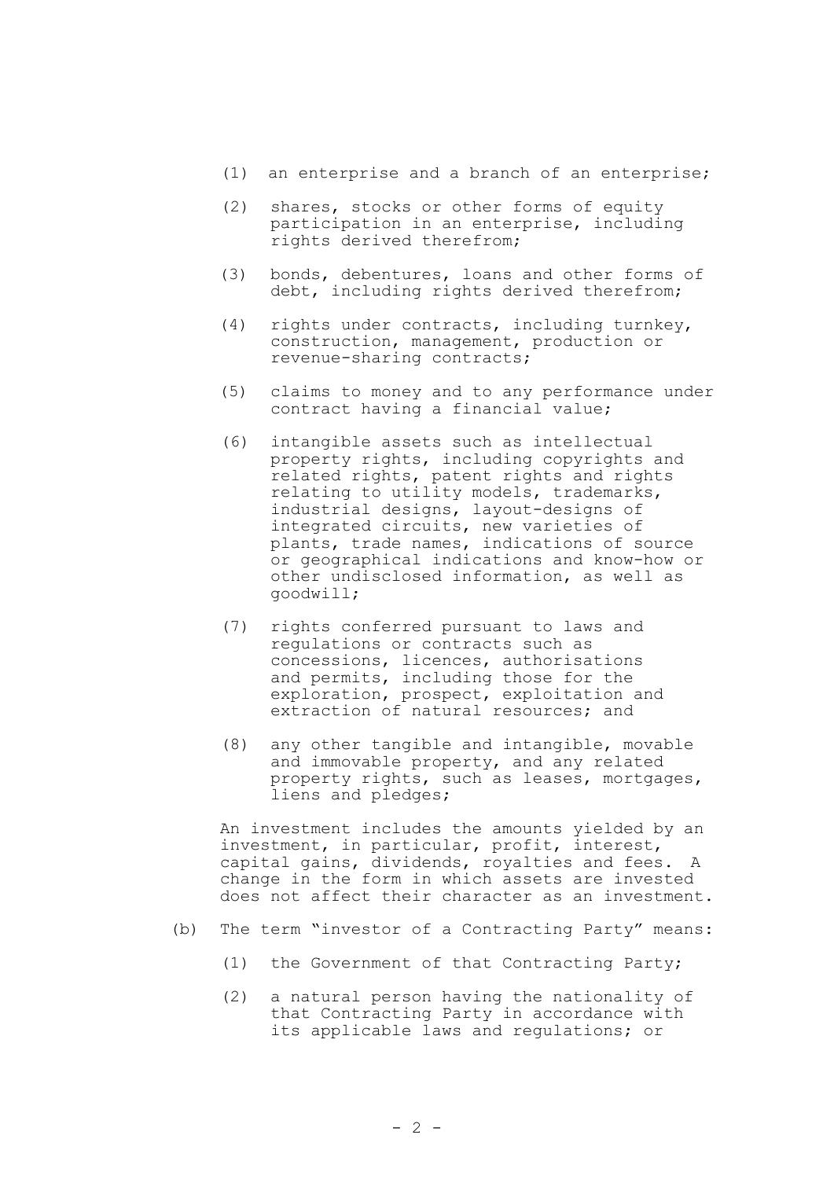(1) an enterprise and a branch of an enterprise;

(2) shares, stocks or other forms of equity participation in an enterprise, including rights derived therefrom;

(3) bonds, debentures, loans and other forms of debt, including rights derived therefrom;

(4) rights under contracts, including turnkey, construction, management, production or revenue-sharing contracts;

(5) claims to money and to any performance under contract having a financial value;

(6) intangible assets such as intellectual property rights, including copyrights and related rights, patent rights and rights relating to utility models, trademarks, industrial designs, layout-designs of integrated circuits, new varieties of plants, trade names, indications of source or geographical indications and know-how or other undisclosed information, as well as goodwill;

(7) rights conferred pursuant to laws and regulations or contracts such as concessions, licences, authorisations and permits, including those for the exploration, prospect, exploitation and extraction of natural resources; and

(8) any other tangible and intangible, movable and immovable property, and any related property rights, such as leases, mortgages, liens and pledges;

An investment includes the amounts yielded by an investment, in particular, profit, interest, capital gains, dividends, royalties and fees. A change in the form in which assets are invested does not affect their character as an investment.

(b) The term "investor of a Contracting Party" means:

(1) the Government of that Contracting Party;

(2) a natural person having the nationality of that Contracting Party in accordance with its applicable laws and regulations; or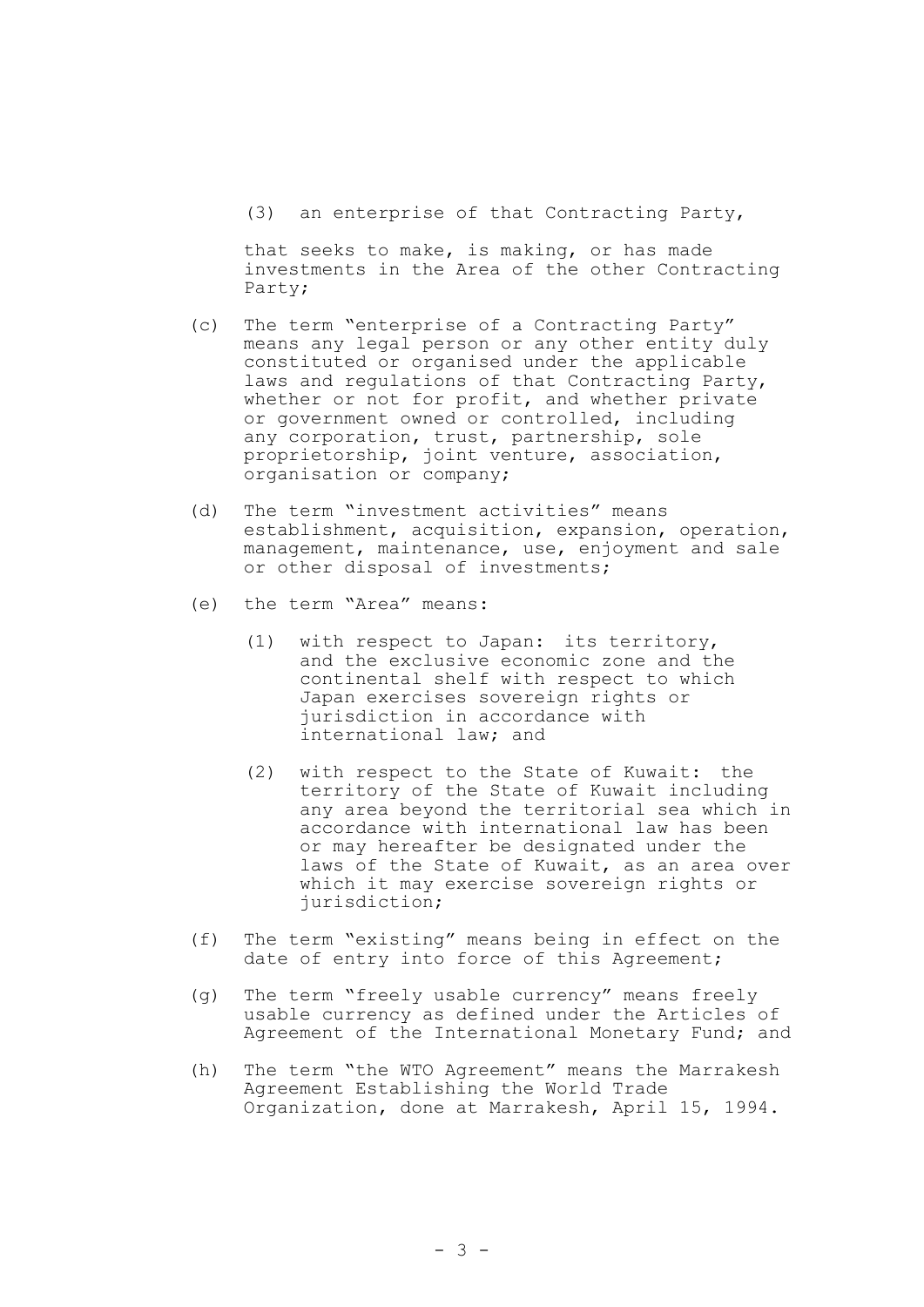(3) an enterprise of that Contracting Party,

that seeks to make, is making, or has made investments in the Area of the other Contracting Party;

(c) The term "enterprise of a Contracting Party" means any legal person or any other entity duly constituted or organised under the applicable laws and regulations of that Contracting Party, whether or not for profit, and whether private or government owned or controlled, including any corporation, trust, partnership, sole proprietorship, joint venture, association, organisation or company;

(d) The term "investment activities" means establishment, acquisition, expansion, operation, management, maintenance, use, enjoyment and sale or other disposal of investments;

(e) the term "Area" means:

   (1) with respect to Japan: its territory, and the exclusive economic zone and the continental shelf with respect to which Japan exercises sovereign rights or jurisdiction in accordance with international law; and

   (2) with respect to the State of Kuwait: the territory of the State of Kuwait including any area beyond the territorial sea which in accordance with international law has been or may hereafter be designated under the laws of the State of Kuwait, as an area over which it may exercise sovereign rights or jurisdiction;

(f) The term "existing" means being in effect on the date of entry into force of this Agreement;

(g) The term "freely usable currency" means freely usable currency as defined under the Articles of Agreement of the International Monetary Fund; and

(h) The term "the WTO Agreement" means the Marrakesh Agreement Establishing the World Trade Organization, done at Marrakesh, April 15, 1994.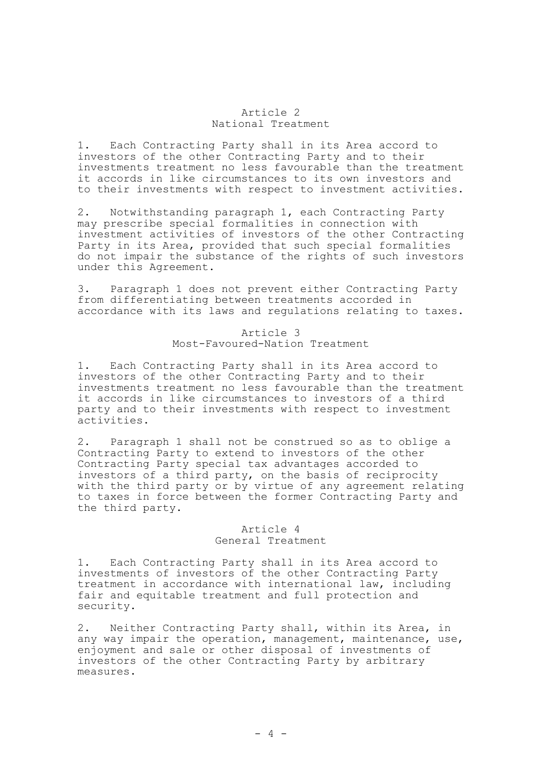## Article 2
## National Treatment

1. Each Contracting Party shall in its Area accord to investors of the other Contracting Party and to their investments treatment no less favourable than the treatment it accords in like circumstances to its own investors and to their investments with respect to investment activities.

2. Notwithstanding paragraph 1, each Contracting Party may prescribe special formalities in connection with investment activities of investors of the other Contracting Party in its Area, provided that such special formalities do not impair the substance of the rights of such investors under this Agreement.

3. Paragraph 1 does not prevent either Contracting Party from differentiating between treatments accorded in accordance with its laws and regulations relating to taxes.

## Article 3
## Most-Favoured-Nation Treatment

1. Each Contracting Party shall in its Area accord to investors of the other Contracting Party and to their investments treatment no less favourable than the treatment it accords in like circumstances to investors of a third party and to their investments with respect to investment activities.

2. Paragraph 1 shall not be construed so as to oblige a Contracting Party to extend to investors of the other Contracting Party special tax advantages accorded to investors of a third party, on the basis of reciprocity with the third party or by virtue of any agreement relating to taxes in force between the former Contracting Party and the third party.

## Article 4
## General Treatment

1. Each Contracting Party shall in its Area accord to investments of investors of the other Contracting Party treatment in accordance with international law, including fair and equitable treatment and full protection and security.

2. Neither Contracting Party shall, within its Area, in any way impair the operation, management, maintenance, use, enjoyment and sale or other disposal of investments of investors of the other Contracting Party by arbitrary measures.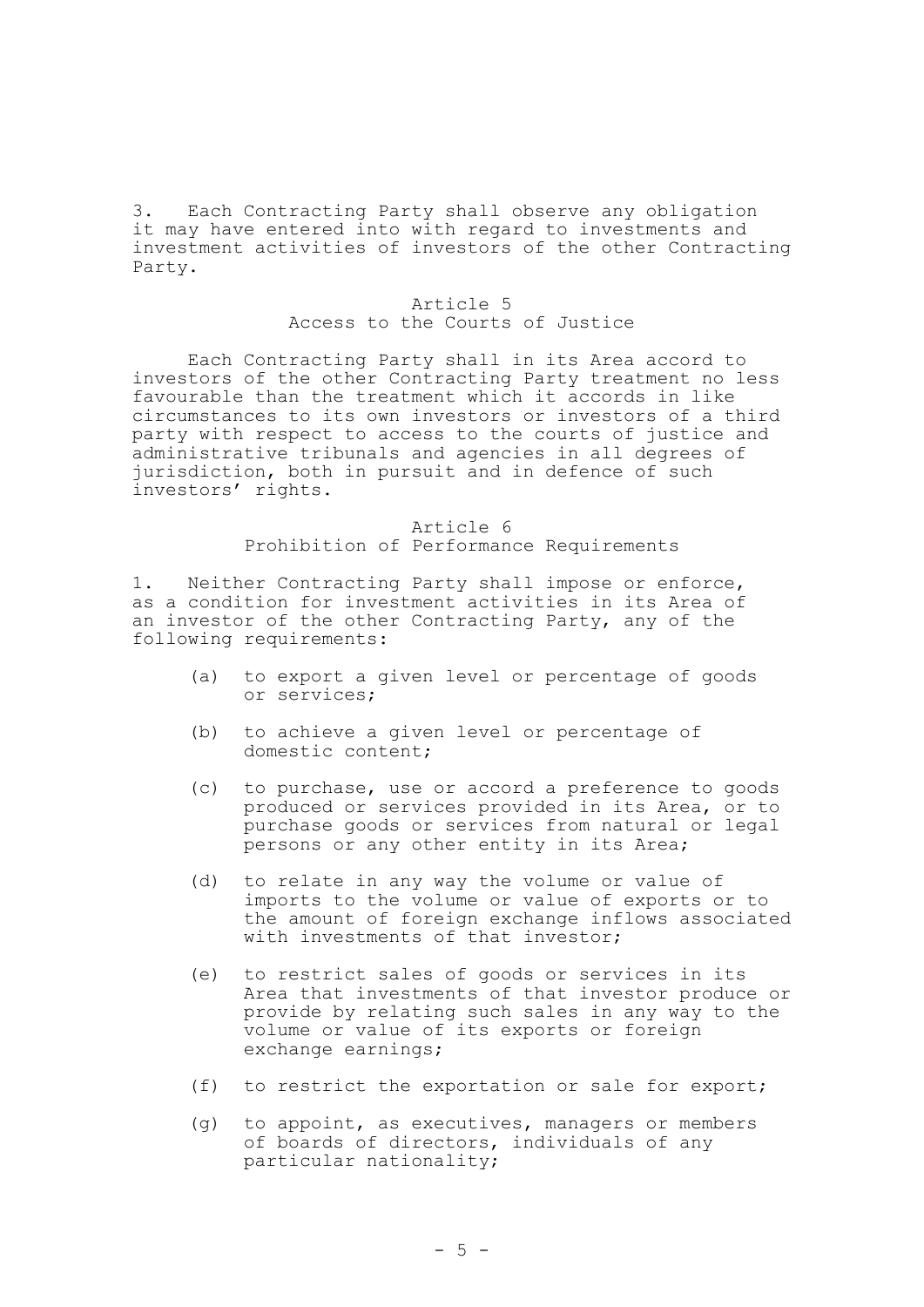3. Each Contracting Party shall observe any obligation it may have entered into with regard to investments and investment activities of investors of the other Contracting Party.

## Article 5
## Access to the Courts of Justice

Each Contracting Party shall in its Area accord to investors of the other Contracting Party treatment no less favourable than the treatment which it accords in like circumstances to its own investors or investors of a third party with respect to access to the courts of justice and administrative tribunals and agencies in all degrees of jurisdiction, both in pursuit and in defence of such investors' rights.

## Article 6
## Prohibition of Performance Requirements

1. Neither Contracting Party shall impose or enforce, as a condition for investment activities in its Area of an investor of the other Contracting Party, any of the following requirements:

(a) to export a given level or percentage of goods or services;

(b) to achieve a given level or percentage of domestic content;

(c) to purchase, use or accord a preference to goods produced or services provided in its Area, or to purchase goods or services from natural or legal persons or any other entity in its Area;

(d) to relate in any way the volume or value of imports to the volume or value of exports or to the amount of foreign exchange inflows associated with investments of that investor;

(e) to restrict sales of goods or services in its Area that investments of that investor produce or provide by relating such sales in any way to the volume or value of its exports or foreign exchange earnings;

(f) to restrict the exportation or sale for export;

(g) to appoint, as executives, managers or members of boards of directors, individuals of any particular nationality;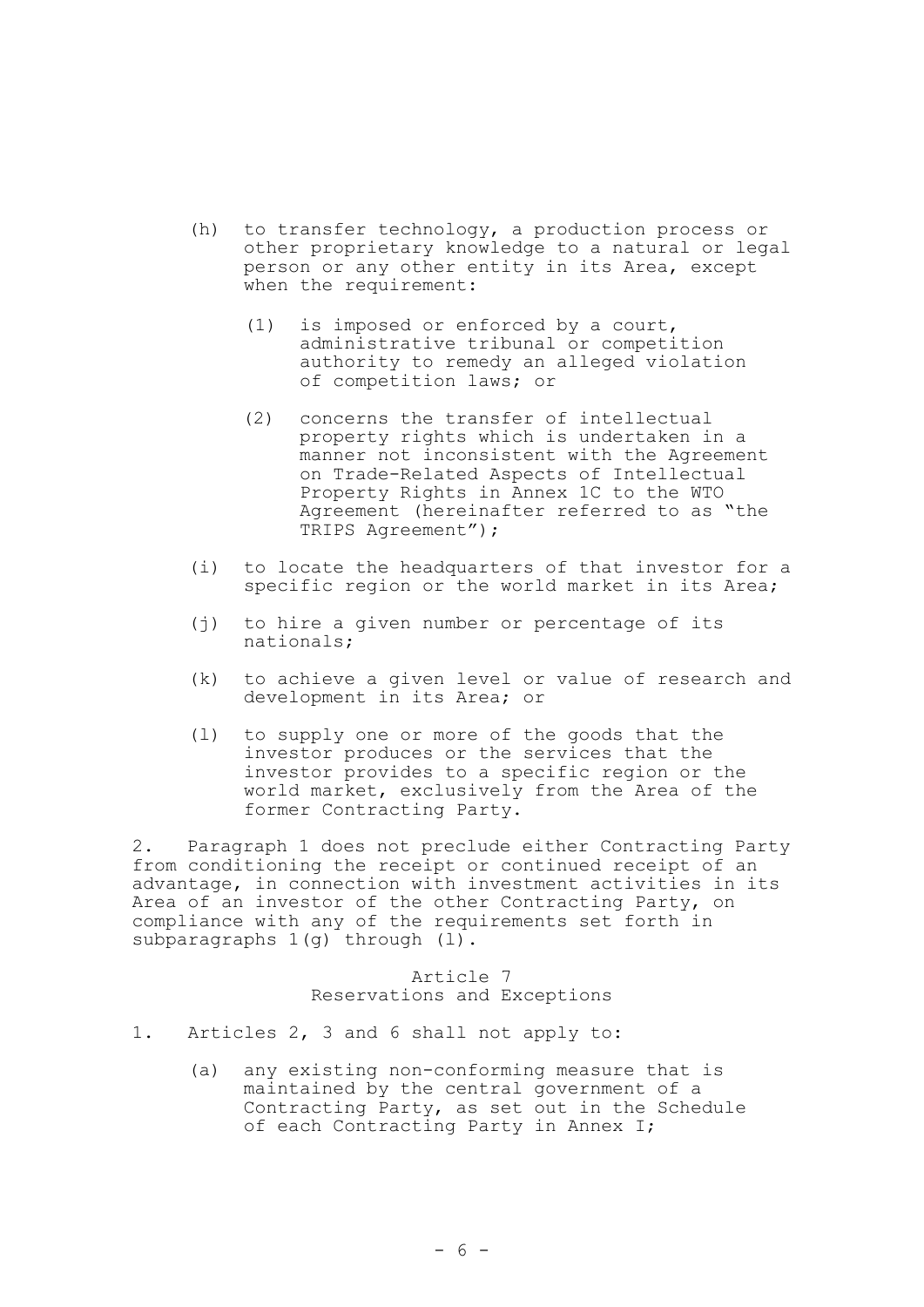(h) to transfer technology, a production process or other proprietary knowledge to a natural or legal person or any other entity in its Area, except when the requirement:

   (1) is imposed or enforced by a court, administrative tribunal or competition authority to remedy an alleged violation of competition laws; or

   (2) concerns the transfer of intellectual property rights which is undertaken in a manner not inconsistent with the Agreement on Trade-Related Aspects of Intellectual Property Rights in Annex 1C to the WTO Agreement (hereinafter referred to as "the TRIPS Agreement");

(i) to locate the headquarters of that investor for a specific region or the world market in its Area;

(j) to hire a given number or percentage of its nationals;

(k) to achieve a given level or value of research and development in its Area; or

(l) to supply one or more of the goods that the investor produces or the services that the investor provides to a specific region or the world market, exclusively from the Area of the former Contracting Party.

2. Paragraph 1 does not preclude either Contracting Party from conditioning the receipt or continued receipt of an advantage, in connection with investment activities in its Area of an investor of the other Contracting Party, on compliance with any of the requirements set forth in subparagraphs 1(g) through (l).

## Article 7
## Reservations and Exceptions

1. Articles 2, 3 and 6 shall not apply to:

   (a) any existing non-conforming measure that is maintained by the central government of a Contracting Party, as set out in the Schedule of each Contracting Party in Annex I;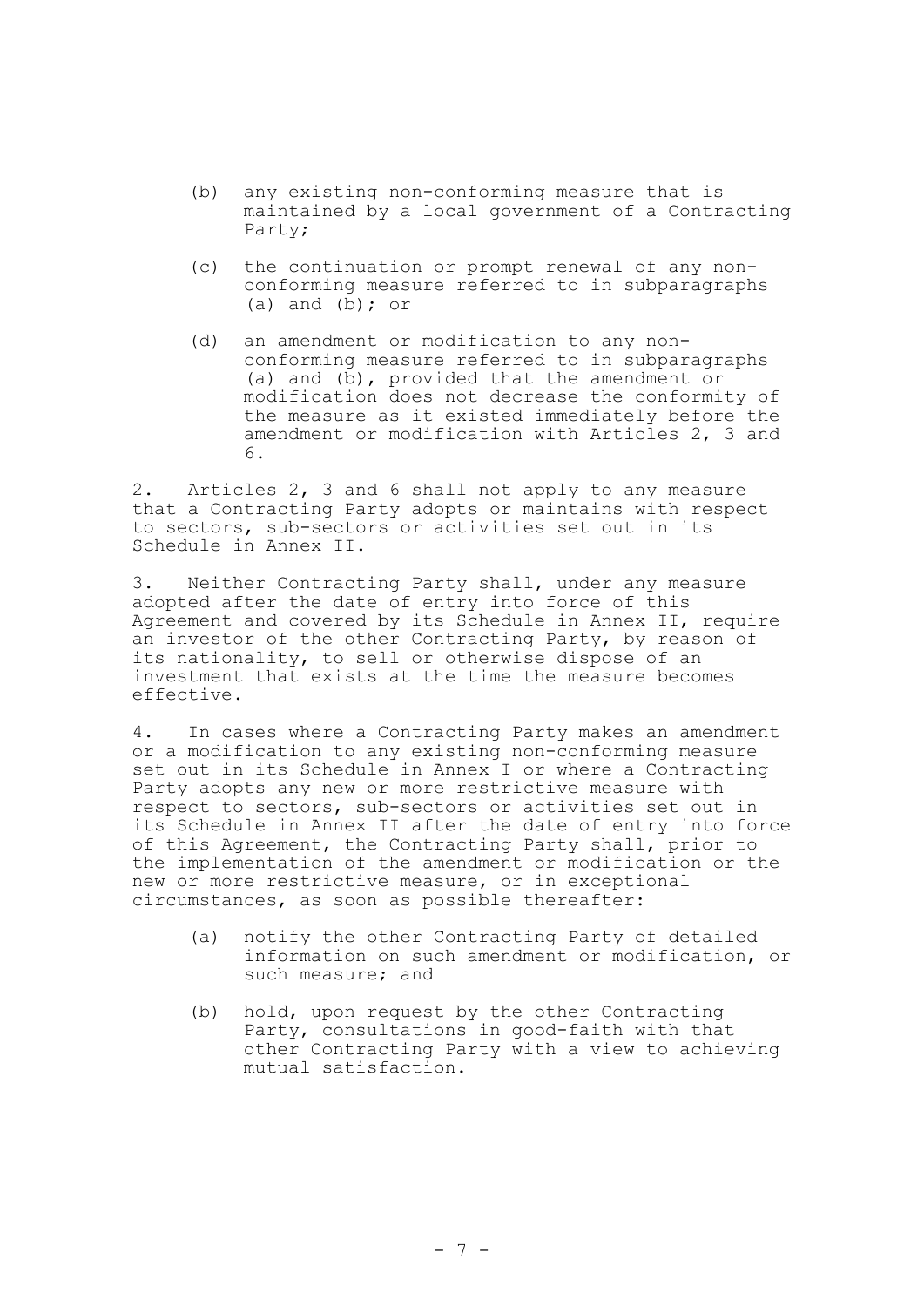(b) any existing non-conforming measure that is maintained by a local government of a Contracting Party;

(c) the continuation or prompt renewal of any non-conforming measure referred to in subparagraphs (a) and (b); or

(d) an amendment or modification to any non-conforming measure referred to in subparagraphs (a) and (b), provided that the amendment or modification does not decrease the conformity of the measure as it existed immediately before the amendment or modification with Articles 2, 3 and 6.

2. Articles 2, 3 and 6 shall not apply to any measure that a Contracting Party adopts or maintains with respect to sectors, sub-sectors or activities set out in its Schedule in Annex II.

3. Neither Contracting Party shall, under any measure adopted after the date of entry into force of this Agreement and covered by its Schedule in Annex II, require an investor of the other Contracting Party, by reason of its nationality, to sell or otherwise dispose of an investment that exists at the time the measure becomes effective.

4. In cases where a Contracting Party makes an amendment or a modification to any existing non-conforming measure set out in its Schedule in Annex I or where a Contracting Party adopts any new or more restrictive measure with respect to sectors, sub-sectors or activities set out in its Schedule in Annex II after the date of entry into force of this Agreement, the Contracting Party shall, prior to the implementation of the amendment or modification or the new or more restrictive measure, or in exceptional circumstances, as soon as possible thereafter:

(a) notify the other Contracting Party of detailed information on such amendment or modification, or such measure; and

(b) hold, upon request by the other Contracting Party, consultations in good-faith with that other Contracting Party with a view to achieving mutual satisfaction.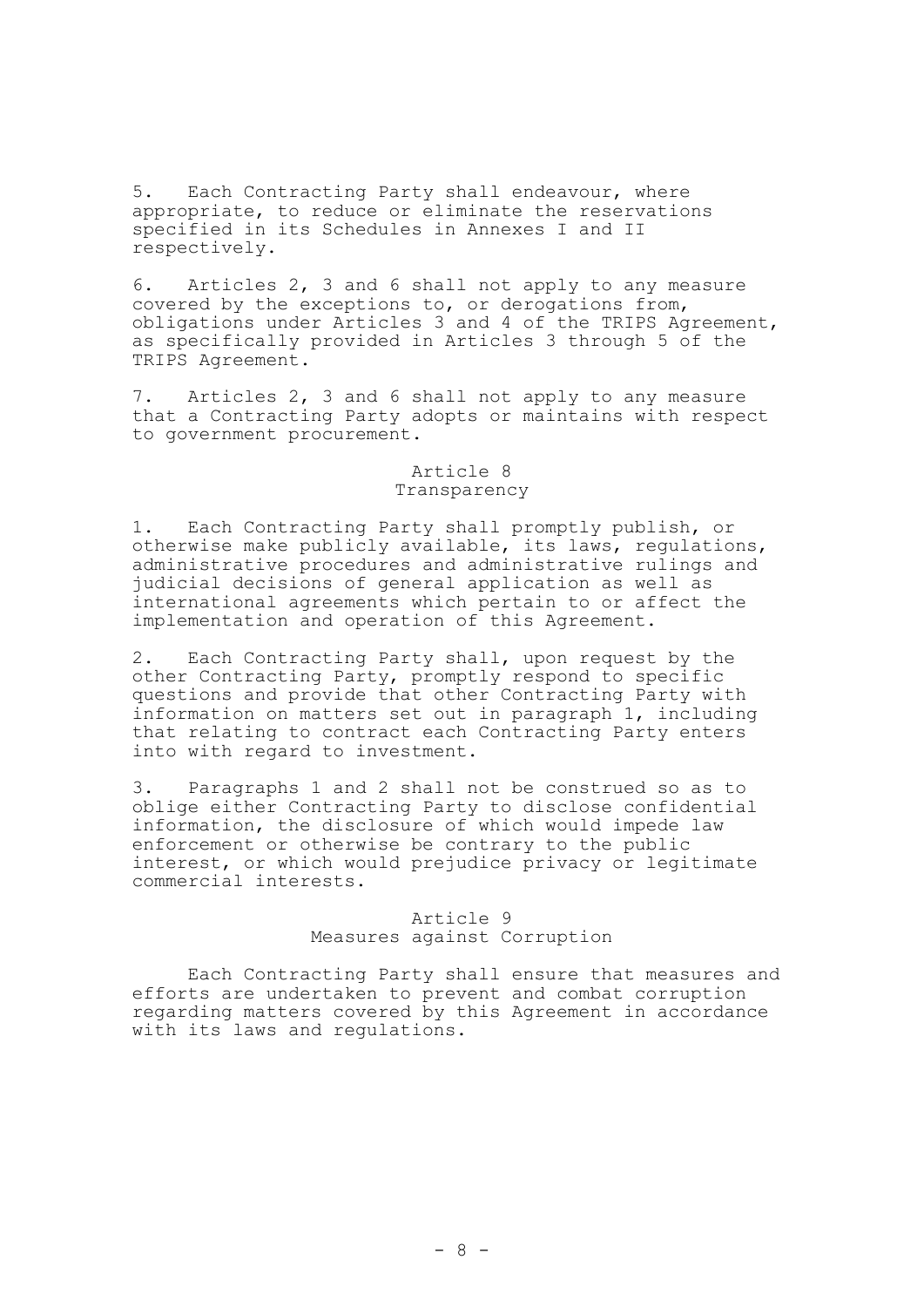5. Each Contracting Party shall endeavour, where appropriate, to reduce or eliminate the reservations specified in its Schedules in Annexes I and II respectively.

6. Articles 2, 3 and 6 shall not apply to any measure covered by the exceptions to, or derogations from, obligations under Articles 3 and 4 of the TRIPS Agreement, as specifically provided in Articles 3 through 5 of the TRIPS Agreement.

7. Articles 2, 3 and 6 shall not apply to any measure that a Contracting Party adopts or maintains with respect to government procurement.

## Article 8
## Transparency

1. Each Contracting Party shall promptly publish, or otherwise make publicly available, its laws, regulations, administrative procedures and administrative rulings and judicial decisions of general application as well as international agreements which pertain to or affect the implementation and operation of this Agreement.

2. Each Contracting Party shall, upon request by the other Contracting Party, promptly respond to specific questions and provide that other Contracting Party with information on matters set out in paragraph 1, including that relating to contract each Contracting Party enters into with regard to investment.

3. Paragraphs 1 and 2 shall not be construed so as to oblige either Contracting Party to disclose confidential information, the disclosure of which would impede law enforcement or otherwise be contrary to the public interest, or which would prejudice privacy or legitimate commercial interests.

## Article 9
## Measures against Corruption

Each Contracting Party shall ensure that measures and efforts are undertaken to prevent and combat corruption regarding matters covered by this Agreement in accordance with its laws and regulations.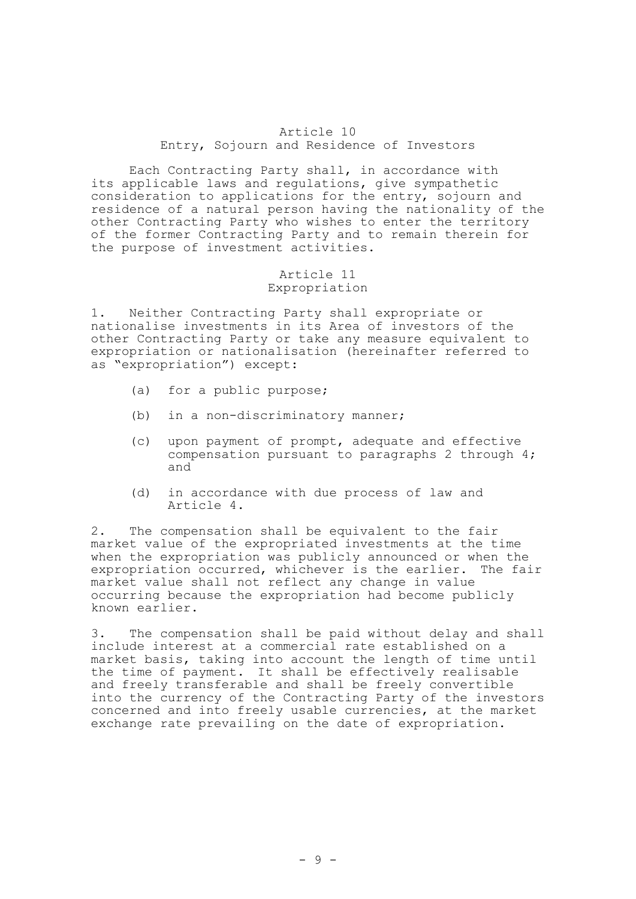## Article 10
## Entry, Sojourn and Residence of Investors

Each Contracting Party shall, in accordance with its applicable laws and regulations, give sympathetic consideration to applications for the entry, sojourn and residence of a natural person having the nationality of the other Contracting Party who wishes to enter the territory of the former Contracting Party and to remain therein for the purpose of investment activities.

## Article 11
## Expropriation

1. Neither Contracting Party shall expropriate or nationalise investments in its Area of investors of the other Contracting Party or take any measure equivalent to expropriation or nationalisation (hereinafter referred to as "expropriation") except:

   (a) for a public purpose;

   (b) in a non-discriminatory manner;

   (c) upon payment of prompt, adequate and effective compensation pursuant to paragraphs 2 through 4; and

   (d) in accordance with due process of law and Article 4.

2. The compensation shall be equivalent to the fair market value of the expropriated investments at the time when the expropriation was publicly announced or when the expropriation occurred, whichever is the earlier. The fair market value shall not reflect any change in value occurring because the expropriation had become publicly known earlier.

3. The compensation shall be paid without delay and shall include interest at a commercial rate established on a market basis, taking into account the length of time until the time of payment. It shall be effectively realisable and freely transferable and shall be freely convertible into the currency of the Contracting Party of the investors concerned and into freely usable currencies, at the market exchange rate prevailing on the date of expropriation.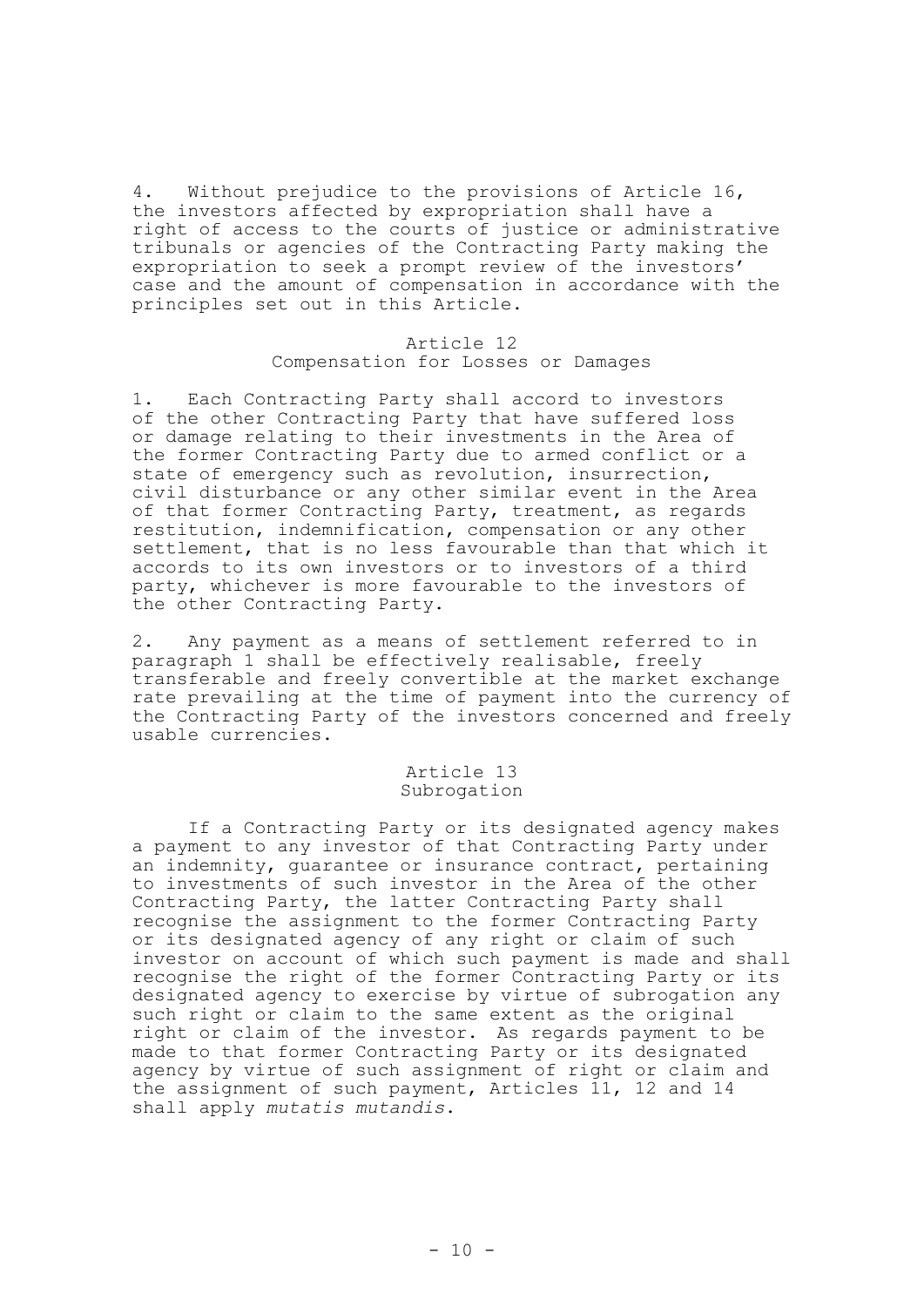4. Without prejudice to the provisions of Article 16, the investors affected by expropriation shall have a right of access to the courts of justice or administrative tribunals or agencies of the Contracting Party making the expropriation to seek a prompt review of the investors' case and the amount of compensation in accordance with the principles set out in this Article.

## Article 12
### Compensation for Losses or Damages

1. Each Contracting Party shall accord to investors of the other Contracting Party that have suffered loss or damage relating to their investments in the Area of the former Contracting Party due to armed conflict or a state of emergency such as revolution, insurrection, civil disturbance or any other similar event in the Area of that former Contracting Party, treatment, as regards restitution, indemnification, compensation or any other settlement, that is no less favourable than that which it accords to its own investors or to investors of a third party, whichever is more favourable to the investors of the other Contracting Party.

2. Any payment as a means of settlement referred to in paragraph 1 shall be effectively realisable, freely transferable and freely convertible at the market exchange rate prevailing at the time of payment into the currency of the Contracting Party of the investors concerned and freely usable currencies.

## Article 13
### Subrogation

If a Contracting Party or its designated agency makes a payment to any investor of that Contracting Party under an indemnity, guarantee or insurance contract, pertaining to investments of such investor in the Area of the other Contracting Party, the latter Contracting Party shall recognise the assignment to the former Contracting Party or its designated agency of any right or claim of such investor on account of which such payment is made and shall recognise the right of the former Contracting Party or its designated agency to exercise by virtue of subrogation any such right or claim to the same extent as the original right or claim of the investor. As regards payment to be made to that former Contracting Party or its designated agency by virtue of such assignment of right or claim and the assignment of such payment, Articles 11, 12 and 14 shall apply *mutatis mutandis*.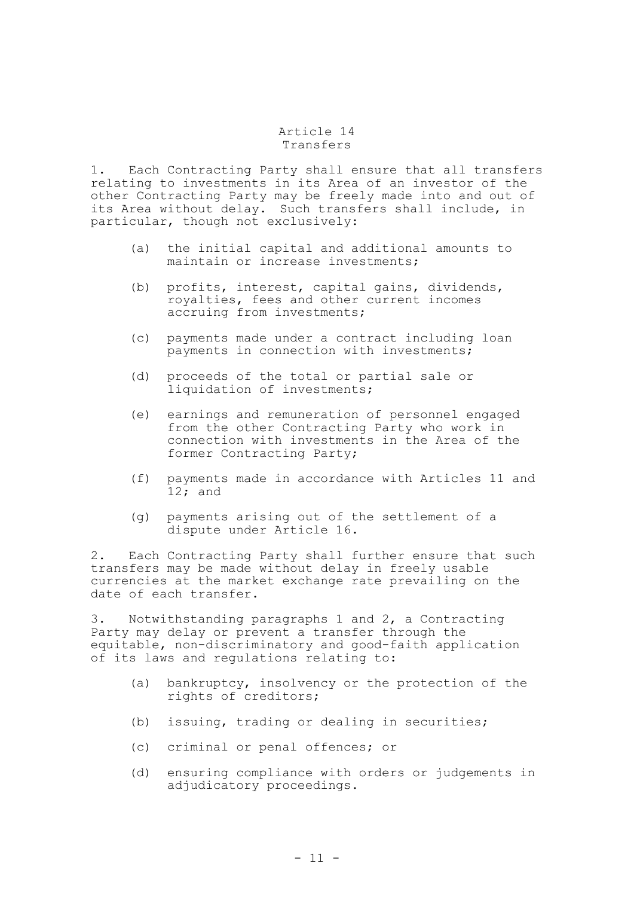## Article 14
## Transfers

1. Each Contracting Party shall ensure that all transfers relating to investments in its Area of an investor of the other Contracting Party may be freely made into and out of its Area without delay. Such transfers shall include, in particular, though not exclusively:

  (a) the initial capital and additional amounts to maintain or increase investments;

  (b) profits, interest, capital gains, dividends, royalties, fees and other current incomes accruing from investments;

  (c) payments made under a contract including loan payments in connection with investments;

  (d) proceeds of the total or partial sale or liquidation of investments;

  (e) earnings and remuneration of personnel engaged from the other Contracting Party who work in connection with investments in the Area of the former Contracting Party;

  (f) payments made in accordance with Articles 11 and 12; and

  (g) payments arising out of the settlement of a dispute under Article 16.

2. Each Contracting Party shall further ensure that such transfers may be made without delay in freely usable currencies at the market exchange rate prevailing on the date of each transfer.

3. Notwithstanding paragraphs 1 and 2, a Contracting Party may delay or prevent a transfer through the equitable, non-discriminatory and good-faith application of its laws and regulations relating to:

  (a) bankruptcy, insolvency or the protection of the rights of creditors;

  (b) issuing, trading or dealing in securities;

  (c) criminal or penal offences; or

  (d) ensuring compliance with orders or judgements in adjudicatory proceedings.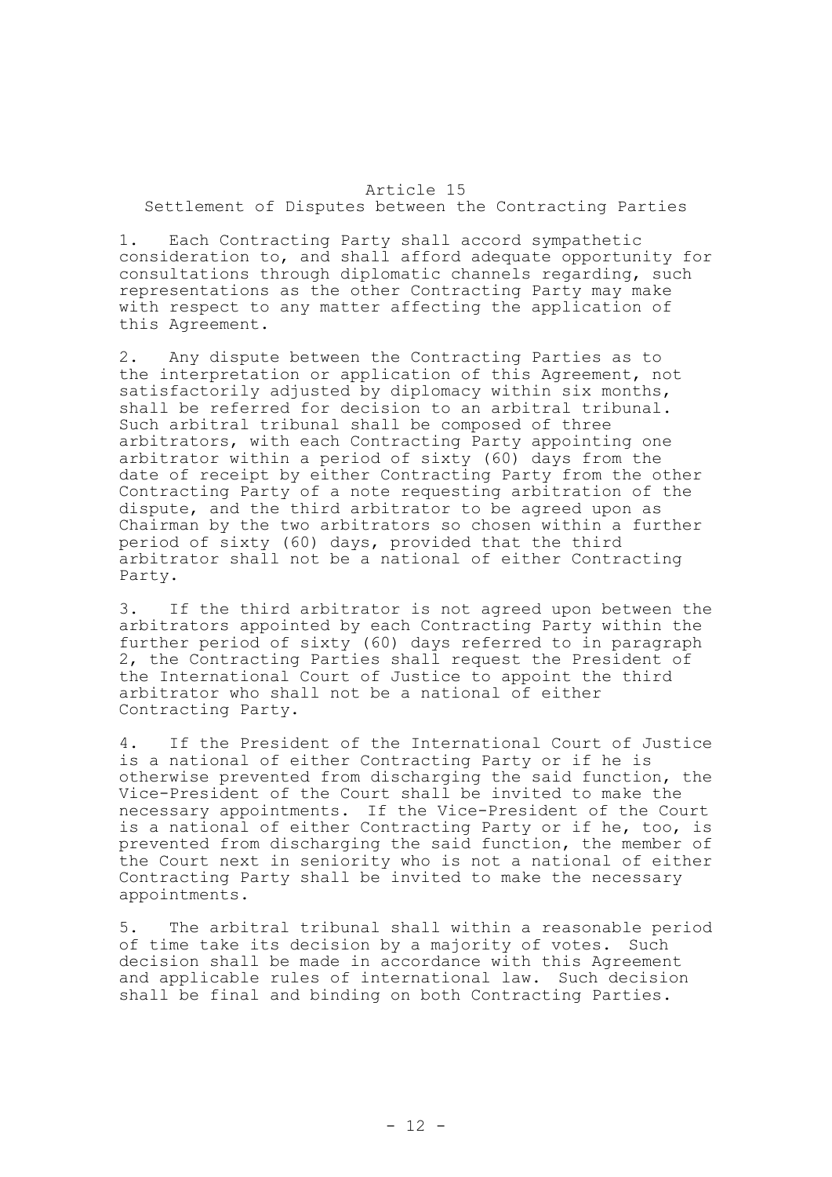## Article 15
### Settlement of Disputes between the Contracting Parties

1. Each Contracting Party shall accord sympathetic consideration to, and shall afford adequate opportunity for consultations through diplomatic channels regarding, such representations as the other Contracting Party may make with respect to any matter affecting the application of this Agreement.

2. Any dispute between the Contracting Parties as to the interpretation or application of this Agreement, not satisfactorily adjusted by diplomacy within six months, shall be referred for decision to an arbitral tribunal. Such arbitral tribunal shall be composed of three arbitrators, with each Contracting Party appointing one arbitrator within a period of sixty (60) days from the date of receipt by either Contracting Party from the other Contracting Party of a note requesting arbitration of the dispute, and the third arbitrator to be agreed upon as Chairman by the two arbitrators so chosen within a further period of sixty (60) days, provided that the third arbitrator shall not be a national of either Contracting Party.

3. If the third arbitrator is not agreed upon between the arbitrators appointed by each Contracting Party within the further period of sixty (60) days referred to in paragraph 2, the Contracting Parties shall request the President of the International Court of Justice to appoint the third arbitrator who shall not be a national of either Contracting Party.

4. If the President of the International Court of Justice is a national of either Contracting Party or if he is otherwise prevented from discharging the said function, the Vice-President of the Court shall be invited to make the necessary appointments. If the Vice-President of the Court is a national of either Contracting Party or if he, too, is prevented from discharging the said function, the member of the Court next in seniority who is not a national of either Contracting Party shall be invited to make the necessary appointments.

5. The arbitral tribunal shall within a reasonable period of time take its decision by a majority of votes. Such decision shall be made in accordance with this Agreement and applicable rules of international law. Such decision shall be final and binding on both Contracting Parties.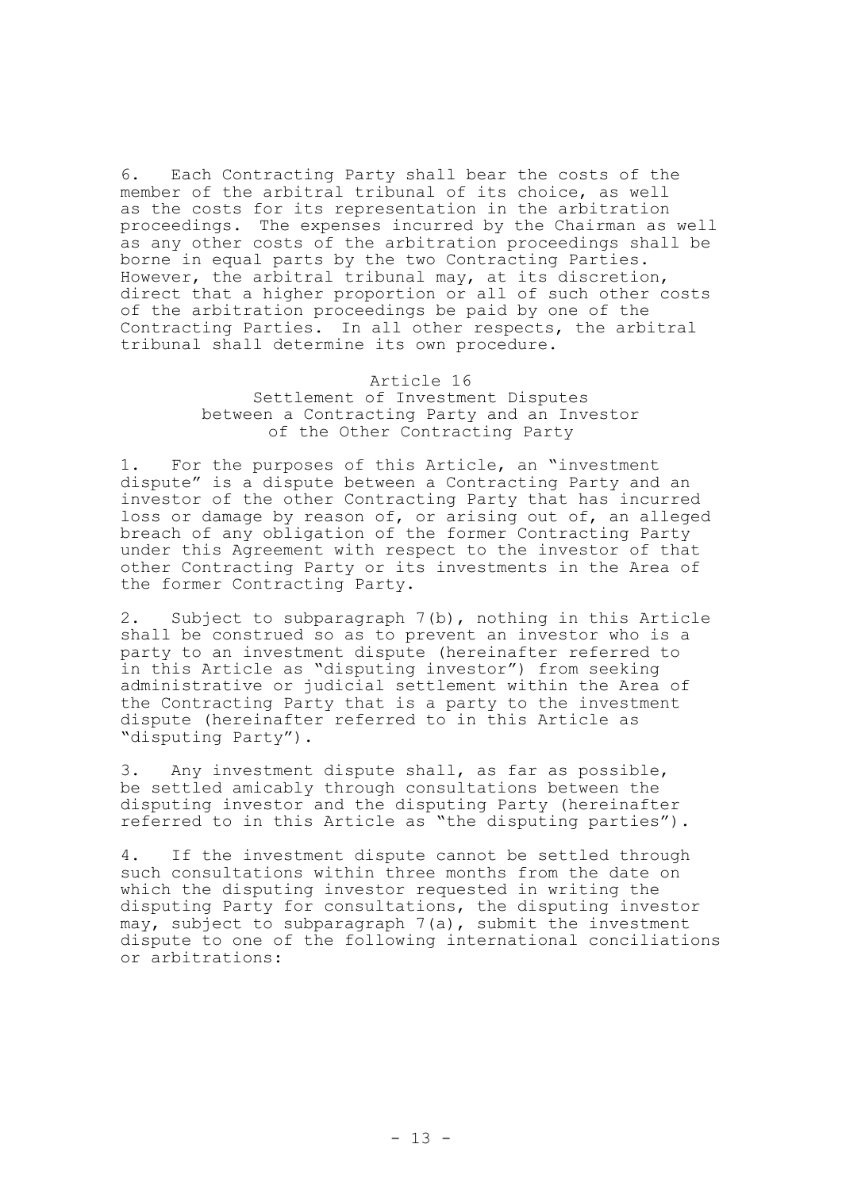6. Each Contracting Party shall bear the costs of the member of the arbitral tribunal of its choice, as well as the costs for its representation in the arbitration proceedings. The expenses incurred by the Chairman as well as any other costs of the arbitration proceedings shall be borne in equal parts by the two Contracting Parties. However, the arbitral tribunal may, at its discretion, direct that a higher proportion or all of such other costs of the arbitration proceedings be paid by one of the Contracting Parties. In all other respects, the arbitral tribunal shall determine its own procedure.

## Article 16
## Settlement of Investment Disputes between a Contracting Party and an Investor of the Other Contracting Party

1. For the purposes of this Article, an "investment dispute" is a dispute between a Contracting Party and an investor of the other Contracting Party that has incurred loss or damage by reason of, or arising out of, an alleged breach of any obligation of the former Contracting Party under this Agreement with respect to the investor of that other Contracting Party or its investments in the Area of the former Contracting Party.

2. Subject to subparagraph 7(b), nothing in this Article shall be construed so as to prevent an investor who is a party to an investment dispute (hereinafter referred to in this Article as "disputing investor") from seeking administrative or judicial settlement within the Area of the Contracting Party that is a party to the investment dispute (hereinafter referred to in this Article as "disputing Party").

3. Any investment dispute shall, as far as possible, be settled amicably through consultations between the disputing investor and the disputing Party (hereinafter referred to in this Article as "the disputing parties").

4. If the investment dispute cannot be settled through such consultations within three months from the date on which the disputing investor requested in writing the disputing Party for consultations, the disputing investor may, subject to subparagraph 7(a), submit the investment dispute to one of the following international conciliations or arbitrations: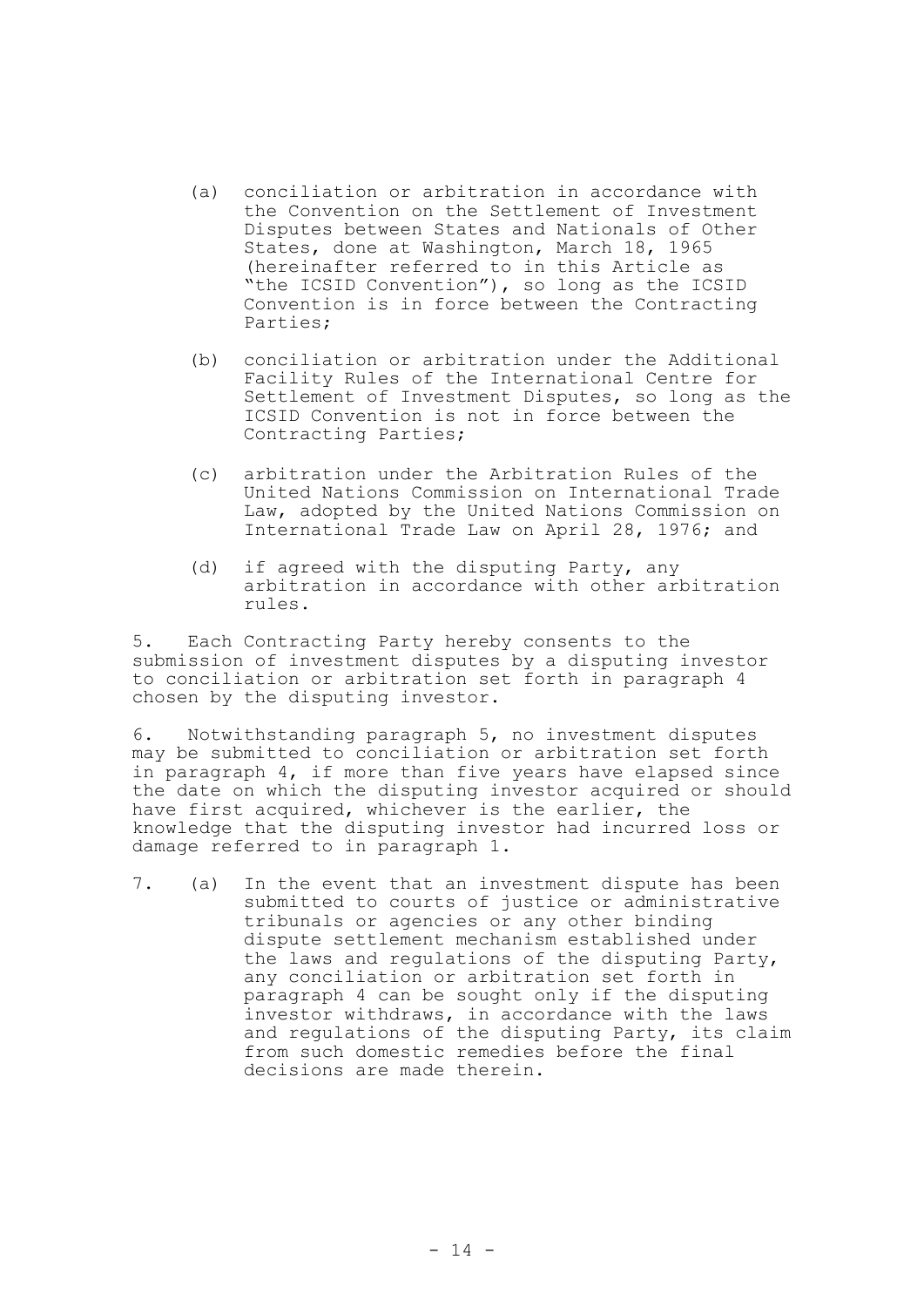(a) conciliation or arbitration in accordance with the Convention on the Settlement of Investment Disputes between States and Nationals of Other States, done at Washington, March 18, 1965 (hereinafter referred to in this Article as "the ICSID Convention"), so long as the ICSID Convention is in force between the Contracting Parties;

(b) conciliation or arbitration under the Additional Facility Rules of the International Centre for Settlement of Investment Disputes, so long as the ICSID Convention is not in force between the Contracting Parties;

(c) arbitration under the Arbitration Rules of the United Nations Commission on International Trade Law, adopted by the United Nations Commission on International Trade Law on April 28, 1976; and

(d) if agreed with the disputing Party, any arbitration in accordance with other arbitration rules.

5. Each Contracting Party hereby consents to the submission of investment disputes by a disputing investor to conciliation or arbitration set forth in paragraph 4 chosen by the disputing investor.

6. Notwithstanding paragraph 5, no investment disputes may be submitted to conciliation or arbitration set forth in paragraph 4, if more than five years have elapsed since the date on which the disputing investor acquired or should have first acquired, whichever is the earlier, the knowledge that the disputing investor had incurred loss or damage referred to in paragraph 1.

7. (a) In the event that an investment dispute has been submitted to courts of justice or administrative tribunals or agencies or any other binding dispute settlement mechanism established under the laws and regulations of the disputing Party, any conciliation or arbitration set forth in paragraph 4 can be sought only if the disputing investor withdraws, in accordance with the laws and regulations of the disputing Party, its claim from such domestic remedies before the final decisions are made therein.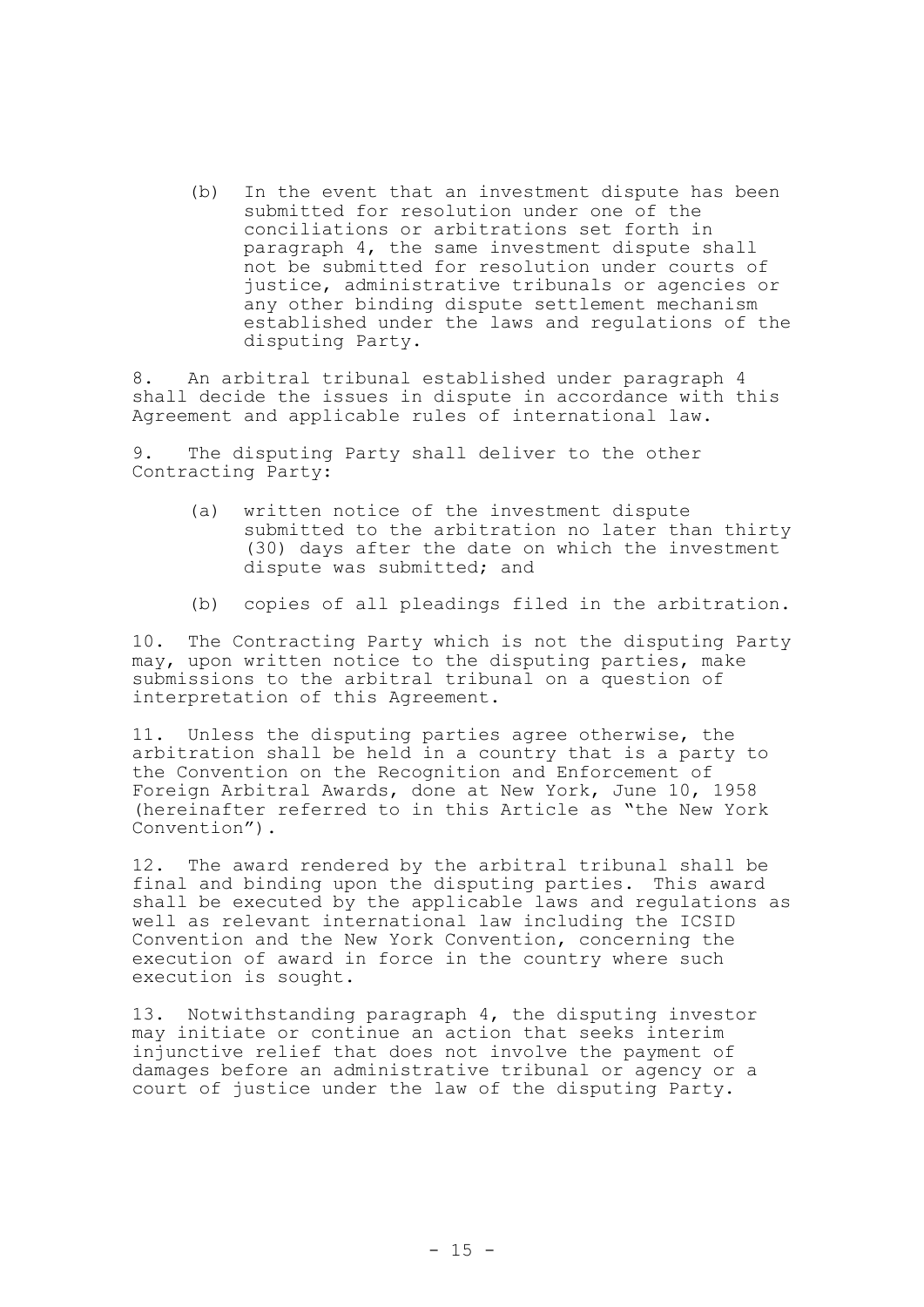(b) In the event that an investment dispute has been submitted for resolution under one of the conciliations or arbitrations set forth in paragraph 4, the same investment dispute shall not be submitted for resolution under courts of justice, administrative tribunals or agencies or any other binding dispute settlement mechanism established under the laws and regulations of the disputing Party.

8. An arbitral tribunal established under paragraph 4 shall decide the issues in dispute in accordance with this Agreement and applicable rules of international law.

9. The disputing Party shall deliver to the other Contracting Party:

(a) written notice of the investment dispute submitted to the arbitration no later than thirty (30) days after the date on which the investment dispute was submitted; and

(b) copies of all pleadings filed in the arbitration.

10. The Contracting Party which is not the disputing Party may, upon written notice to the disputing parties, make submissions to the arbitral tribunal on a question of interpretation of this Agreement.

11. Unless the disputing parties agree otherwise, the arbitration shall be held in a country that is a party to the Convention on the Recognition and Enforcement of Foreign Arbitral Awards, done at New York, June 10, 1958 (hereinafter referred to in this Article as "the New York Convention").

12. The award rendered by the arbitral tribunal shall be final and binding upon the disputing parties. This award shall be executed by the applicable laws and regulations as well as relevant international law including the ICSID Convention and the New York Convention, concerning the execution of award in force in the country where such execution is sought.

13. Notwithstanding paragraph 4, the disputing investor may initiate or continue an action that seeks interim injunctive relief that does not involve the payment of damages before an administrative tribunal or agency or a court of justice under the law of the disputing Party.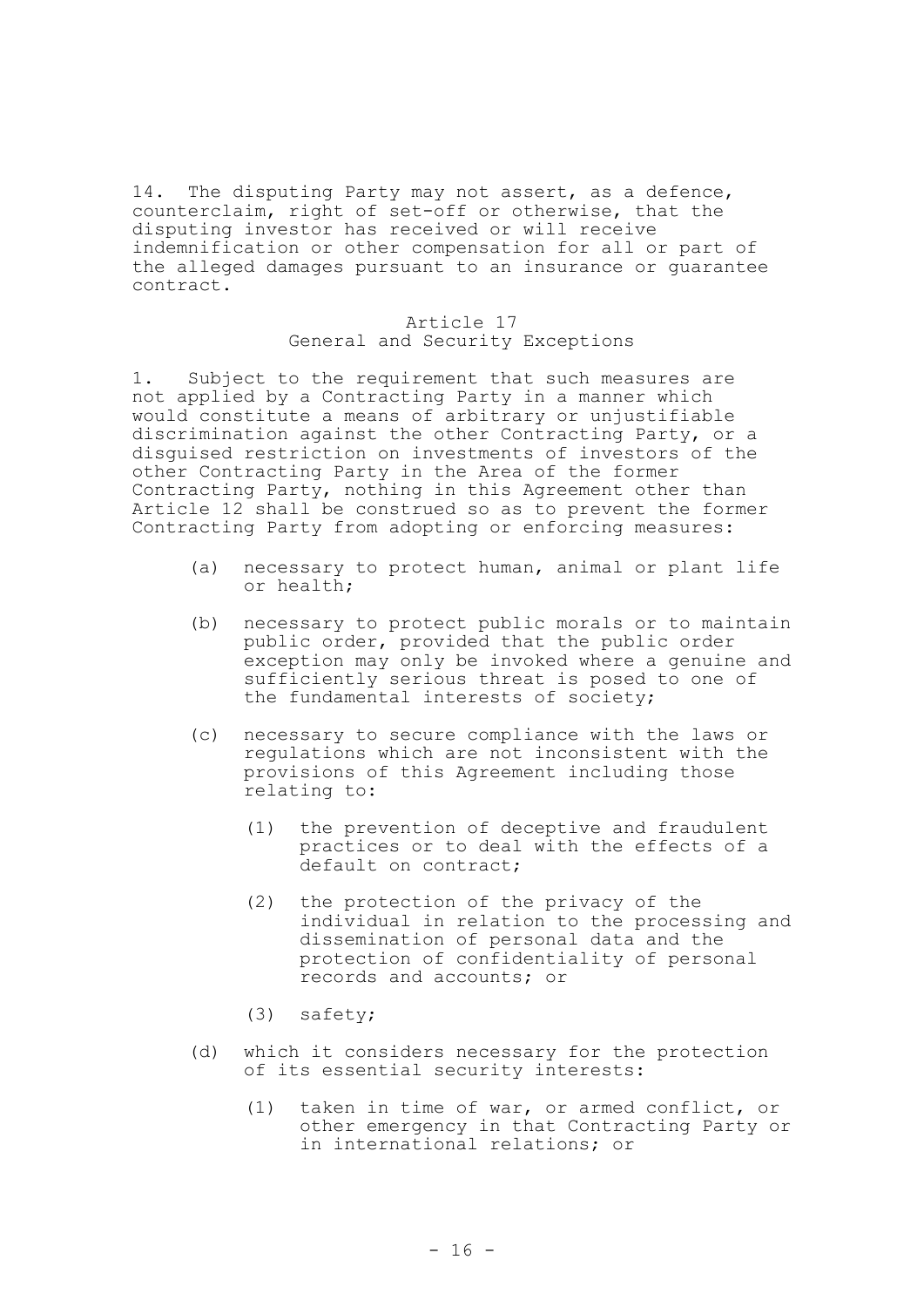14. The disputing Party may not assert, as a defence, counterclaim, right of set-off or otherwise, that the disputing investor has received or will receive indemnification or other compensation for all or part of the alleged damages pursuant to an insurance or guarantee contract.

## Article 17
## General and Security Exceptions

1. Subject to the requirement that such measures are not applied by a Contracting Party in a manner which would constitute a means of arbitrary or unjustifiable discrimination against the other Contracting Party, or a disguised restriction on investments of investors of the other Contracting Party in the Area of the former Contracting Party, nothing in this Agreement other than Article 12 shall be construed so as to prevent the former Contracting Party from adopting or enforcing measures:

   (a) necessary to protect human, animal or plant life or health;

   (b) necessary to protect public morals or to maintain public order, provided that the public order exception may only be invoked where a genuine and sufficiently serious threat is posed to one of the fundamental interests of society;

   (c) necessary to secure compliance with the laws or regulations which are not inconsistent with the provisions of this Agreement including those relating to:

      (1) the prevention of deceptive and fraudulent practices or to deal with the effects of a default on contract;

      (2) the protection of the privacy of the individual in relation to the processing and dissemination of personal data and the protection of confidentiality of personal records and accounts; or

      (3) safety;

   (d) which it considers necessary for the protection of its essential security interests:

      (1) taken in time of war, or armed conflict, or other emergency in that Contracting Party or in international relations; or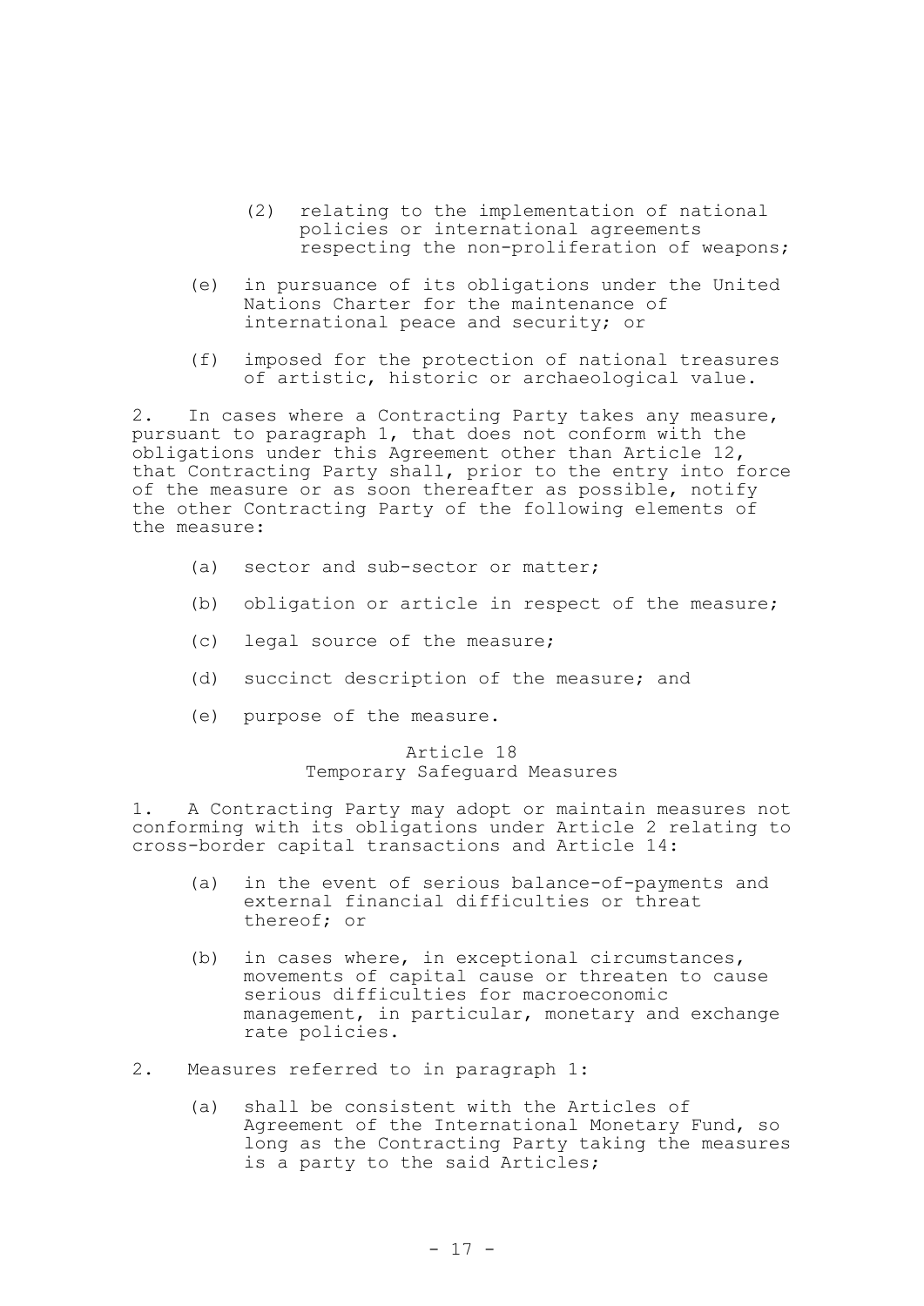(2) relating to the implementation of national policies or international agreements respecting the non-proliferation of weapons;

(e) in pursuance of its obligations under the United Nations Charter for the maintenance of international peace and security; or

(f) imposed for the protection of national treasures of artistic, historic or archaeological value.

2. In cases where a Contracting Party takes any measure, pursuant to paragraph 1, that does not conform with the obligations under this Agreement other than Article 12, that Contracting Party shall, prior to the entry into force of the measure or as soon thereafter as possible, notify the other Contracting Party of the following elements of the measure:

(a) sector and sub-sector or matter;

(b) obligation or article in respect of the measure;

(c) legal source of the measure;

(d) succinct description of the measure; and

(e) purpose of the measure.

## Article 18
## Temporary Safeguard Measures

1. A Contracting Party may adopt or maintain measures not conforming with its obligations under Article 2 relating to cross-border capital transactions and Article 14:

(a) in the event of serious balance-of-payments and external financial difficulties or threat thereof; or

(b) in cases where, in exceptional circumstances, movements of capital cause or threaten to cause serious difficulties for macroeconomic management, in particular, monetary and exchange rate policies.

2. Measures referred to in paragraph 1:

(a) shall be consistent with the Articles of Agreement of the International Monetary Fund, so long as the Contracting Party taking the measures is a party to the said Articles;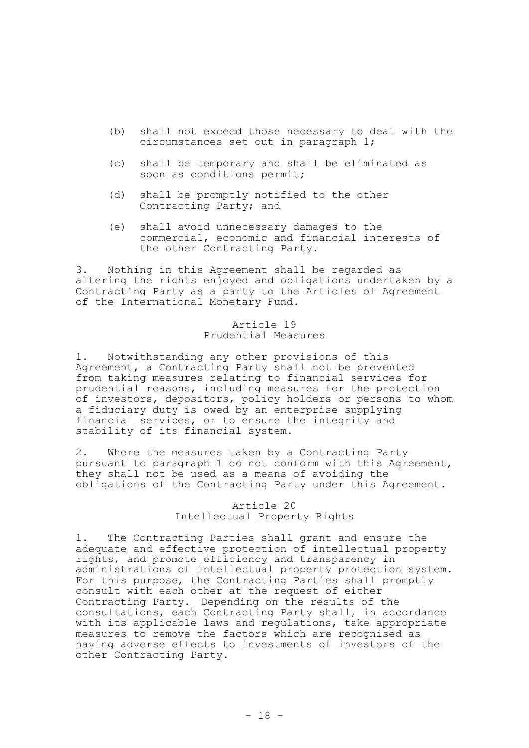(b) shall not exceed those necessary to deal with the circumstances set out in paragraph 1;

(c) shall be temporary and shall be eliminated as soon as conditions permit;

(d) shall be promptly notified to the other Contracting Party; and

(e) shall avoid unnecessary damages to the commercial, economic and financial interests of the other Contracting Party.

3. Nothing in this Agreement shall be regarded as altering the rights enjoyed and obligations undertaken by a Contracting Party as a party to the Articles of Agreement of the International Monetary Fund.

## Article 19
## Prudential Measures

1. Notwithstanding any other provisions of this Agreement, a Contracting Party shall not be prevented from taking measures relating to financial services for prudential reasons, including measures for the protection of investors, depositors, policy holders or persons to whom a fiduciary duty is owed by an enterprise supplying financial services, or to ensure the integrity and stability of its financial system.

2. Where the measures taken by a Contracting Party pursuant to paragraph 1 do not conform with this Agreement, they shall not be used as a means of avoiding the obligations of the Contracting Party under this Agreement.

## Article 20
## Intellectual Property Rights

1. The Contracting Parties shall grant and ensure the adequate and effective protection of intellectual property rights, and promote efficiency and transparency in administrations of intellectual property protection system. For this purpose, the Contracting Parties shall promptly consult with each other at the request of either Contracting Party. Depending on the results of the consultations, each Contracting Party shall, in accordance with its applicable laws and regulations, take appropriate measures to remove the factors which are recognised as having adverse effects to investments of investors of the other Contracting Party.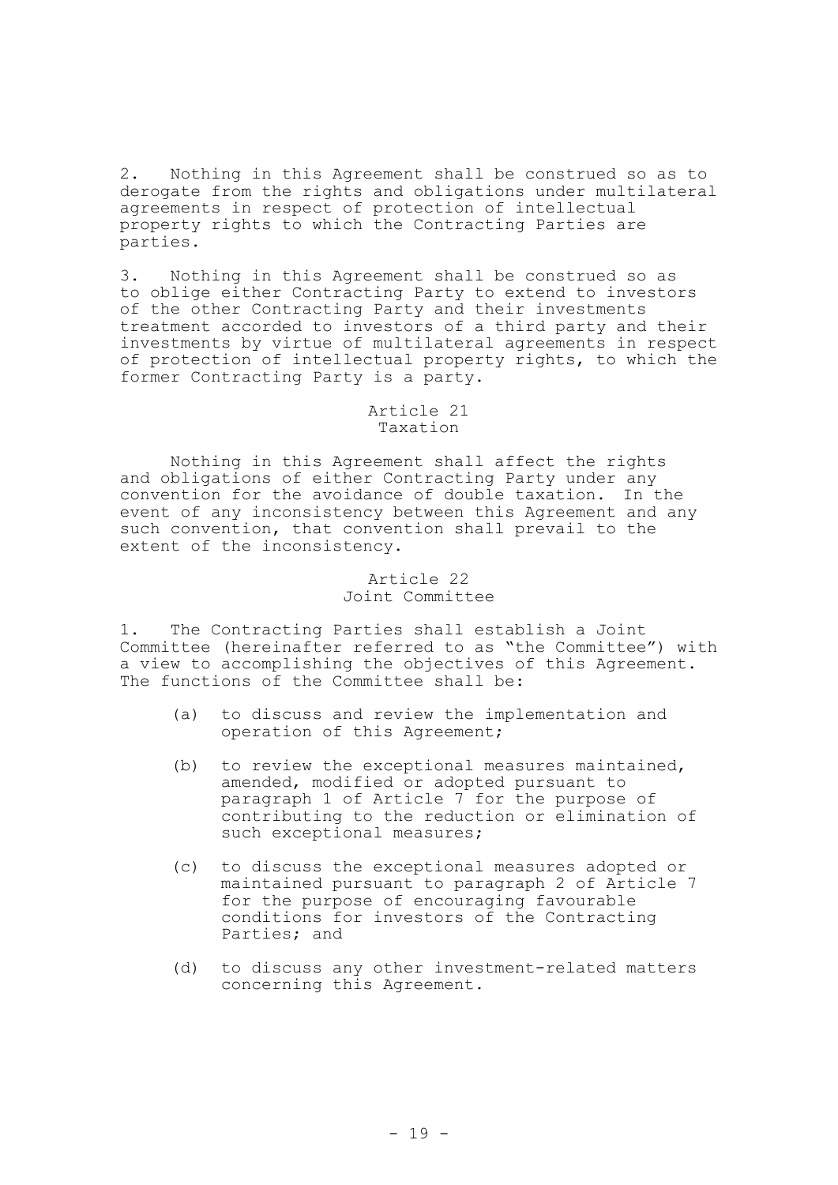2. Nothing in this Agreement shall be construed so as to derogate from the rights and obligations under multilateral agreements in respect of protection of intellectual property rights to which the Contracting Parties are parties.

3. Nothing in this Agreement shall be construed so as to oblige either Contracting Party to extend to investors of the other Contracting Party and their investments treatment accorded to investors of a third party and their investments by virtue of multilateral agreements in respect of protection of intellectual property rights, to which the former Contracting Party is a party.

### Article 21
### Taxation

Nothing in this Agreement shall affect the rights and obligations of either Contracting Party under any convention for the avoidance of double taxation. In the event of any inconsistency between this Agreement and any such convention, that convention shall prevail to the extent of the inconsistency.

### Article 22
### Joint Committee

1. The Contracting Parties shall establish a Joint Committee (hereinafter referred to as "the Committee") with a view to accomplishing the objectives of this Agreement. The functions of the Committee shall be:

   (a) to discuss and review the implementation and operation of this Agreement;

   (b) to review the exceptional measures maintained, amended, modified or adopted pursuant to paragraph 1 of Article 7 for the purpose of contributing to the reduction or elimination of such exceptional measures;

   (c) to discuss the exceptional measures adopted or maintained pursuant to paragraph 2 of Article 7 for the purpose of encouraging favourable conditions for investors of the Contracting Parties; and

   (d) to discuss any other investment-related matters concerning this Agreement.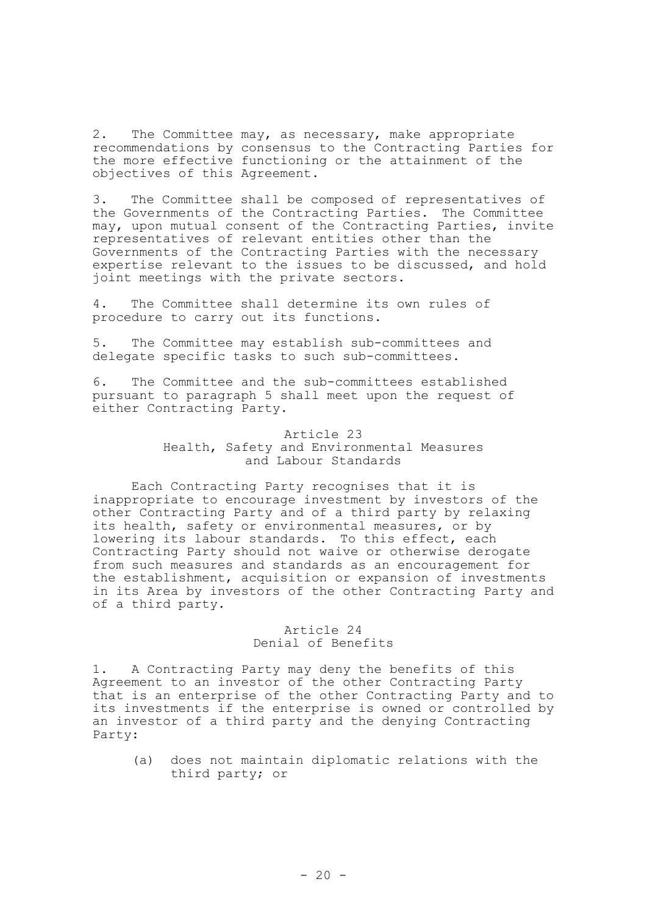2. The Committee may, as necessary, make appropriate recommendations by consensus to the Contracting Parties for the more effective functioning or the attainment of the objectives of this Agreement.

3. The Committee shall be composed of representatives of the Governments of the Contracting Parties. The Committee may, upon mutual consent of the Contracting Parties, invite representatives of relevant entities other than the Governments of the Contracting Parties with the necessary expertise relevant to the issues to be discussed, and hold joint meetings with the private sectors.

4. The Committee shall determine its own rules of procedure to carry out its functions.

5. The Committee may establish sub-committees and delegate specific tasks to such sub-committees.

6. The Committee and the sub-committees established pursuant to paragraph 5 shall meet upon the request of either Contracting Party.

## Article 23
## Health, Safety and Environmental Measures and Labour Standards

Each Contracting Party recognises that it is inappropriate to encourage investment by investors of the other Contracting Party and of a third party by relaxing its health, safety or environmental measures, or by lowering its labour standards. To this effect, each Contracting Party should not waive or otherwise derogate from such measures and standards as an encouragement for the establishment, acquisition or expansion of investments in its Area by investors of the other Contracting Party and of a third party.

## Article 24
## Denial of Benefits

1. A Contracting Party may deny the benefits of this Agreement to an investor of the other Contracting Party that is an enterprise of the other Contracting Party and to its investments if the enterprise is owned or controlled by an investor of a third party and the denying Contracting Party:

   (a) does not maintain diplomatic relations with the third party; or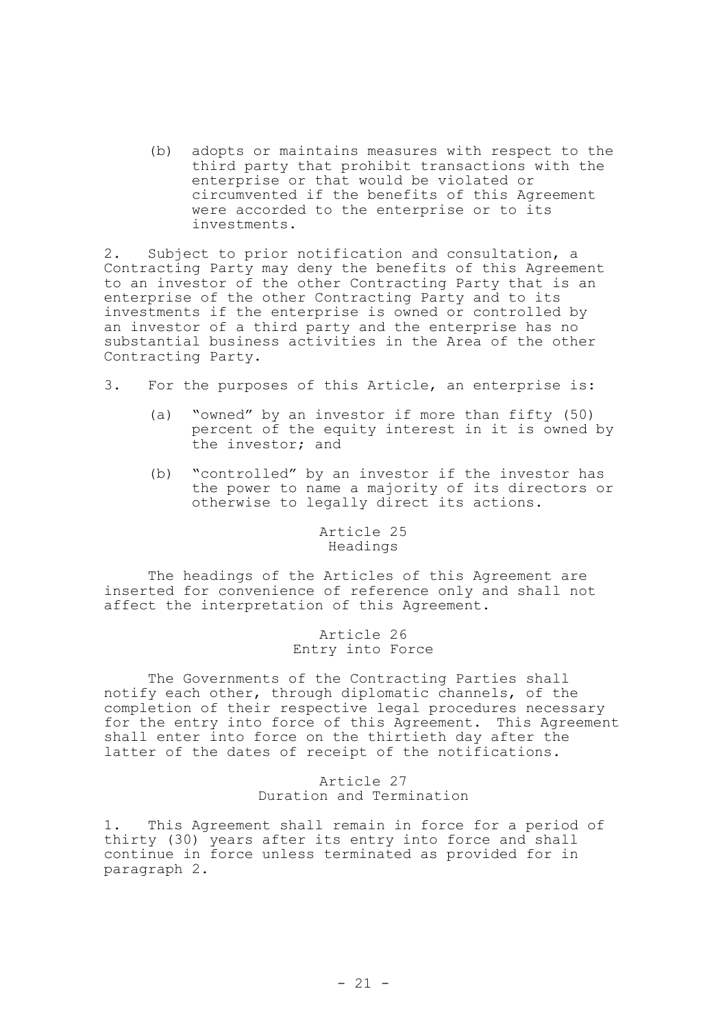(b) adopts or maintains measures with respect to the third party that prohibit transactions with the enterprise or that would be violated or circumvented if the benefits of this Agreement were accorded to the enterprise or to its investments.

2. Subject to prior notification and consultation, a Contracting Party may deny the benefits of this Agreement to an investor of the other Contracting Party that is an enterprise of the other Contracting Party and to its investments if the enterprise is owned or controlled by an investor of a third party and the enterprise has no substantial business activities in the Area of the other Contracting Party.

3. For the purposes of this Article, an enterprise is:

(a) "owned" by an investor if more than fifty (50) percent of the equity interest in it is owned by the investor; and

(b) "controlled" by an investor if the investor has the power to name a majority of its directors or otherwise to legally direct its actions.

## Article 25
## Headings

The headings of the Articles of this Agreement are inserted for convenience of reference only and shall not affect the interpretation of this Agreement.

## Article 26
## Entry into Force

The Governments of the Contracting Parties shall notify each other, through diplomatic channels, of the completion of their respective legal procedures necessary for the entry into force of this Agreement. This Agreement shall enter into force on the thirtieth day after the latter of the dates of receipt of the notifications.

## Article 27
## Duration and Termination

1. This Agreement shall remain in force for a period of thirty (30) years after its entry into force and shall continue in force unless terminated as provided for in paragraph 2.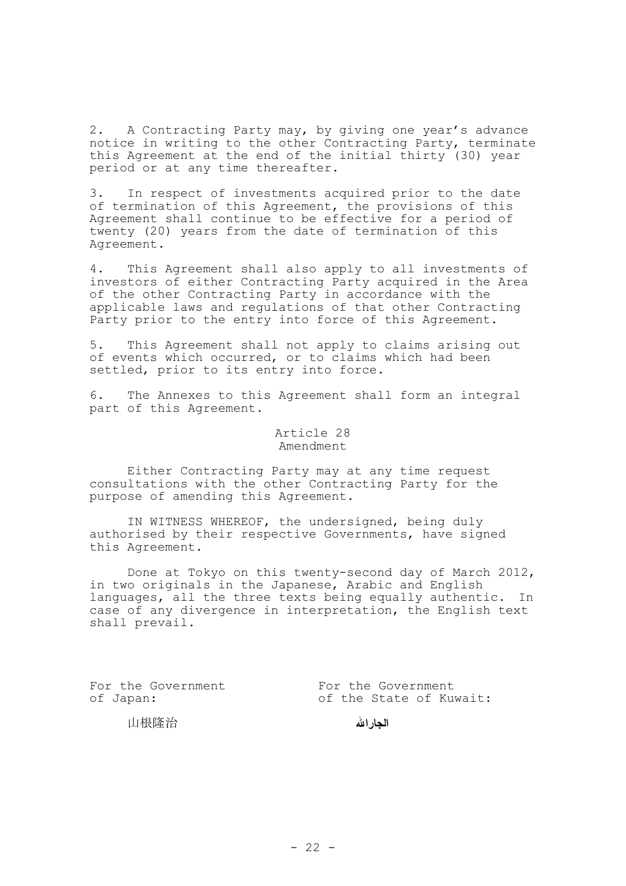2. A Contracting Party may, by giving one year's advance notice in writing to the other Contracting Party, terminate this Agreement at the end of the initial thirty (30) year period or at any time thereafter.

3. In respect of investments acquired prior to the date of termination of this Agreement, the provisions of this Agreement shall continue to be effective for a period of twenty (20) years from the date of termination of this Agreement.

4. This Agreement shall also apply to all investments of investors of either Contracting Party acquired in the Area of the other Contracting Party in accordance with the applicable laws and regulations of that other Contracting Party prior to the entry into force of this Agreement.

5. This Agreement shall not apply to claims arising out of events which occurred, or to claims which had been settled, prior to its entry into force.

6. The Annexes to this Agreement shall form an integral part of this Agreement.

## Article 28
## Amendment

Either Contracting Party may at any time request consultations with the other Contracting Party for the purpose of amending this Agreement.

IN WITNESS WHEREOF, the undersigned, being duly authorised by their respective Governments, have signed this Agreement.

Done at Tokyo on this twenty-second day of March 2012, in two originals in the Japanese, Arabic and English languages, all the three texts being equally authentic. In case of any divergence in interpretation, the English text shall prevail.

| For the Government of Japan: | For the Government of the State of Kuwait: |
|---|---|
| 山根隆治 | الجارالله |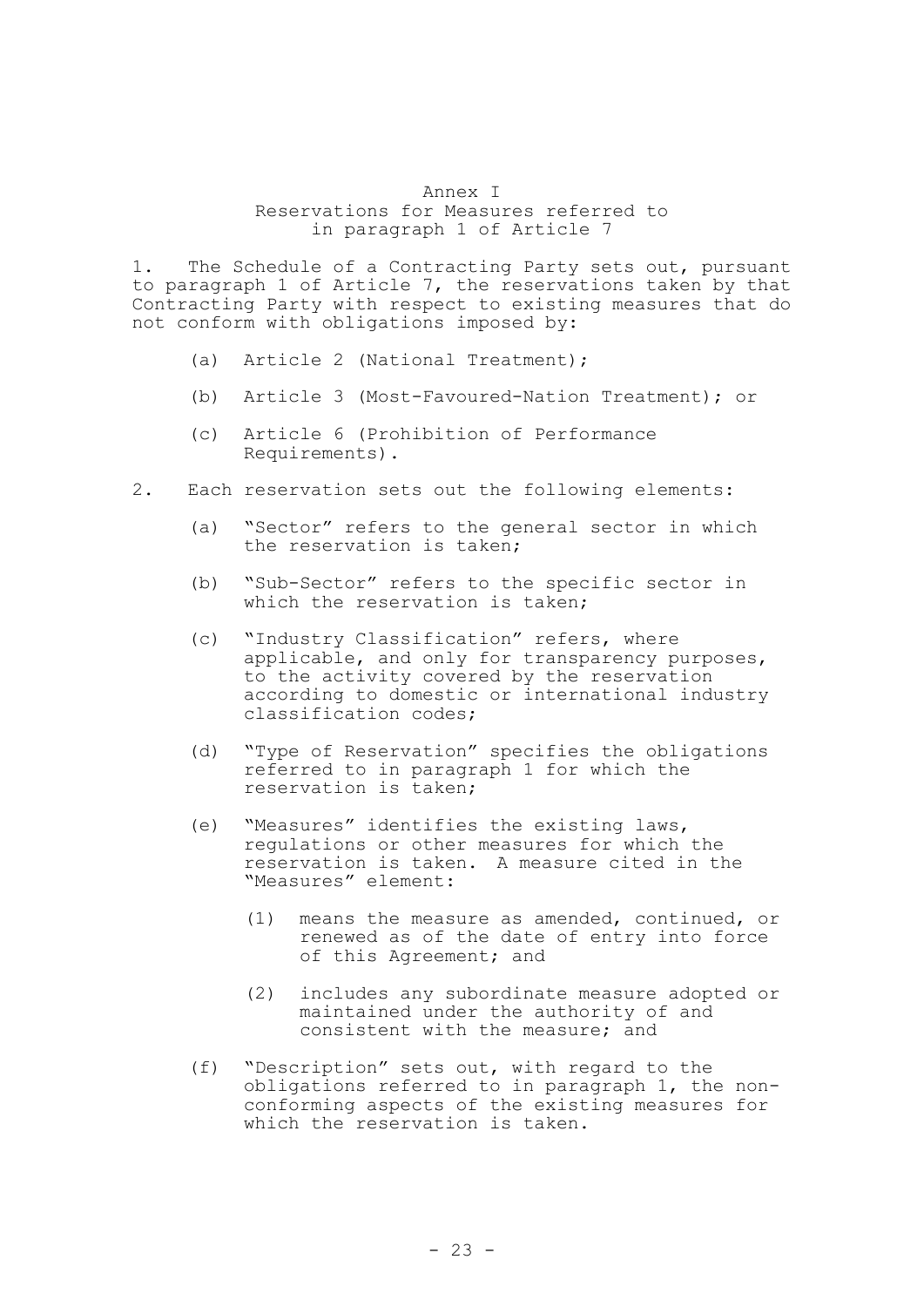# Annex I
## Reservations for Measures referred to in paragraph 1 of Article 7

1. The Schedule of a Contracting Party sets out, pursuant to paragraph 1 of Article 7, the reservations taken by that Contracting Party with respect to existing measures that do not conform with obligations imposed by:

   (a) Article 2 (National Treatment);

   (b) Article 3 (Most-Favoured-Nation Treatment); or

   (c) Article 6 (Prohibition of Performance Requirements).

2. Each reservation sets out the following elements:

   (a) "Sector" refers to the general sector in which the reservation is taken;

   (b) "Sub-Sector" refers to the specific sector in which the reservation is taken;

   (c) "Industry Classification" refers, where applicable, and only for transparency purposes, to the activity covered by the reservation according to domestic or international industry classification codes;

   (d) "Type of Reservation" specifies the obligations referred to in paragraph 1 for which the reservation is taken;

   (e) "Measures" identifies the existing laws, regulations or other measures for which the reservation is taken. A measure cited in the "Measures" element:

      (1) means the measure as amended, continued, or renewed as of the date of entry into force of this Agreement; and

      (2) includes any subordinate measure adopted or maintained under the authority of and consistent with the measure; and

   (f) "Description" sets out, with regard to the obligations referred to in paragraph 1, the non-conforming aspects of the existing measures for which the reservation is taken.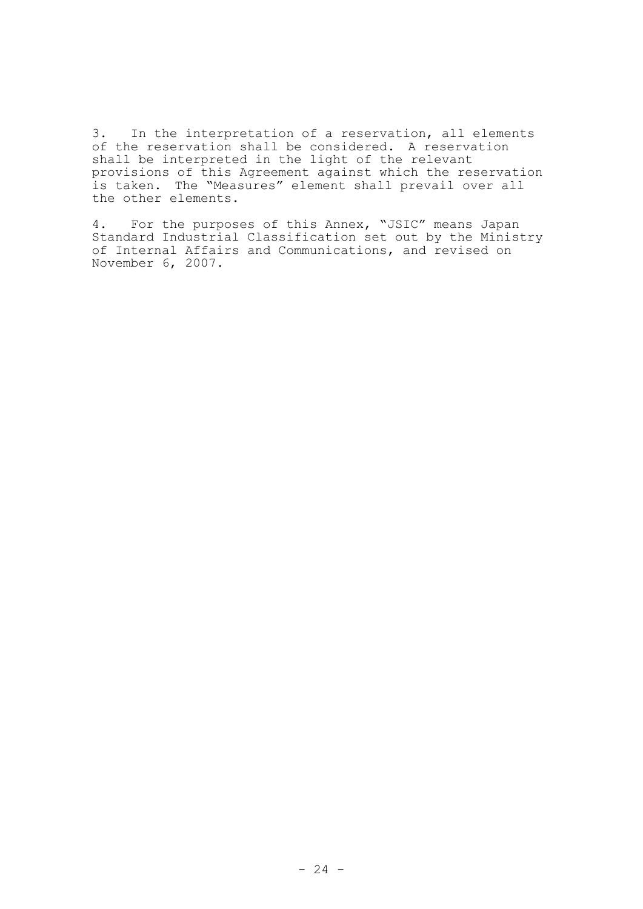3. In the interpretation of a reservation, all elements of the reservation shall be considered. A reservation shall be interpreted in the light of the relevant provisions of this Agreement against which the reservation is taken. The "Measures" element shall prevail over all the other elements.

4. For the purposes of this Annex, "JSIC" means Japan Standard Industrial Classification set out by the Ministry of Internal Affairs and Communications, and revised on November 6, 2007.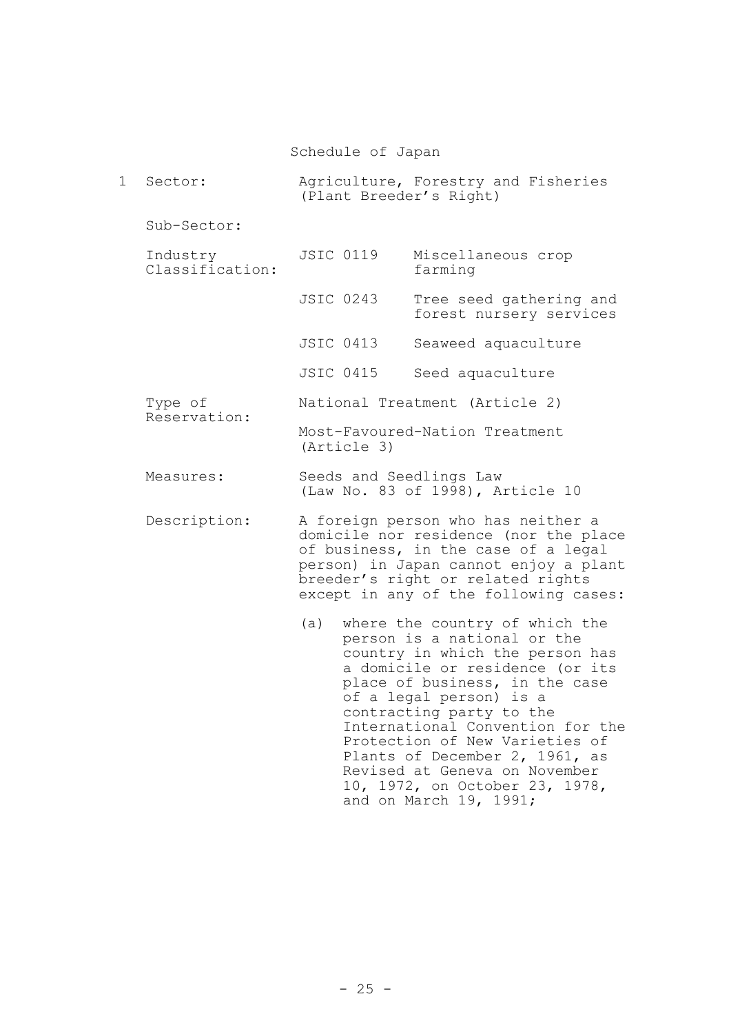# Schedule of Japan

1 Sector: Agriculture, Forestry and Fisheries (Plant Breeder's Right)

Sub-Sector:

Industry Classification:

| | |
|---|---|
| JSIC 0119 | Miscellaneous crop farming |
| JSIC 0243 | Tree seed gathering and forest nursery services |
| JSIC 0413 | Seaweed aquaculture |
| JSIC 0415 | Seed aquaculture |

Type of Reservation:

National Treatment (Article 2)

Most-Favoured-Nation Treatment (Article 3)

Measures: Seeds and Seedlings Law (Law No. 83 of 1998), Article 10

Description: A foreign person who has neither a domicile nor residence (nor the place of business, in the case of a legal person) in Japan cannot enjoy a plant breeder's right or related rights except in any of the following cases:

(a) where the country of which the person is a national or the country in which the person has a domicile or residence (or its place of business, in the case of a legal person) is a contracting party to the International Convention for the Protection of New Varieties of Plants of December 2, 1961, as Revised at Geneva on November 10, 1972, on October 23, 1978, and on March 19, 1991;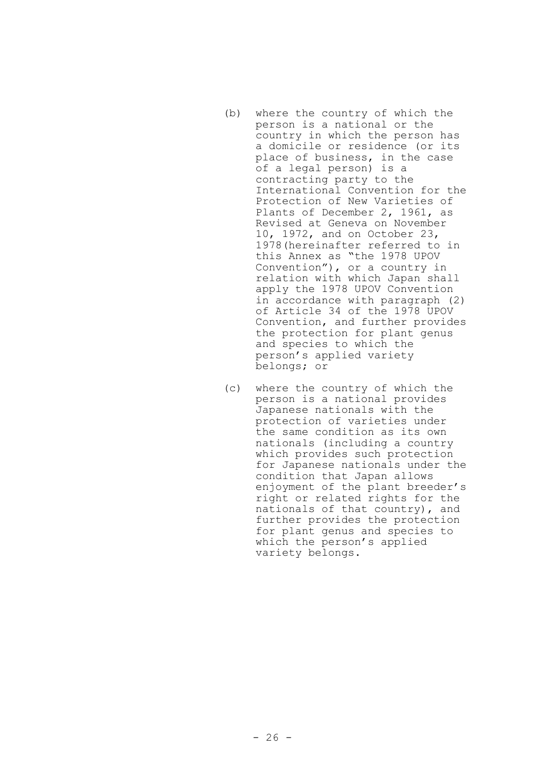(b) where the country of which the person is a national or the country in which the person has a domicile or residence (or its place of business, in the case of a legal person) is a contracting party to the International Convention for the Protection of New Varieties of Plants of December 2, 1961, as Revised at Geneva on November 10, 1972, and on October 23, 1978(hereinafter referred to in this Annex as "the 1978 UPOV Convention"), or a country in relation with which Japan shall apply the 1978 UPOV Convention in accordance with paragraph (2) of Article 34 of the 1978 UPOV Convention, and further provides the protection for plant genus and species to which the person's applied variety belongs; or

(c) where the country of which the person is a national provides Japanese nationals with the protection of varieties under the same condition as its own nationals (including a country which provides such protection for Japanese nationals under the condition that Japan allows enjoyment of the plant breeder's right or related rights for the nationals of that country), and further provides the protection for plant genus and species to which the person's applied variety belongs.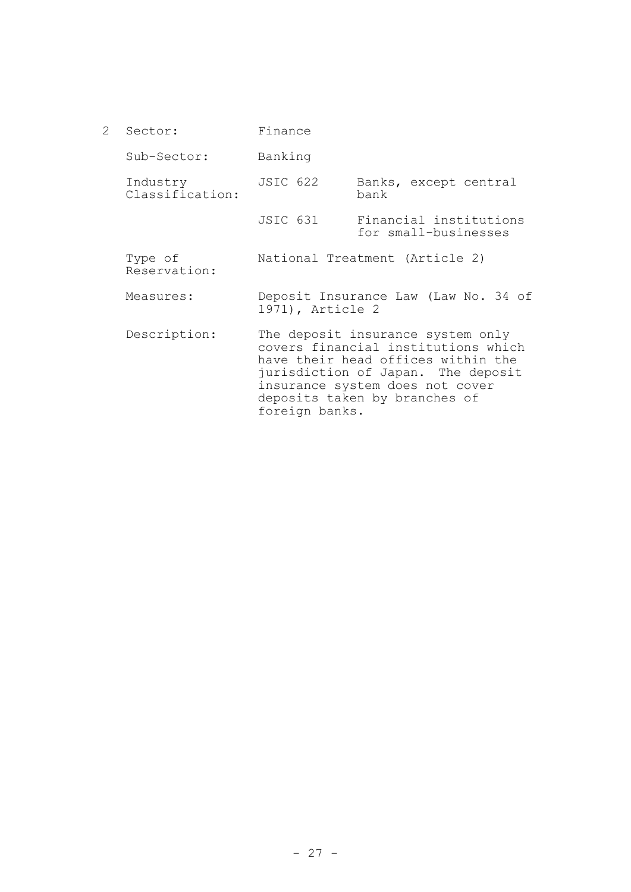2 Sector: Finance

Sub-Sector: Banking

Industry Classification:

| | | |
|---|---|---|
| | JSIC 622 | Banks, except central bank |
| | JSIC 631 | Financial institutions for small-businesses |

Type of Reservation: National Treatment (Article 2)

Measures: Deposit Insurance Law (Law No. 34 of 1971), Article 2

Description: The deposit insurance system only covers financial institutions which have their head offices within the jurisdiction of Japan. The deposit insurance system does not cover deposits taken by branches of foreign banks.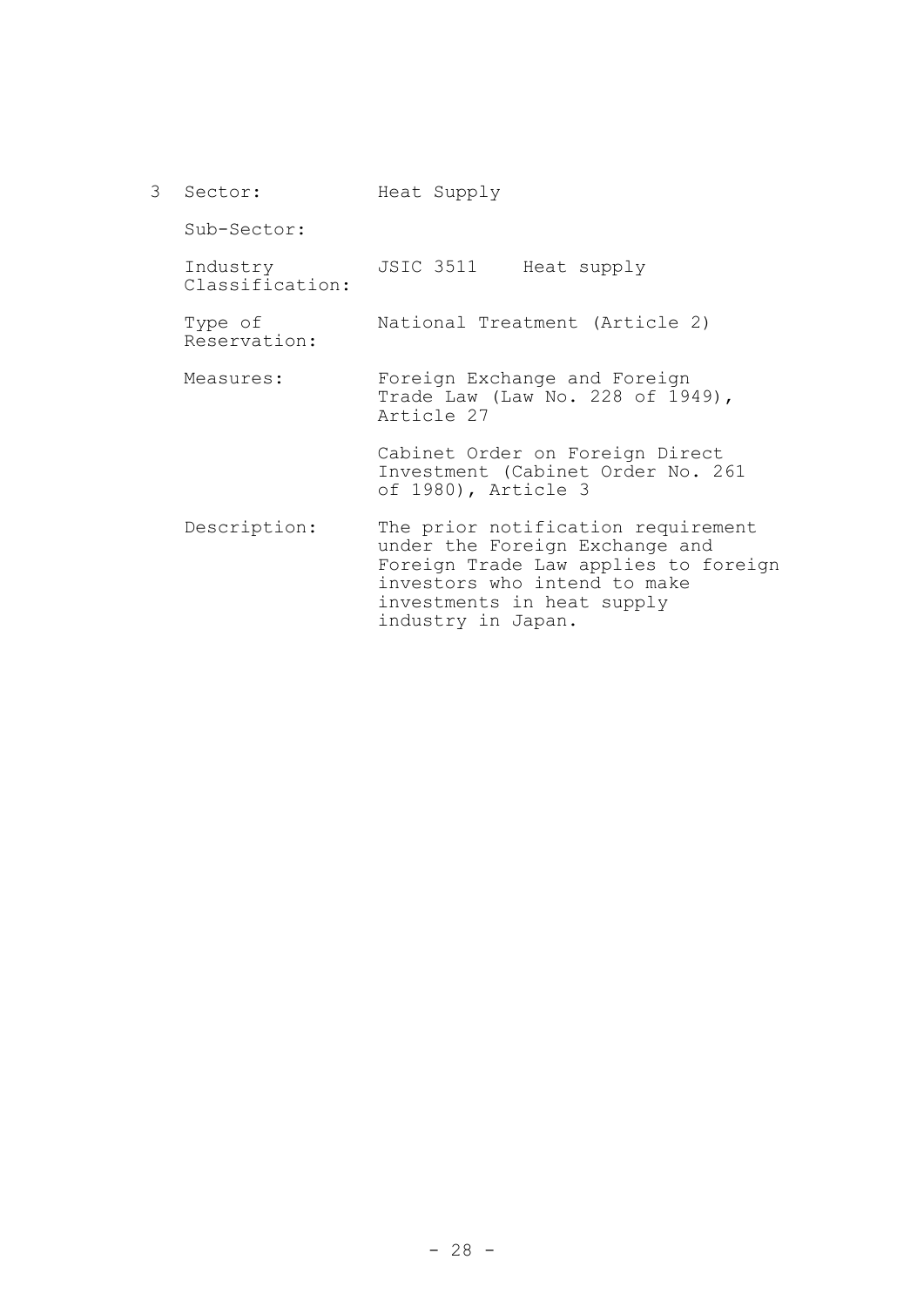3 Sector: Heat Supply

Sub-Sector:

Industry Classification: JSIC 3511 Heat supply

Type of Reservation: National Treatment (Article 2)

Measures: Foreign Exchange and Foreign Trade Law (Law No. 228 of 1949), Article 27

Cabinet Order on Foreign Direct Investment (Cabinet Order No. 261 of 1980), Article 3

Description: The prior notification requirement under the Foreign Exchange and Foreign Trade Law applies to foreign investors who intend to make investments in heat supply industry in Japan.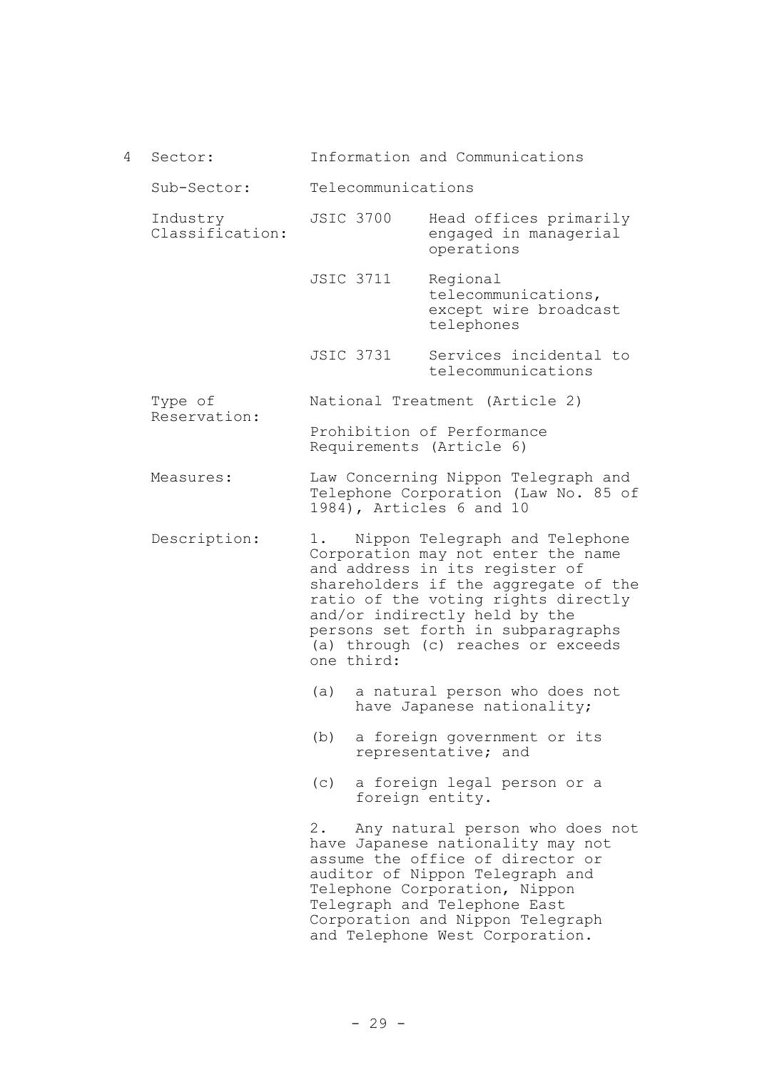4 Sector: Information and Communications

Sub-Sector: Telecommunications

Industry Classification:

| | |
|---|---|
| JSIC 3700 | Head offices primarily engaged in managerial operations |
| JSIC 3711 | Regional telecommunications, except wire broadcast telephones |
| JSIC 3731 | Services incidental to telecommunications |

Type of Reservation: National Treatment (Article 2)

Prohibition of Performance Requirements (Article 6)

Measures: Law Concerning Nippon Telegraph and Telephone Corporation (Law No. 85 of 1984), Articles 6 and 10

Description:

1. Nippon Telegraph and Telephone Corporation may not enter the name and address in its register of shareholders if the aggregate of the ratio of the voting rights directly and/or indirectly held by the persons set forth in subparagraphs (a) through (c) reaches or exceeds one third:

   (a) a natural person who does not have Japanese nationality;

   (b) a foreign government or its representative; and

   (c) a foreign legal person or a foreign entity.

2. Any natural person who does not have Japanese nationality may not assume the office of director or auditor of Nippon Telegraph and Telephone Corporation, Nippon Telegraph and Telephone East Corporation and Nippon Telegraph and Telephone West Corporation.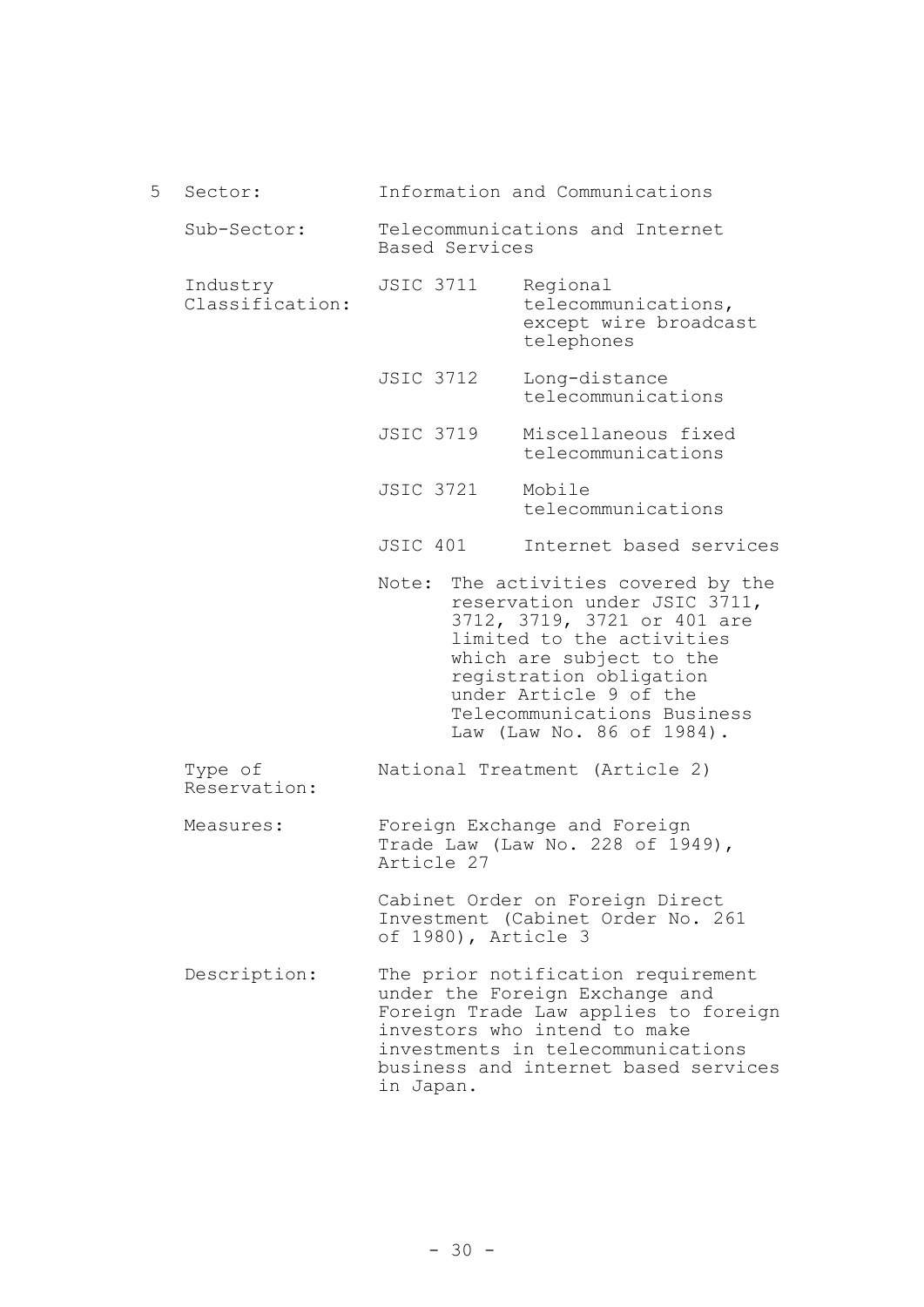5 Sector: Information and Communications

Sub-Sector: Telecommunications and Internet Based Services

Industry Classification:

| | |
|---|---|
| JSIC 3711 | Regional telecommunications, except wire broadcast telephones |
| JSIC 3712 | Long-distance telecommunications |
| JSIC 3719 | Miscellaneous fixed telecommunications |
| JSIC 3721 | Mobile telecommunications |
| JSIC 401 | Internet based services |

Note: The activities covered by the reservation under JSIC 3711, 3712, 3719, 3721 or 401 are limited to the activities which are subject to the registration obligation under Article 9 of the Telecommunications Business Law (Law No. 86 of 1984).

Type of Reservation: National Treatment (Article 2)

Measures: Foreign Exchange and Foreign Trade Law (Law No. 228 of 1949), Article 27

Cabinet Order on Foreign Direct Investment (Cabinet Order No. 261 of 1980), Article 3

Description: The prior notification requirement under the Foreign Exchange and Foreign Trade Law applies to foreign investors who intend to make investments in telecommunications business and internet based services in Japan.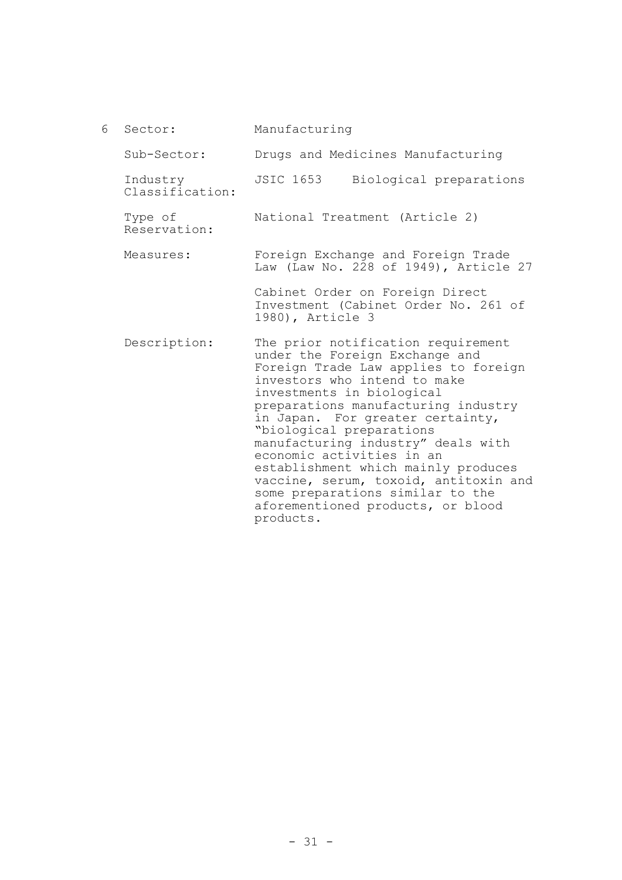6 Sector: Manufacturing

Sub-Sector: Drugs and Medicines Manufacturing

Industry Classification: JSIC 1653 Biological preparations

Type of Reservation: National Treatment (Article 2)

Measures: Foreign Exchange and Foreign Trade Law (Law No. 228 of 1949), Article 27

Cabinet Order on Foreign Direct Investment (Cabinet Order No. 261 of 1980), Article 3

Description: The prior notification requirement under the Foreign Exchange and Foreign Trade Law applies to foreign investors who intend to make investments in biological preparations manufacturing industry in Japan. For greater certainty, "biological preparations manufacturing industry" deals with economic activities in an establishment which mainly produces vaccine, serum, toxoid, antitoxin and some preparations similar to the aforementioned products, or blood products.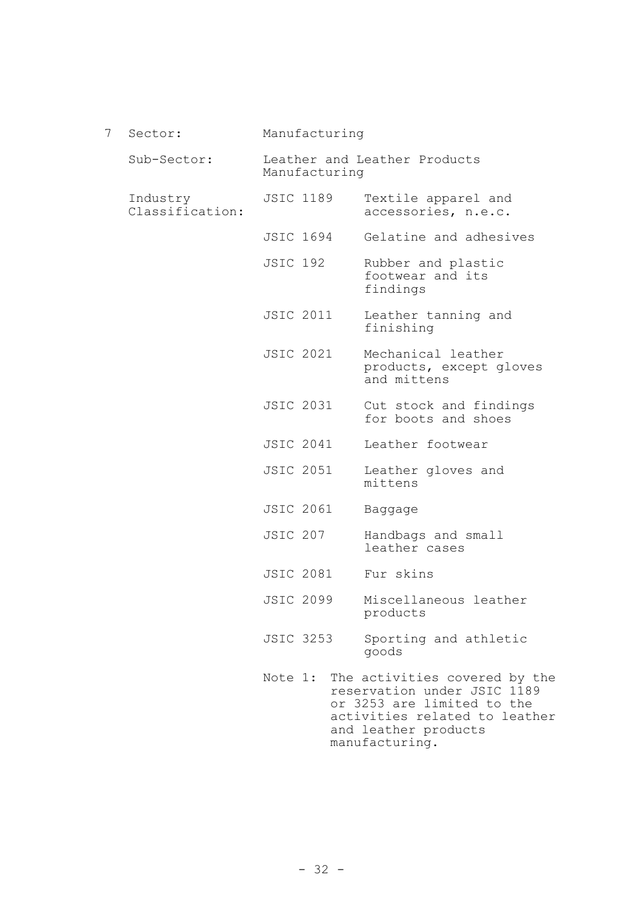7 Sector: Manufacturing

Sub-Sector: Leather and Leather Products Manufacturing

Industry Classification:

| | |
|---|---|
| JSIC 1189 | Textile apparel and accessories, n.e.c. |
| JSIC 1694 | Gelatine and adhesives |
| JSIC 192 | Rubber and plastic footwear and its findings |
| JSIC 2011 | Leather tanning and finishing |
| JSIC 2021 | Mechanical leather products, except gloves and mittens |
| JSIC 2031 | Cut stock and findings for boots and shoes |
| JSIC 2041 | Leather footwear |
| JSIC 2051 | Leather gloves and mittens |
| JSIC 2061 | Baggage |
| JSIC 207 | Handbags and small leather cases |
| JSIC 2081 | Fur skins |
| JSIC 2099 | Miscellaneous leather products |
| JSIC 3253 | Sporting and athletic goods |

Note 1: The activities covered by the reservation under JSIC 1189 or 3253 are limited to the activities related to leather and leather products manufacturing.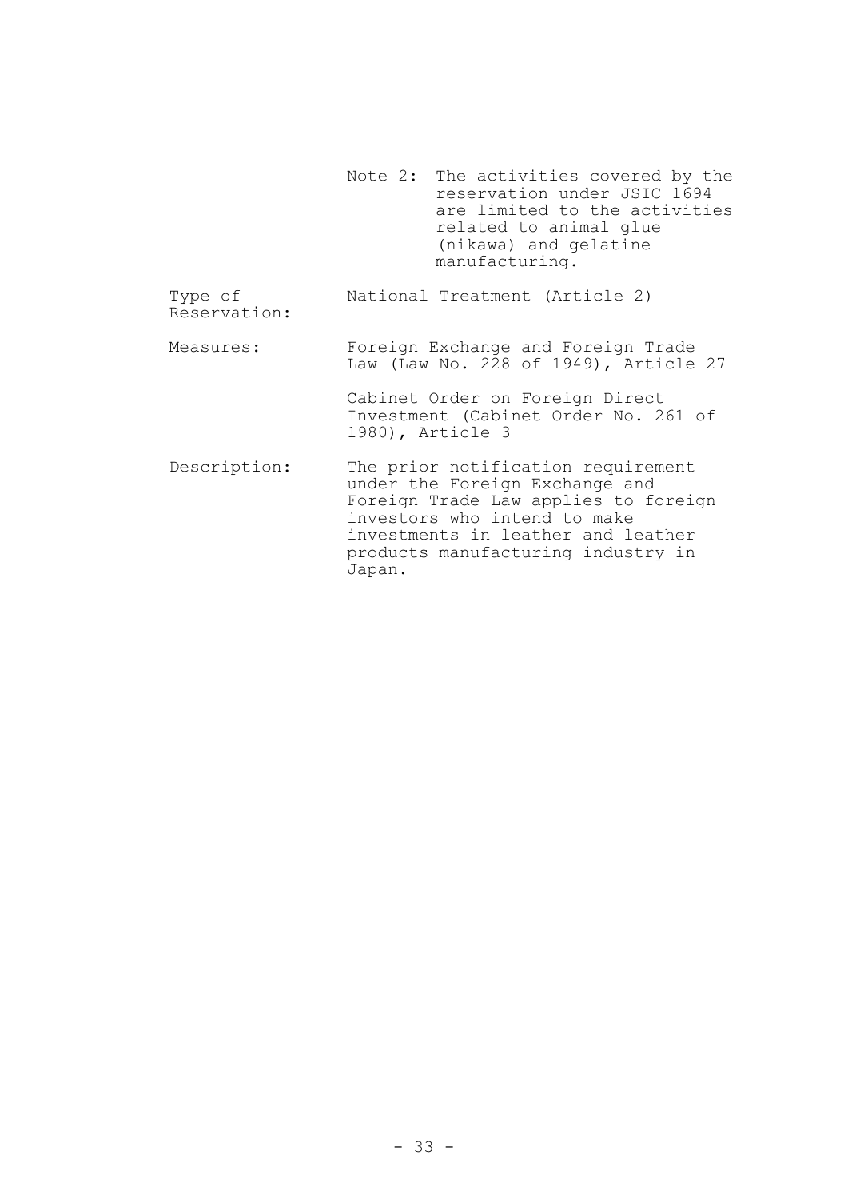| | |
|---|---|
| | Note 2: The activities covered by the reservation under JSIC 1694 are limited to the activities related to animal glue (nikawa) and gelatine manufacturing. |
| Type of Reservation: | National Treatment (Article 2) |
| Measures: | Foreign Exchange and Foreign Trade Law (Law No. 228 of 1949), Article 27<br><br>Cabinet Order on Foreign Direct Investment (Cabinet Order No. 261 of 1980), Article 3 |
| Description: | The prior notification requirement under the Foreign Exchange and Foreign Trade Law applies to foreign investors who intend to make investments in leather and leather products manufacturing industry in Japan. |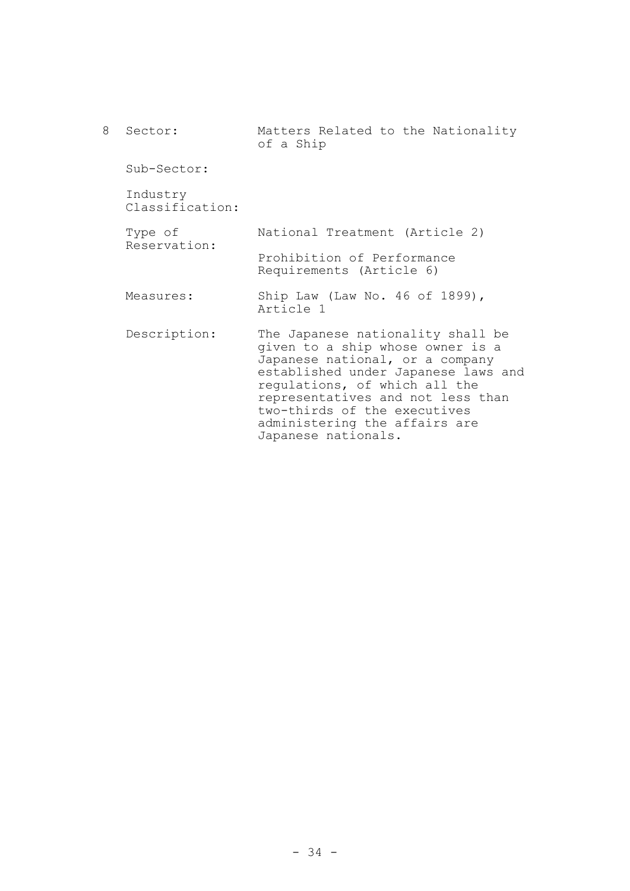8 Sector: Matters Related to the Nationality of a Ship

Sub-Sector:

Industry Classification:

Type of Reservation: National Treatment (Article 2)

Prohibition of Performance Requirements (Article 6)

Measures: Ship Law (Law No. 46 of 1899), Article 1

Description: The Japanese nationality shall be given to a ship whose owner is a Japanese national, or a company established under Japanese laws and regulations, of which all the representatives and not less than two-thirds of the executives administering the affairs are Japanese nationals.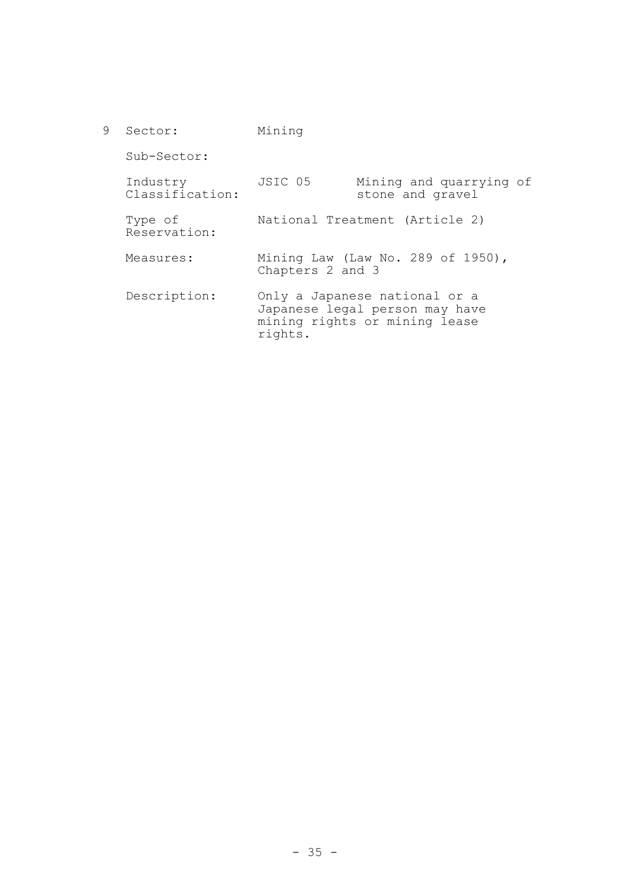9 Sector: Mining

Sub-Sector:

Industry Classification: JSIC 05 Mining and quarrying of stone and gravel

Type of Reservation: National Treatment (Article 2)

Measures: Mining Law (Law No. 289 of 1950), Chapters 2 and 3

Description: Only a Japanese national or a Japanese legal person may have mining rights or mining lease rights.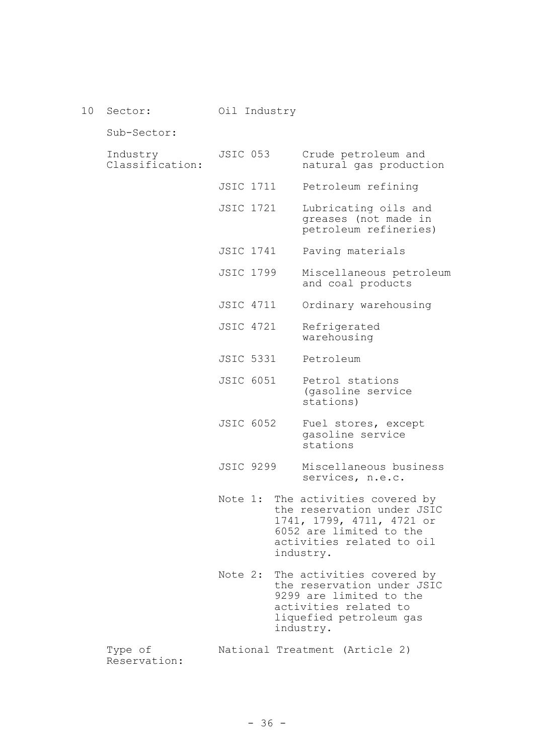10 Sector: Oil Industry

Sub-Sector:

| | | |
|---|---|---|
| Industry Classification: | JSIC 053 | Crude petroleum and natural gas production |
| | JSIC 1711 | Petroleum refining |
| | JSIC 1721 | Lubricating oils and greases (not made in petroleum refineries) |
| | JSIC 1741 | Paving materials |
| | JSIC 1799 | Miscellaneous petroleum and coal products |
| | JSIC 4711 | Ordinary warehousing |
| | JSIC 4721 | Refrigerated warehousing |
| | JSIC 5331 | Petroleum |
| | JSIC 6051 | Petrol stations (gasoline service stations) |
| | JSIC 6052 | Fuel stores, except gasoline service stations |
| | JSIC 9299 | Miscellaneous business services, n.e.c. |

Note 1: The activities covered by the reservation under JSIC 1741, 1799, 4711, 4721 or 6052 are limited to the activities related to oil industry.

Note 2: The activities covered by the reservation under JSIC 9299 are limited to the activities related to liquefied petroleum gas industry.

Type of Reservation: National Treatment (Article 2)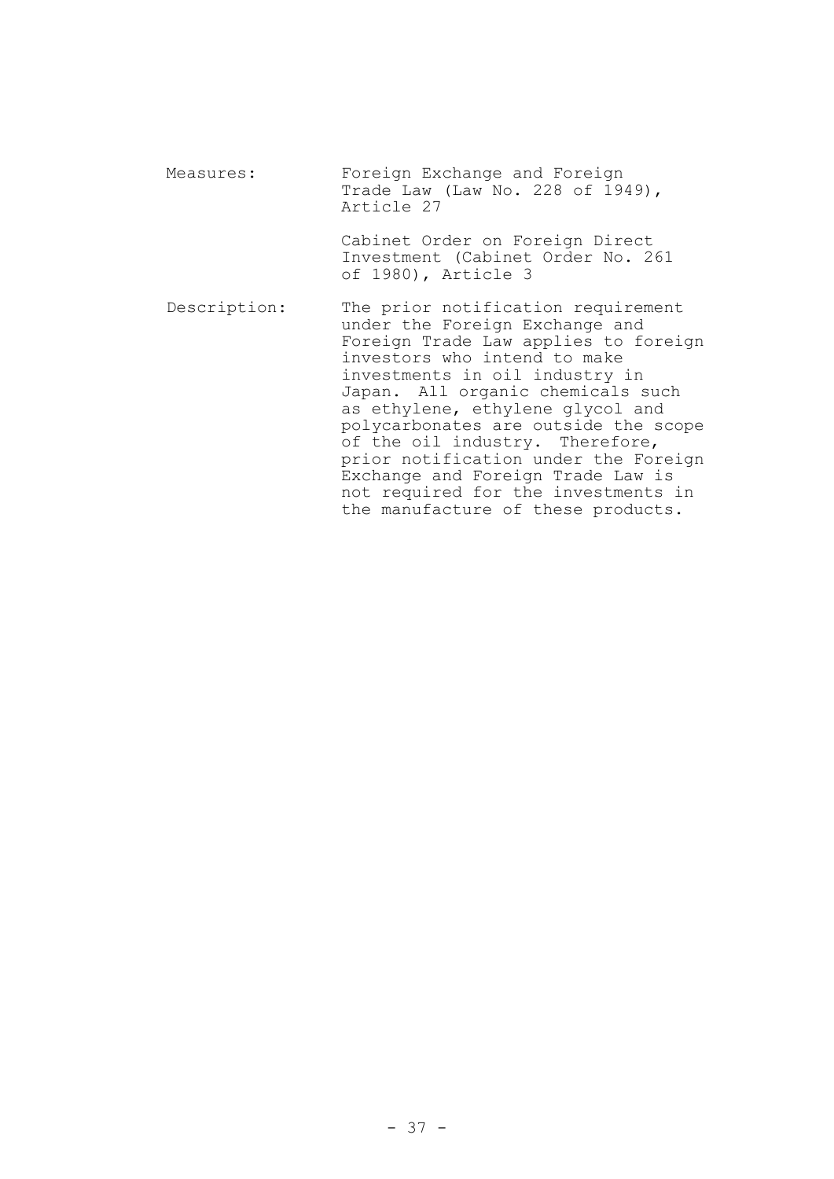Measures: Foreign Exchange and Foreign Trade Law (Law No. 228 of 1949), Article 27

Cabinet Order on Foreign Direct Investment (Cabinet Order No. 261 of 1980), Article 3

Description: The prior notification requirement under the Foreign Exchange and Foreign Trade Law applies to foreign investors who intend to make investments in oil industry in Japan. All organic chemicals such as ethylene, ethylene glycol and polycarbonates are outside the scope of the oil industry. Therefore, prior notification under the Foreign Exchange and Foreign Trade Law is not required for the investments in the manufacture of these products.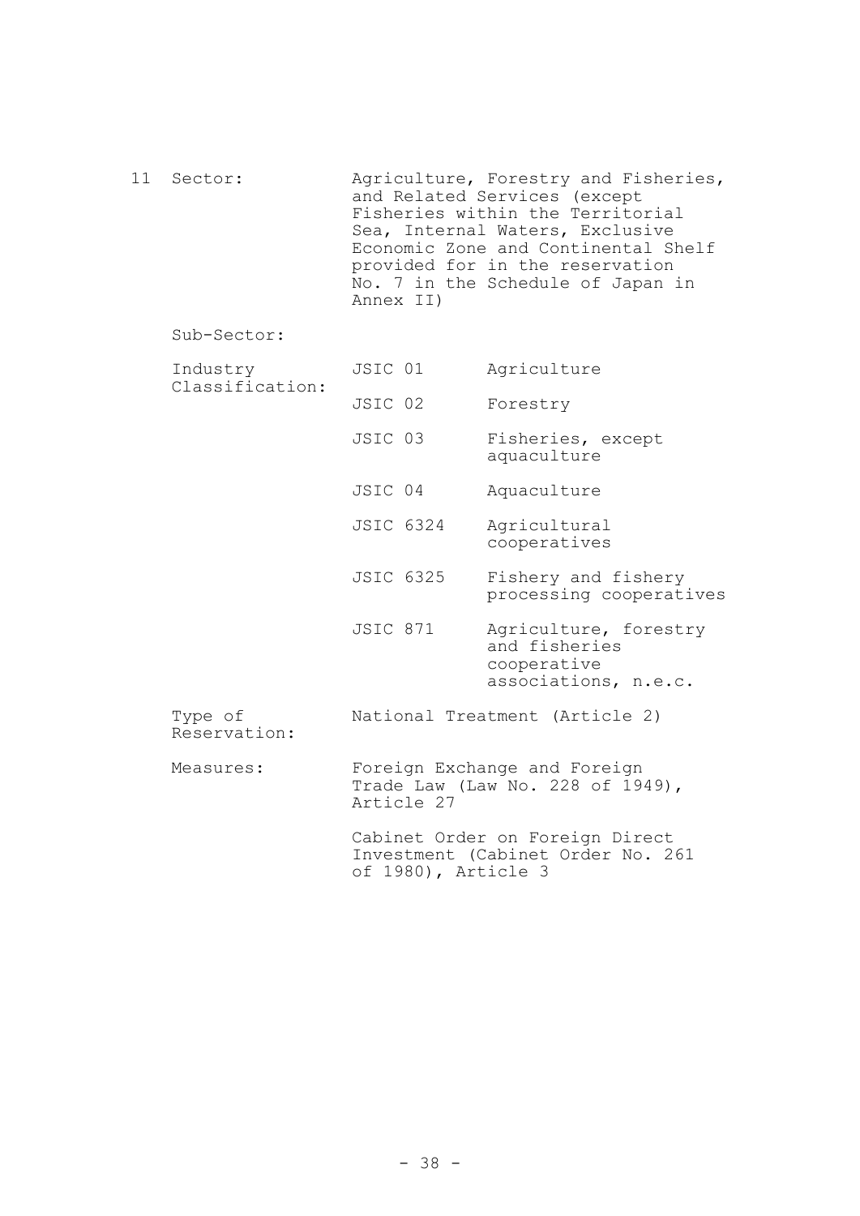11 Sector: Agriculture, Forestry and Fisheries, and Related Services (except Fisheries within the Territorial Sea, Internal Waters, Exclusive Economic Zone and Continental Shelf provided for in the reservation No. 7 in the Schedule of Japan in Annex II)

Sub-Sector:

Industry Classification:

| | |
|---|---|
| JSIC 01 | Agriculture |
| JSIC 02 | Forestry |
| JSIC 03 | Fisheries, except aquaculture |
| JSIC 04 | Aquaculture |
| JSIC 6324 | Agricultural cooperatives |
| JSIC 6325 | Fishery and fishery processing cooperatives |
| JSIC 871 | Agriculture, forestry and fisheries cooperative associations, n.e.c. |

Type of Reservation: National Treatment (Article 2)

Measures: Foreign Exchange and Foreign Trade Law (Law No. 228 of 1949), Article 27

Cabinet Order on Foreign Direct Investment (Cabinet Order No. 261 of 1980), Article 3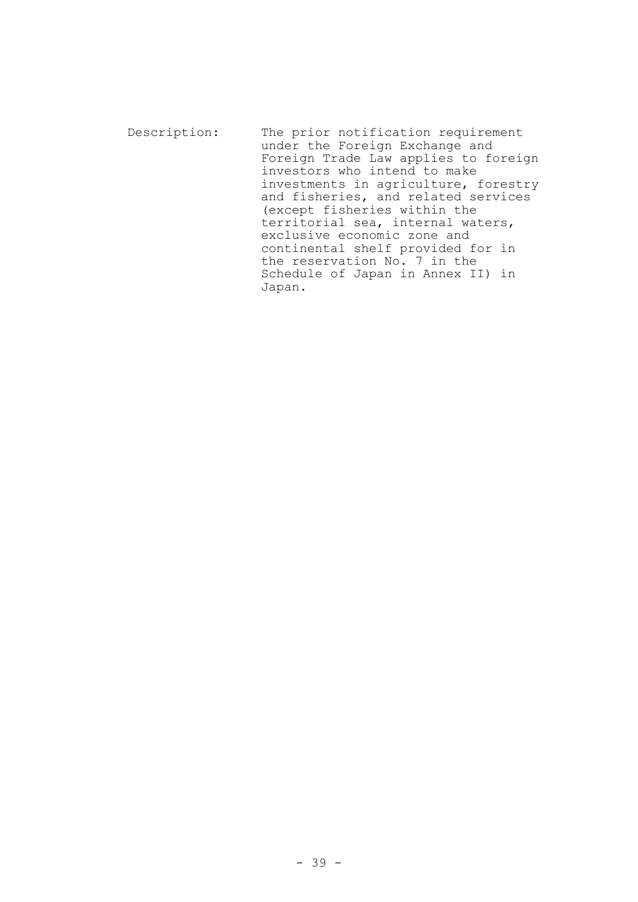Description: The prior notification requirement under the Foreign Exchange and Foreign Trade Law applies to foreign investors who intend to make investments in agriculture, forestry and fisheries, and related services (except fisheries within the territorial sea, internal waters, exclusive economic zone and continental shelf provided for in the reservation No. 7 in the Schedule of Japan in Annex II) in Japan.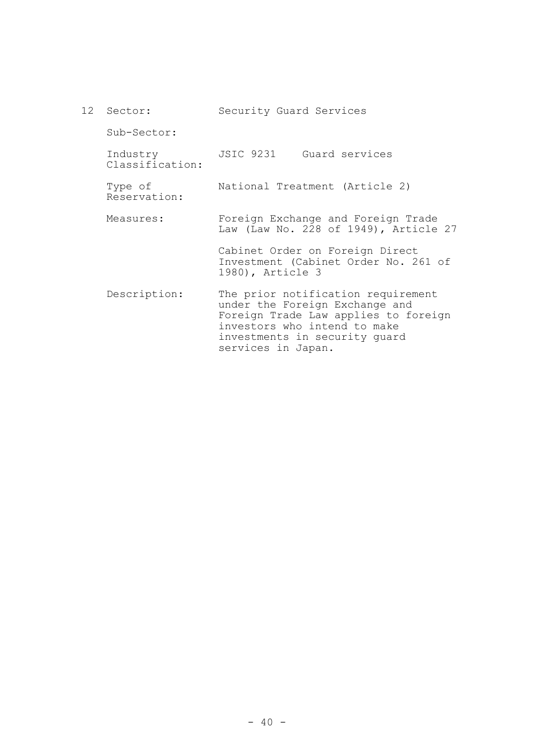12 Sector: Security Guard Services

Sub-Sector:

Industry Classification: JSIC 9231 Guard services

Type of Reservation: National Treatment (Article 2)

Measures: Foreign Exchange and Foreign Trade Law (Law No. 228 of 1949), Article 27

Cabinet Order on Foreign Direct Investment (Cabinet Order No. 261 of 1980), Article 3

Description: The prior notification requirement under the Foreign Exchange and Foreign Trade Law applies to foreign investors who intend to make investments in security guard services in Japan.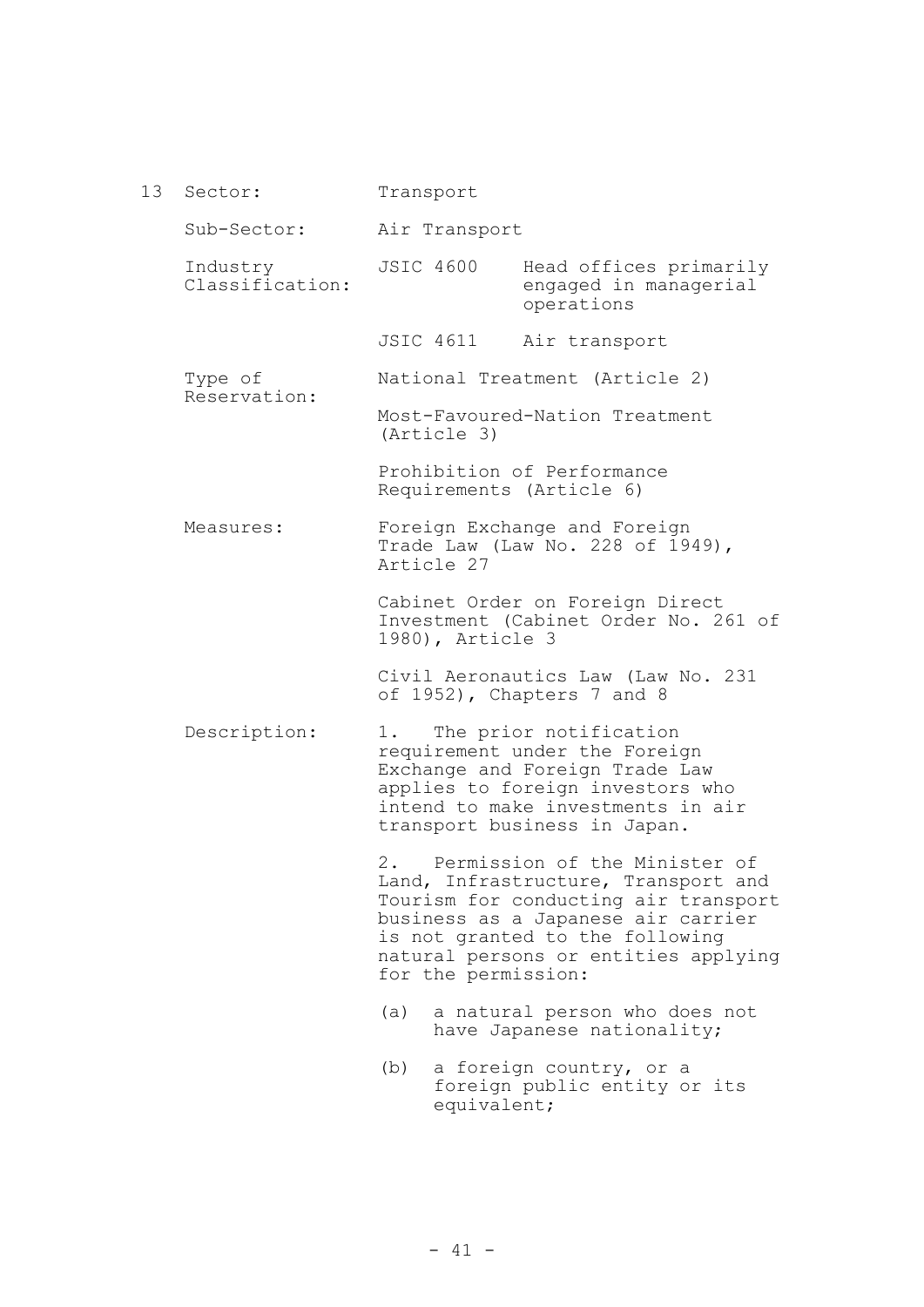| 13 | Sector: | Transport |
|---|---|---|
| | Sub-Sector: | Air Transport |
| | Industry Classification: | JSIC 4600 Head offices primarily engaged in managerial operations<br><br>JSIC 4611 Air transport |
| | Type of Reservation: | National Treatment (Article 2)<br><br>Most-Favoured-Nation Treatment (Article 3)<br><br>Prohibition of Performance Requirements (Article 6) |
| | Measures: | Foreign Exchange and Foreign Trade Law (Law No. 228 of 1949), Article 27<br><br>Cabinet Order on Foreign Direct Investment (Cabinet Order No. 261 of 1980), Article 3<br><br>Civil Aeronautics Law (Law No. 231 of 1952), Chapters 7 and 8 |
| | Description: | 1. The prior notification requirement under the Foreign Exchange and Foreign Trade Law applies to foreign investors who intend to make investments in air transport business in Japan.<br><br>2. Permission of the Minister of Land, Infrastructure, Transport and Tourism for conducting air transport business as a Japanese air carrier is not granted to the following natural persons or entities applying for the permission:<br><br>(a) a natural person who does not have Japanese nationality;<br><br>(b) a foreign country, or a foreign public entity or its equivalent; |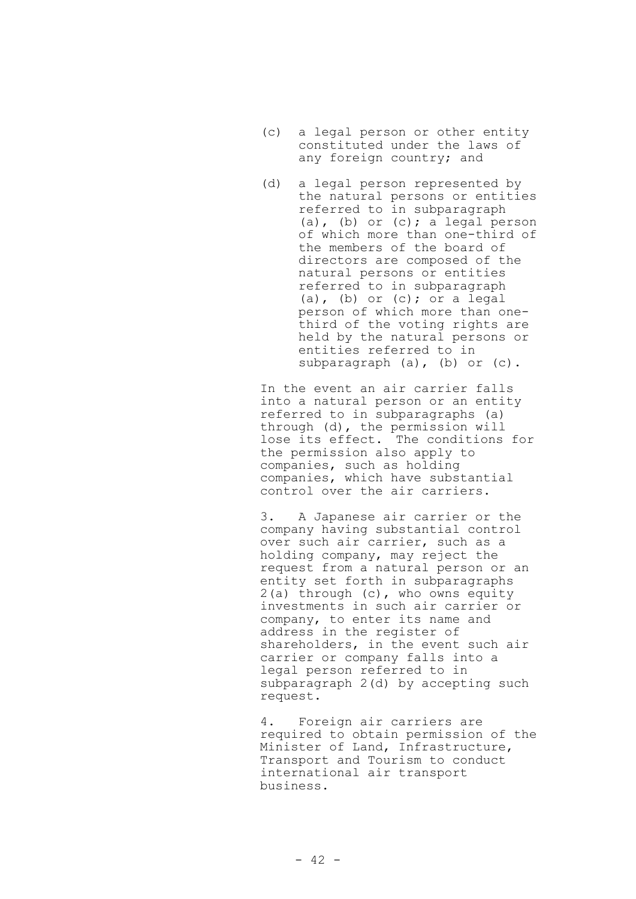(c) a legal person or other entity constituted under the laws of any foreign country; and

(d) a legal person represented by the natural persons or entities referred to in subparagraph (a), (b) or (c); a legal person of which more than one-third of the members of the board of directors are composed of the natural persons or entities referred to in subparagraph (a), (b) or (c); or a legal person of which more than one-third of the voting rights are held by the natural persons or entities referred to in subparagraph (a), (b) or (c).

In the event an air carrier falls into a natural person or an entity referred to in subparagraphs (a) through (d), the permission will lose its effect. The conditions for the permission also apply to companies, such as holding companies, which have substantial control over the air carriers.

3. A Japanese air carrier or the company having substantial control over such air carrier, such as a holding company, may reject the request from a natural person or an entity set forth in subparagraphs 2(a) through (c), who owns equity investments in such air carrier or company, to enter its name and address in the register of shareholders, in the event such air carrier or company falls into a legal person referred to in subparagraph 2(d) by accepting such request.

4. Foreign air carriers are required to obtain permission of the Minister of Land, Infrastructure, Transport and Tourism to conduct international air transport business.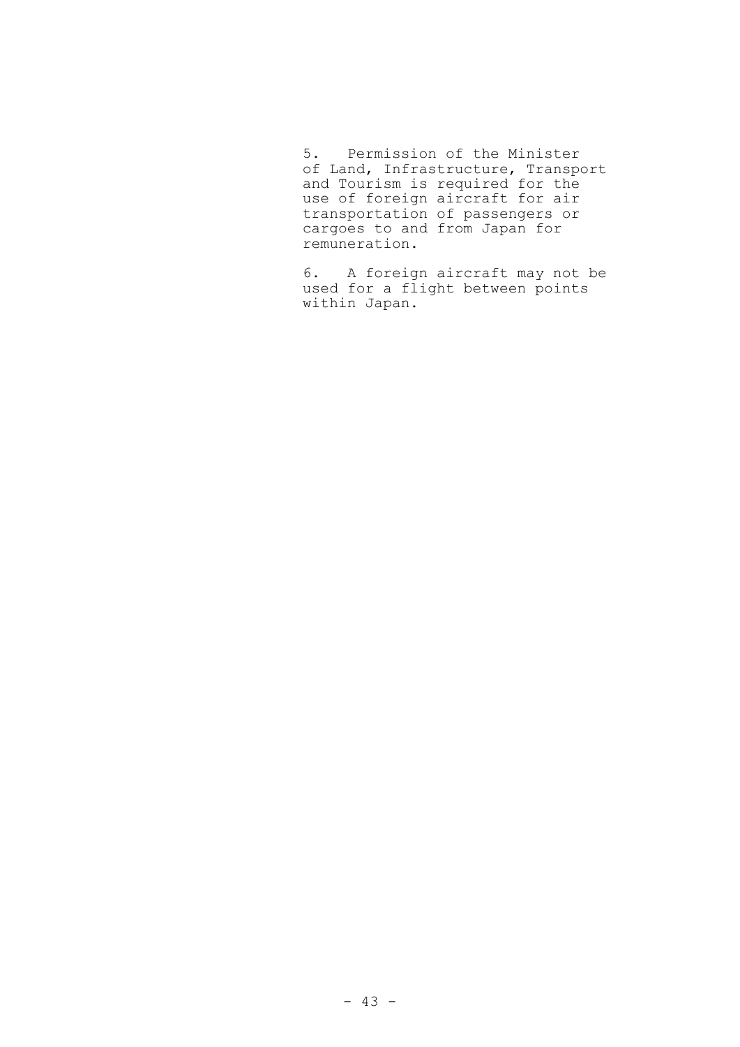5. Permission of the Minister of Land, Infrastructure, Transport and Tourism is required for the use of foreign aircraft for air transportation of passengers or cargoes to and from Japan for remuneration.

6. A foreign aircraft may not be used for a flight between points within Japan.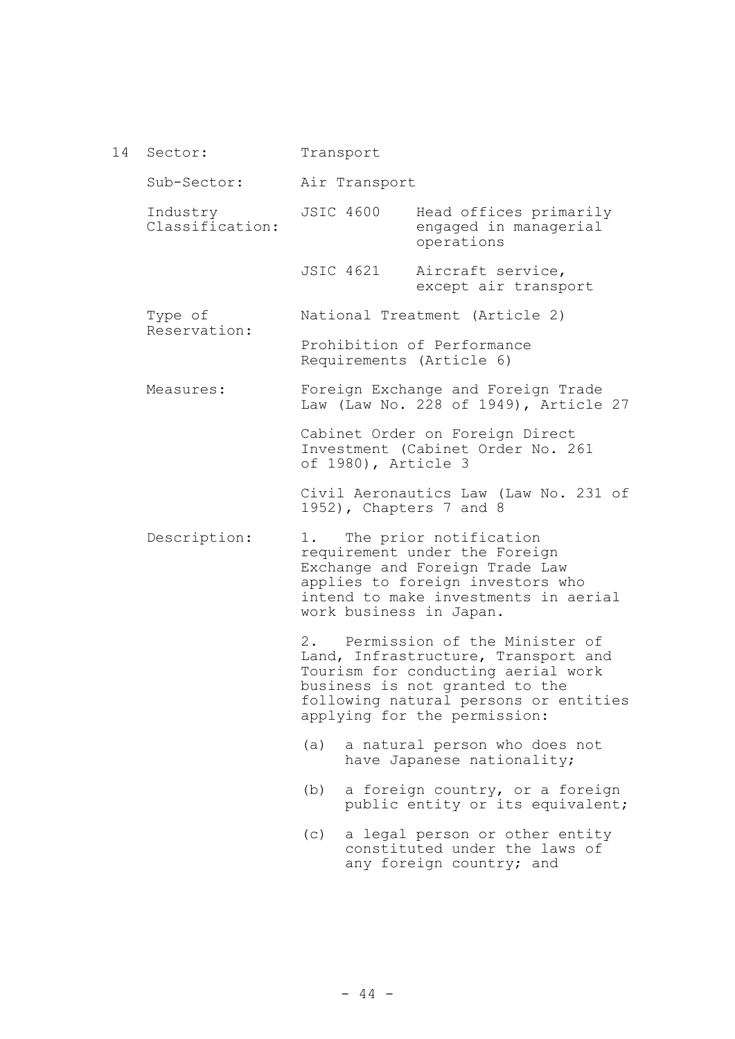14 Sector: Transport

Sub-Sector: Air Transport

Industry Classification:

| | |
|---|---|
| JSIC 4600 | Head offices primarily engaged in managerial operations |
| JSIC 4621 | Aircraft service, except air transport |

Type of Reservation: National Treatment (Article 2)

Prohibition of Performance Requirements (Article 6)

Measures: Foreign Exchange and Foreign Trade Law (Law No. 228 of 1949), Article 27

Cabinet Order on Foreign Direct Investment (Cabinet Order No. 261 of 1980), Article 3

Civil Aeronautics Law (Law No. 231 of 1952), Chapters 7 and 8

Description: 1. The prior notification requirement under the Foreign Exchange and Foreign Trade Law applies to foreign investors who intend to make investments in aerial work business in Japan.

2. Permission of the Minister of Land, Infrastructure, Transport and Tourism for conducting aerial work business is not granted to the following natural persons or entities applying for the permission:

(a) a natural person who does not have Japanese nationality;

(b) a foreign country, or a foreign public entity or its equivalent;

(c) a legal person or other entity constituted under the laws of any foreign country; and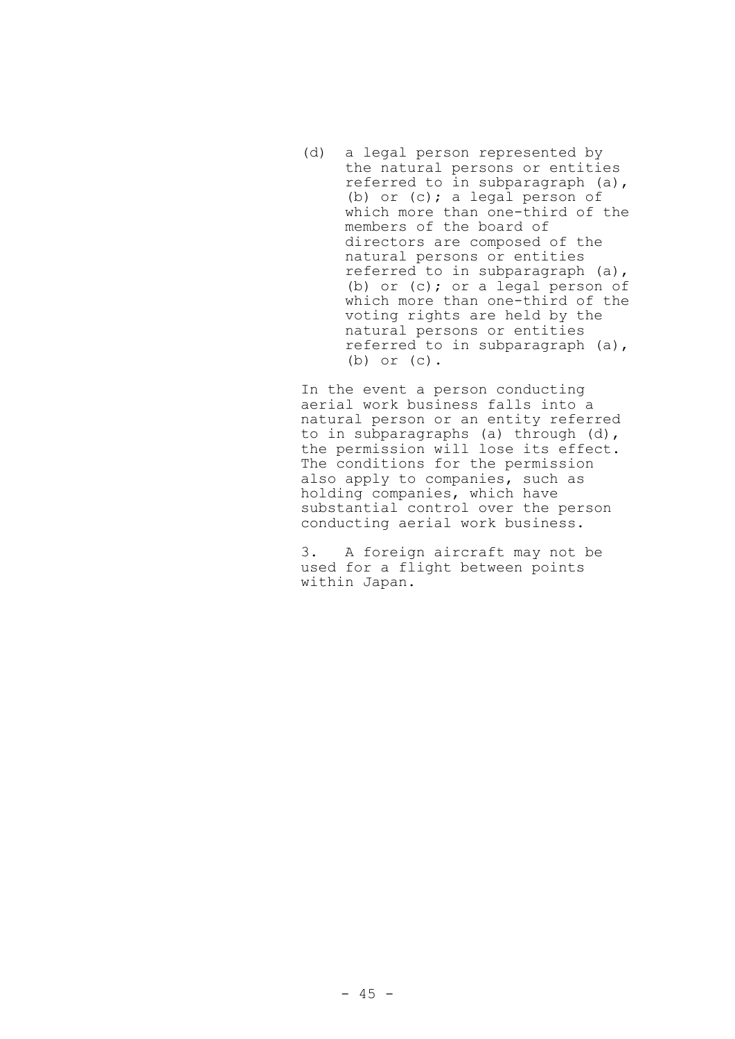(d) a legal person represented by the natural persons or entities referred to in subparagraph (a), (b) or (c); a legal person of which more than one-third of the members of the board of directors are composed of the natural persons or entities referred to in subparagraph (a), (b) or (c); or a legal person of which more than one-third of the voting rights are held by the natural persons or entities referred to in subparagraph (a), (b) or (c).

In the event a person conducting aerial work business falls into a natural person or an entity referred to in subparagraphs (a) through (d), the permission will lose its effect. The conditions for the permission also apply to companies, such as holding companies, which have substantial control over the person conducting aerial work business.

3. A foreign aircraft may not be used for a flight between points within Japan.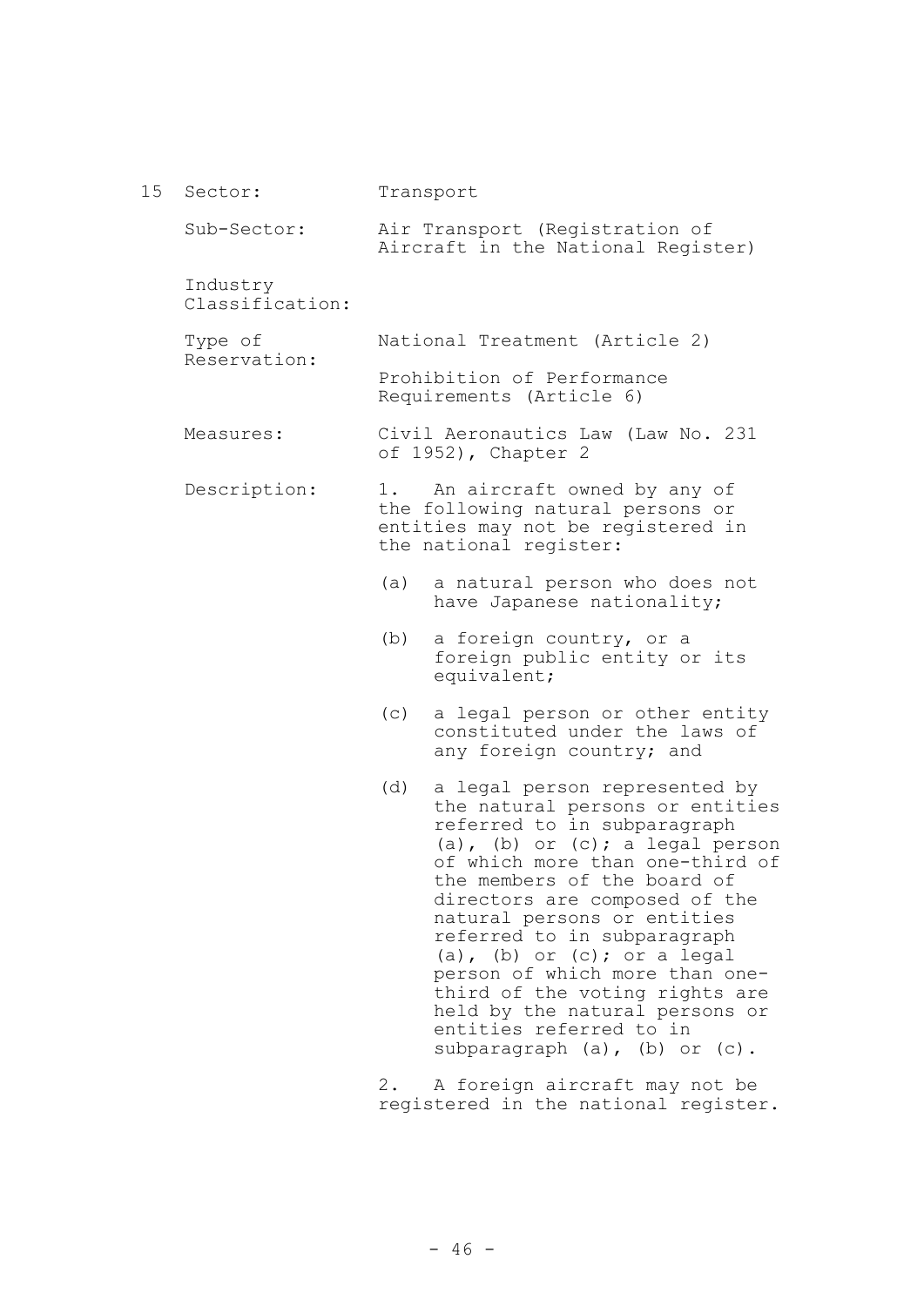15 Sector: Transport

Sub-Sector: Air Transport (Registration of Aircraft in the National Register)

Industry Classification:

Type of Reservation: National Treatment (Article 2)

Prohibition of Performance Requirements (Article 6)

Measures: Civil Aeronautics Law (Law No. 231 of 1952), Chapter 2

Description: 1. An aircraft owned by any of the following natural persons or entities may not be registered in the national register:

(a) a natural person who does not have Japanese nationality;

(b) a foreign country, or a foreign public entity or its equivalent;

(c) a legal person or other entity constituted under the laws of any foreign country; and

(d) a legal person represented by the natural persons or entities referred to in subparagraph (a), (b) or (c); a legal person of which more than one-third of the members of the board of directors are composed of the natural persons or entities referred to in subparagraph (a), (b) or (c); or a legal person of which more than one-third of the voting rights are held by the natural persons or entities referred to in subparagraph (a), (b) or (c).

2. A foreign aircraft may not be registered in the national register.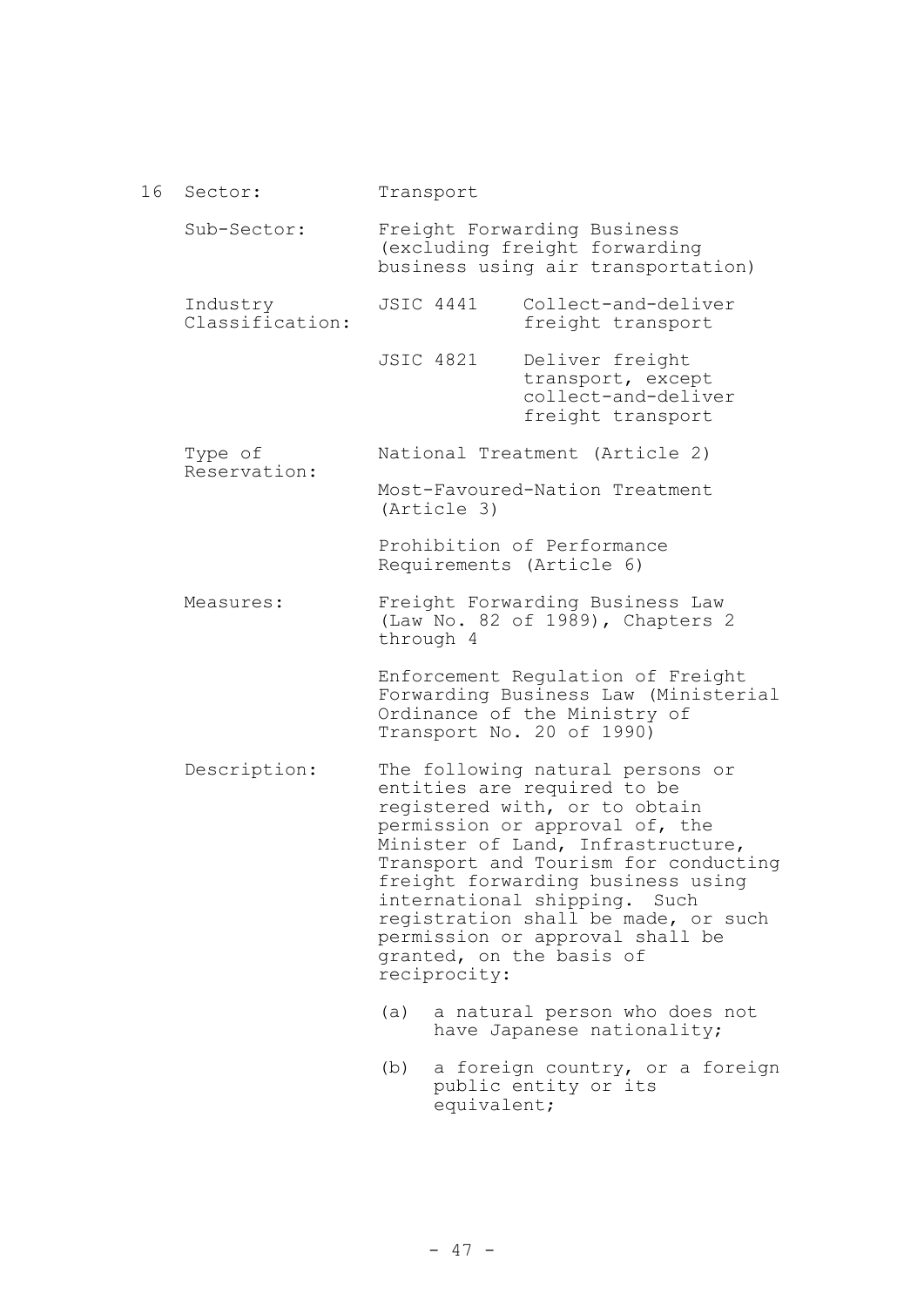16 Sector: Transport

Sub-Sector: Freight Forwarding Business (excluding freight forwarding business using air transportation)

Industry Classification:

| | |
|---|---|
| JSIC 4441 | Collect-and-deliver freight transport |
| JSIC 4821 | Deliver freight transport, except collect-and-deliver freight transport |

Type of Reservation:

National Treatment (Article 2)

Most-Favoured-Nation Treatment (Article 3)

Prohibition of Performance Requirements (Article 6)

Measures:

Freight Forwarding Business Law (Law No. 82 of 1989), Chapters 2 through 4

Enforcement Regulation of Freight Forwarding Business Law (Ministerial Ordinance of the Ministry of Transport No. 20 of 1990)

Description:

The following natural persons or entities are required to be registered with, or to obtain permission or approval of, the Minister of Land, Infrastructure, Transport and Tourism for conducting freight forwarding business using international shipping. Such registration shall be made, or such permission or approval shall be granted, on the basis of reciprocity:

(a) a natural person who does not have Japanese nationality;

(b) a foreign country, or a foreign public entity or its equivalent;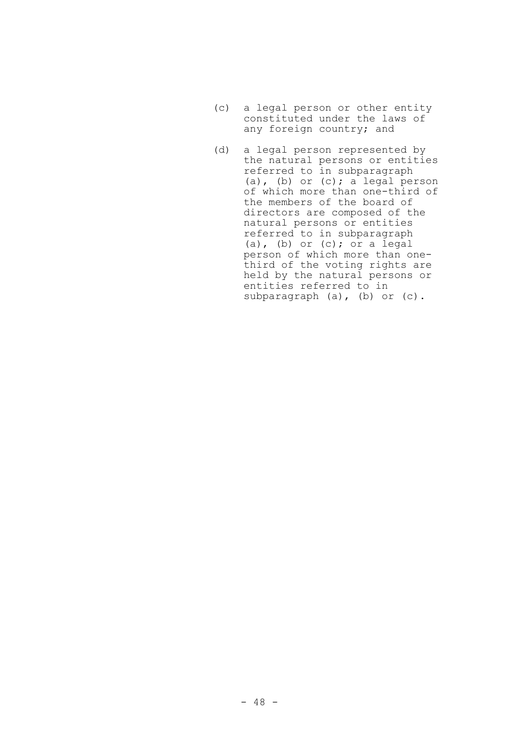(c) a legal person or other entity constituted under the laws of any foreign country; and

(d) a legal person represented by the natural persons or entities referred to in subparagraph (a), (b) or (c); a legal person of which more than one-third of the members of the board of directors are composed of the natural persons or entities referred to in subparagraph (a), (b) or (c); or a legal person of which more than one-third of the voting rights are held by the natural persons or entities referred to in subparagraph (a), (b) or (c).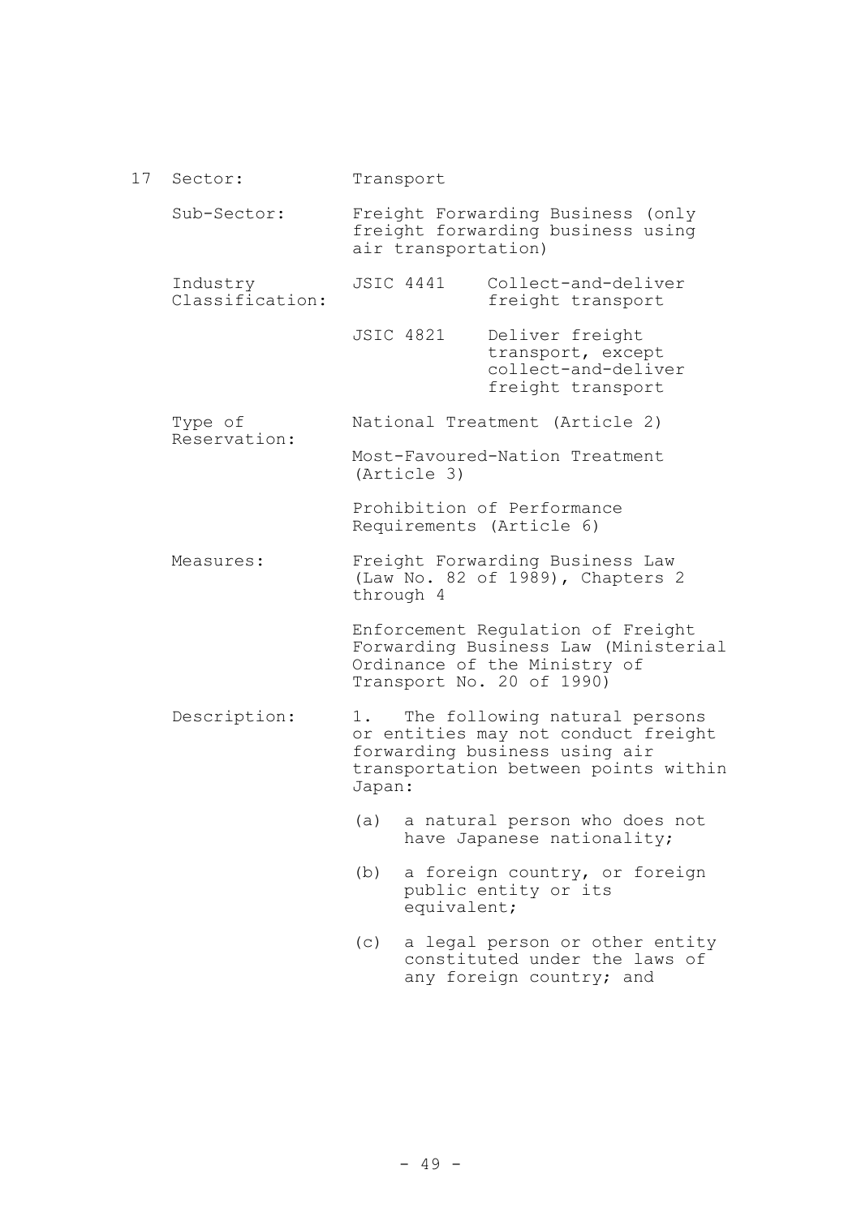17 Sector: Transport

Sub-Sector: Freight Forwarding Business (only freight forwarding business using air transportation)

Industry Classification:

- JSIC 4441 Collect-and-deliver freight transport
- JSIC 4821 Deliver freight transport, except collect-and-deliver freight transport

Type of Reservation:

National Treatment (Article 2)

Most-Favoured-Nation Treatment (Article 3)

Prohibition of Performance Requirements (Article 6)

Measures:

Freight Forwarding Business Law (Law No. 82 of 1989), Chapters 2 through 4

Enforcement Regulation of Freight Forwarding Business Law (Ministerial Ordinance of the Ministry of Transport No. 20 of 1990)

Description:

1. The following natural persons or entities may not conduct freight forwarding business using air transportation between points within Japan:

(a) a natural person who does not have Japanese nationality;

(b) a foreign country, or foreign public entity or its equivalent;

(c) a legal person or other entity constituted under the laws of any foreign country; and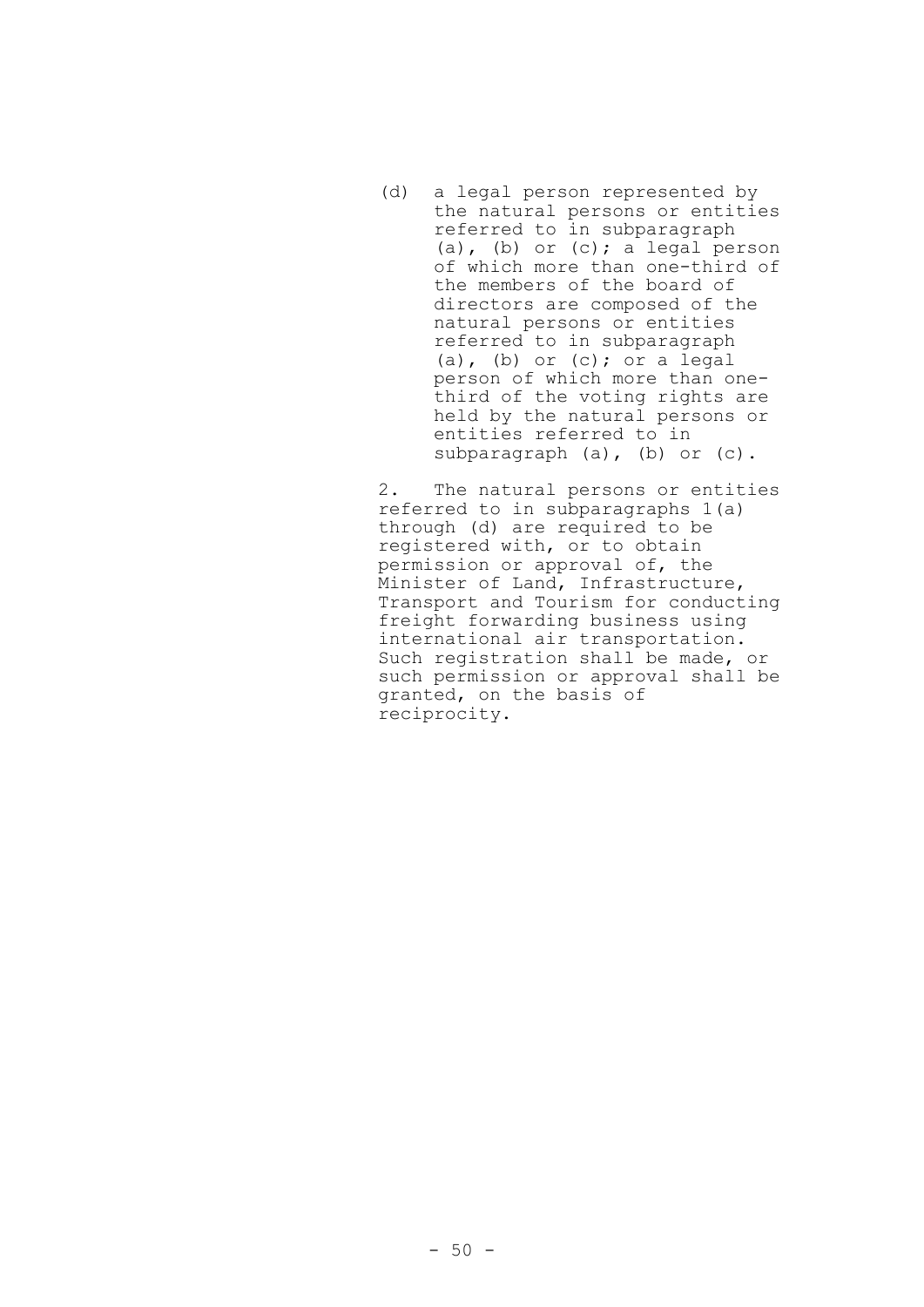(d) a legal person represented by the natural persons or entities referred to in subparagraph (a), (b) or (c); a legal person of which more than one-third of the members of the board of directors are composed of the natural persons or entities referred to in subparagraph (a), (b) or (c); or a legal person of which more than one-third of the voting rights are held by the natural persons or entities referred to in subparagraph (a), (b) or (c).

2. The natural persons or entities referred to in subparagraphs 1(a) through (d) are required to be registered with, or to obtain permission or approval of, the Minister of Land, Infrastructure, Transport and Tourism for conducting freight forwarding business using international air transportation. Such registration shall be made, or such permission or approval shall be granted, on the basis of reciprocity.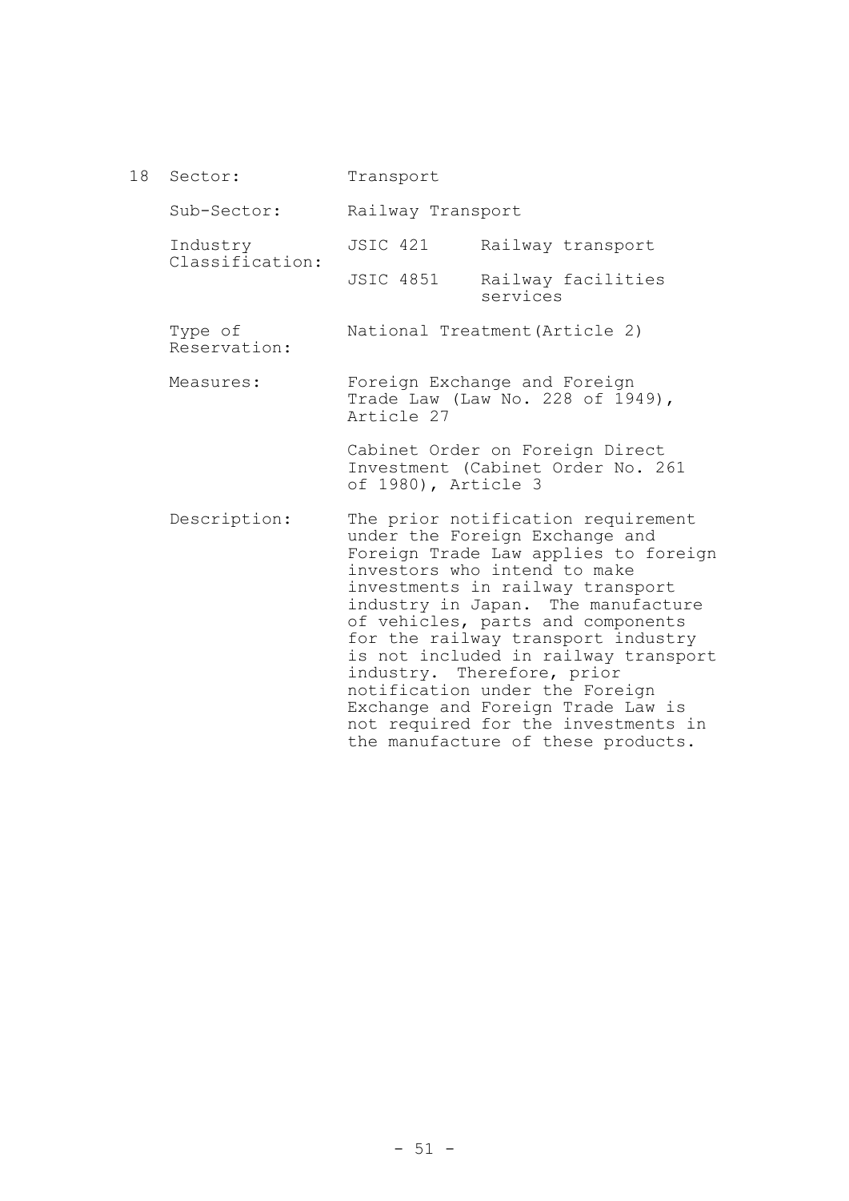| 18 | Sector: | Transport | |
|---|---|---|---|
| | Sub-Sector: | Railway Transport | |
| | Industry Classification: | JSIC 421 | Railway transport |
| | | JSIC 4851 | Railway facilities services |
| | Type of Reservation: | National Treatment(Article 2) | |
| | Measures: | Foreign Exchange and Foreign Trade Law (Law No. 228 of 1949), Article 27<br><br>Cabinet Order on Foreign Direct Investment (Cabinet Order No. 261 of 1980), Article 3 | |
| | Description: | The prior notification requirement under the Foreign Exchange and Foreign Trade Law applies to foreign investors who intend to make investments in railway transport industry in Japan. The manufacture of vehicles, parts and components for the railway transport industry is not included in railway transport industry. Therefore, prior notification under the Foreign Exchange and Foreign Trade Law is not required for the investments in the manufacture of these products. | |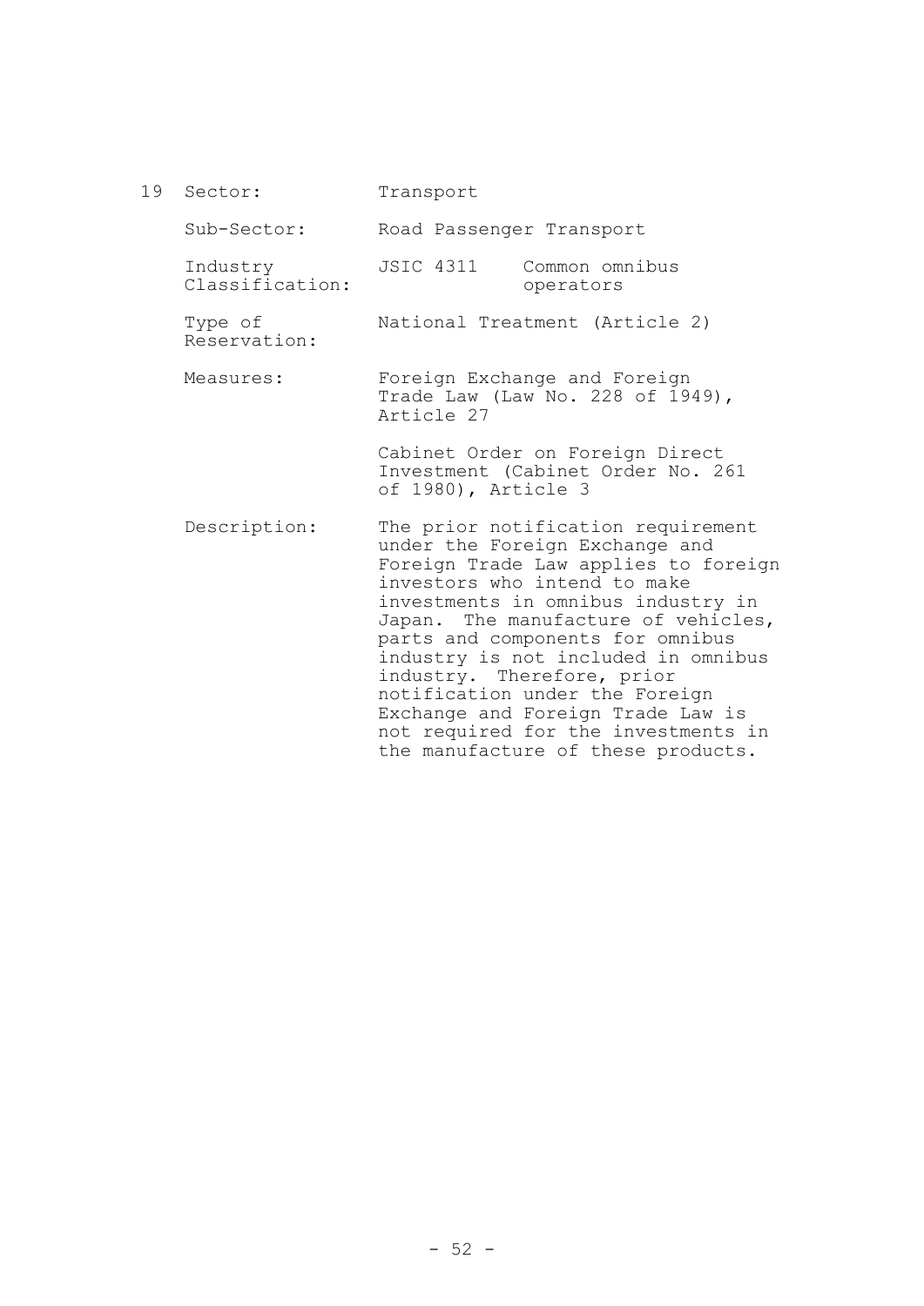19 Sector: Transport

| | |
|---|---|
| Sector: | Transport |
| Sub-Sector: | Road Passenger Transport |
| Industry Classification: | JSIC 4311 Common omnibus operators |
| Type of Reservation: | National Treatment (Article 2) |
| Measures: | Foreign Exchange and Foreign Trade Law (Law No. 228 of 1949), Article 27<br><br>Cabinet Order on Foreign Direct Investment (Cabinet Order No. 261 of 1980), Article 3 |
| Description: | The prior notification requirement under the Foreign Exchange and Foreign Trade Law applies to foreign investors who intend to make investments in omnibus industry in Japan. The manufacture of vehicles, parts and components for omnibus industry is not included in omnibus industry. Therefore, prior notification under the Foreign Exchange and Foreign Trade Law is not required for the investments in the manufacture of these products. |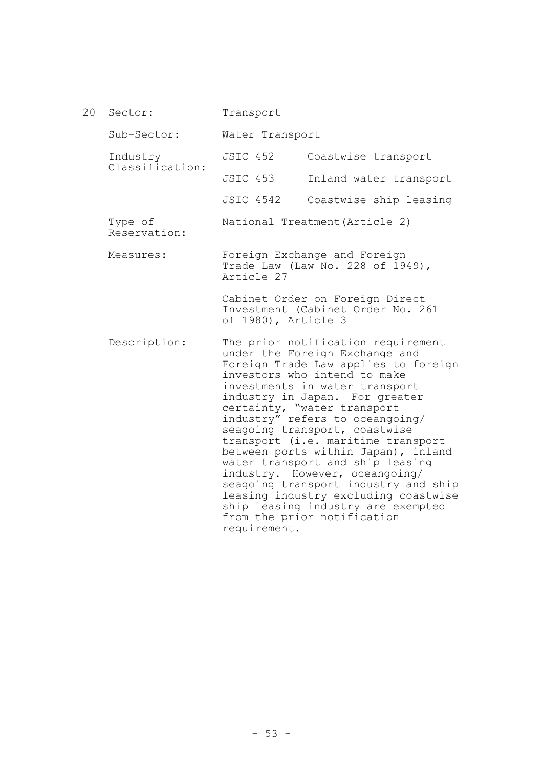20 Sector: Transport

Sub-Sector: Water Transport

Industry Classification:

| | |
|---|---|
| JSIC 452 | Coastwise transport |
| JSIC 453 | Inland water transport |
| JSIC 4542 | Coastwise ship leasing |

Type of Reservation: National Treatment(Article 2)

Measures: Foreign Exchange and Foreign Trade Law (Law No. 228 of 1949), Article 27

Cabinet Order on Foreign Direct Investment (Cabinet Order No. 261 of 1980), Article 3

Description: The prior notification requirement under the Foreign Exchange and Foreign Trade Law applies to foreign investors who intend to make investments in water transport industry in Japan. For greater certainty, "water transport industry" refers to oceangoing/ seagoing transport, coastwise transport (i.e. maritime transport between ports within Japan), inland water transport and ship leasing industry. However, oceangoing/ seagoing transport industry and ship leasing industry excluding coastwise ship leasing industry are exempted from the prior notification requirement.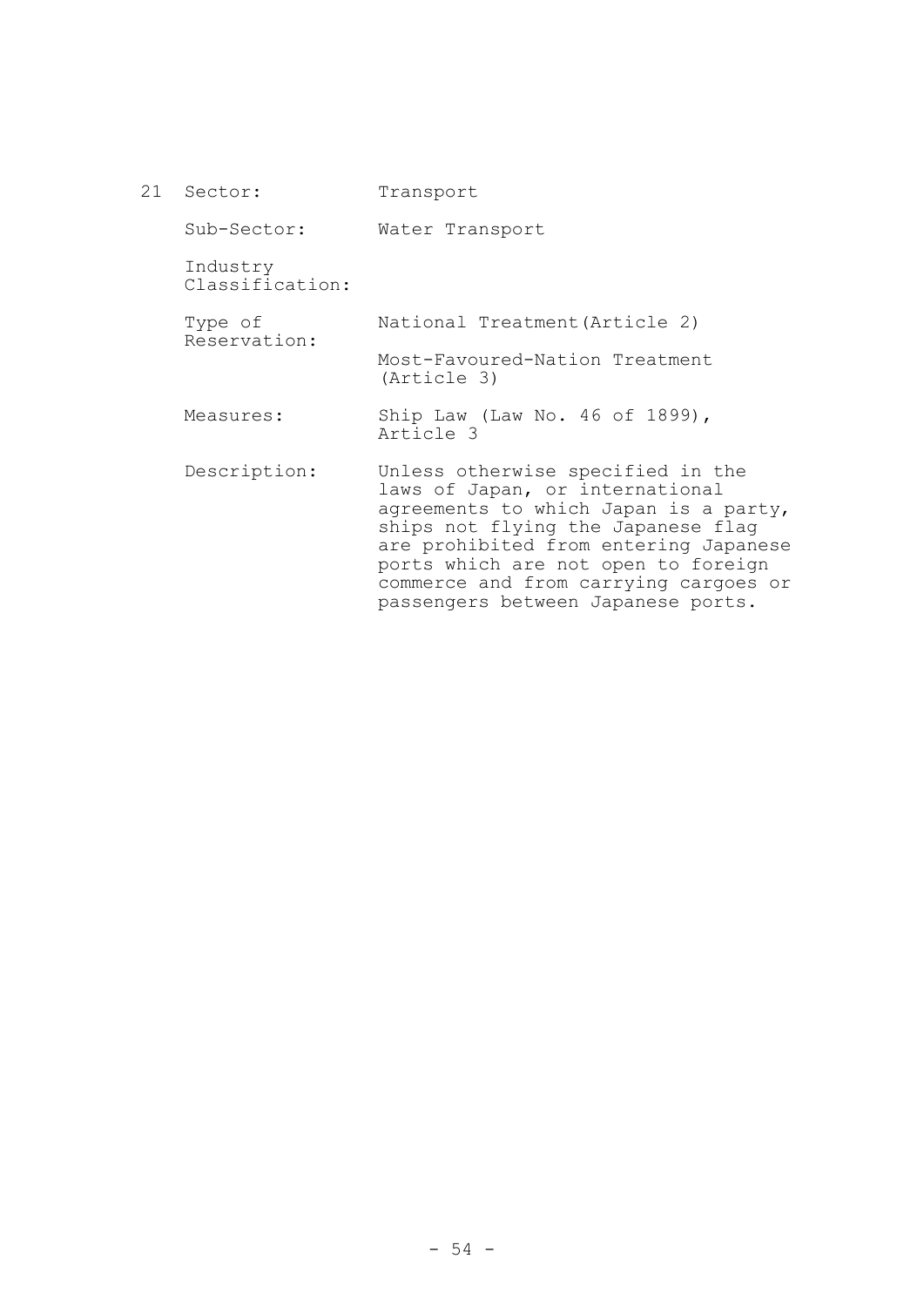21 Sector: Transport

Sub-Sector: Water Transport

Industry Classification:

Type of Reservation: National Treatment(Article 2)

Most-Favoured-Nation Treatment (Article 3)

Measures: Ship Law (Law No. 46 of 1899), Article 3

Description: Unless otherwise specified in the laws of Japan, or international agreements to which Japan is a party, ships not flying the Japanese flag are prohibited from entering Japanese ports which are not open to foreign commerce and from carrying cargoes or passengers between Japanese ports.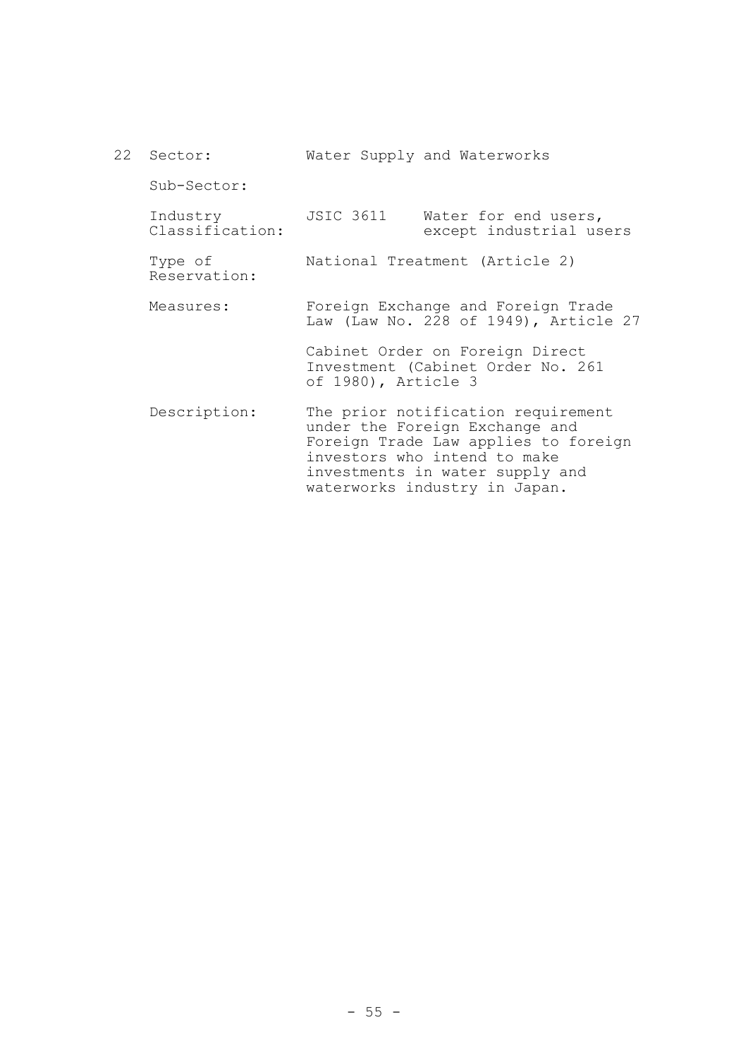22 Sector: Water Supply and Waterworks

Sub-Sector:

Industry Classification: JSIC 3611 Water for end users, except industrial users

Type of Reservation: National Treatment (Article 2)

Measures: Foreign Exchange and Foreign Trade Law (Law No. 228 of 1949), Article 27

Cabinet Order on Foreign Direct Investment (Cabinet Order No. 261 of 1980), Article 3

Description: The prior notification requirement under the Foreign Exchange and Foreign Trade Law applies to foreign investors who intend to make investments in water supply and waterworks industry in Japan.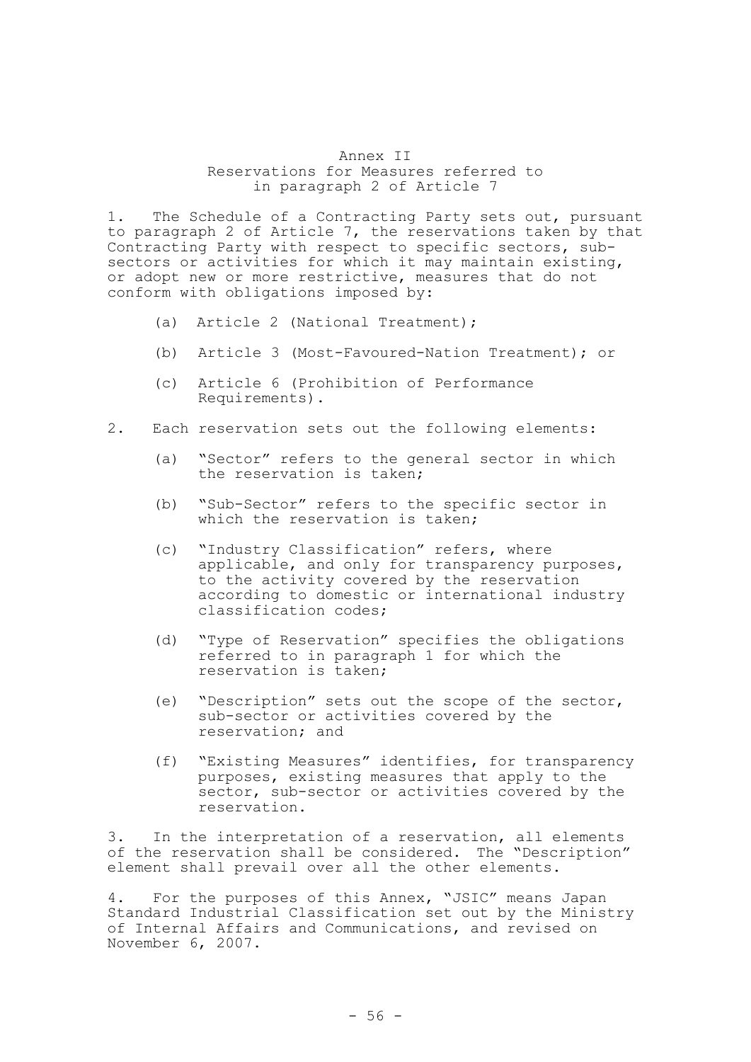# Annex II

## Reservations for Measures referred to in paragraph 2 of Article 7

1. The Schedule of a Contracting Party sets out, pursuant to paragraph 2 of Article 7, the reservations taken by that Contracting Party with respect to specific sectors, sub-sectors or activities for which it may maintain existing, or adopt new or more restrictive, measures that do not conform with obligations imposed by:

   (a) Article 2 (National Treatment);

   (b) Article 3 (Most-Favoured-Nation Treatment); or

   (c) Article 6 (Prohibition of Performance Requirements).

2. Each reservation sets out the following elements:

   (a) "Sector" refers to the general sector in which the reservation is taken;

   (b) "Sub-Sector" refers to the specific sector in which the reservation is taken;

   (c) "Industry Classification" refers, where applicable, and only for transparency purposes, to the activity covered by the reservation according to domestic or international industry classification codes;

   (d) "Type of Reservation" specifies the obligations referred to in paragraph 1 for which the reservation is taken;

   (e) "Description" sets out the scope of the sector, sub-sector or activities covered by the reservation; and

   (f) "Existing Measures" identifies, for transparency purposes, existing measures that apply to the sector, sub-sector or activities covered by the reservation.

3. In the interpretation of a reservation, all elements of the reservation shall be considered. The "Description" element shall prevail over all the other elements.

4. For the purposes of this Annex, "JSIC" means Japan Standard Industrial Classification set out by the Ministry of Internal Affairs and Communications, and revised on November 6, 2007.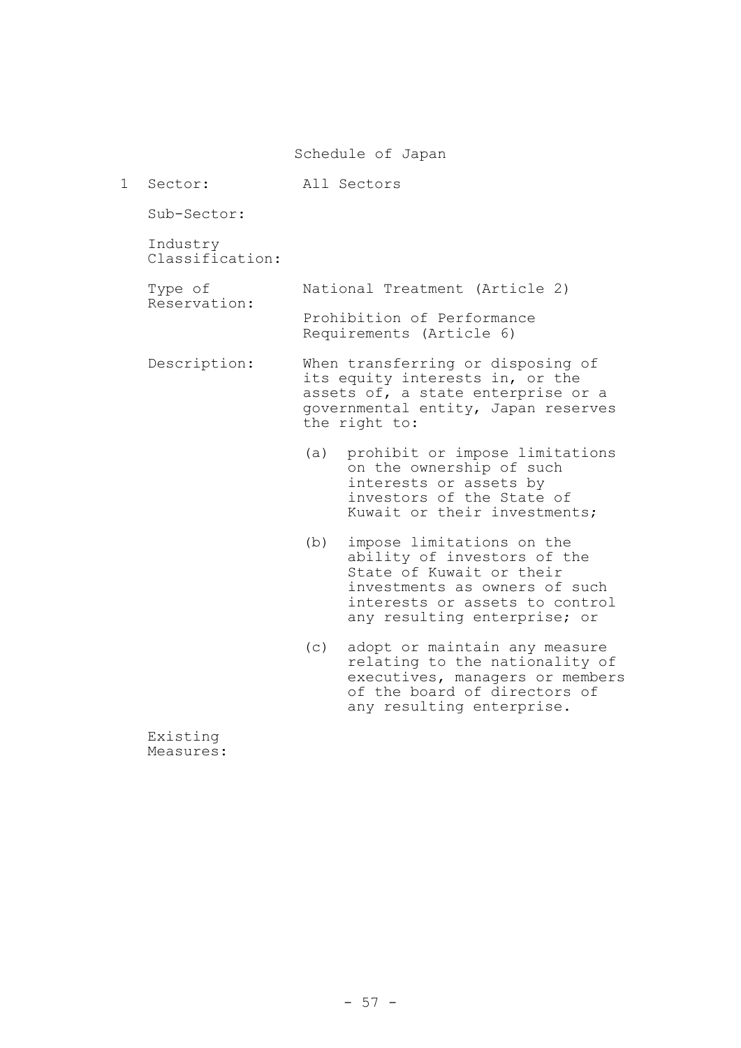## Schedule of Japan

1 Sector: All Sectors

Sub-Sector:

Industry Classification:

Type of Reservation: National Treatment (Article 2)

Prohibition of Performance Requirements (Article 6)

Description: When transferring or disposing of its equity interests in, or the assets of, a state enterprise or a governmental entity, Japan reserves the right to:

(a) prohibit or impose limitations on the ownership of such interests or assets by investors of the State of Kuwait or their investments;

(b) impose limitations on the ability of investors of the State of Kuwait or their investments as owners of such interests or assets to control any resulting enterprise; or

(c) adopt or maintain any measure relating to the nationality of executives, managers or members of the board of directors of any resulting enterprise.

Existing Measures: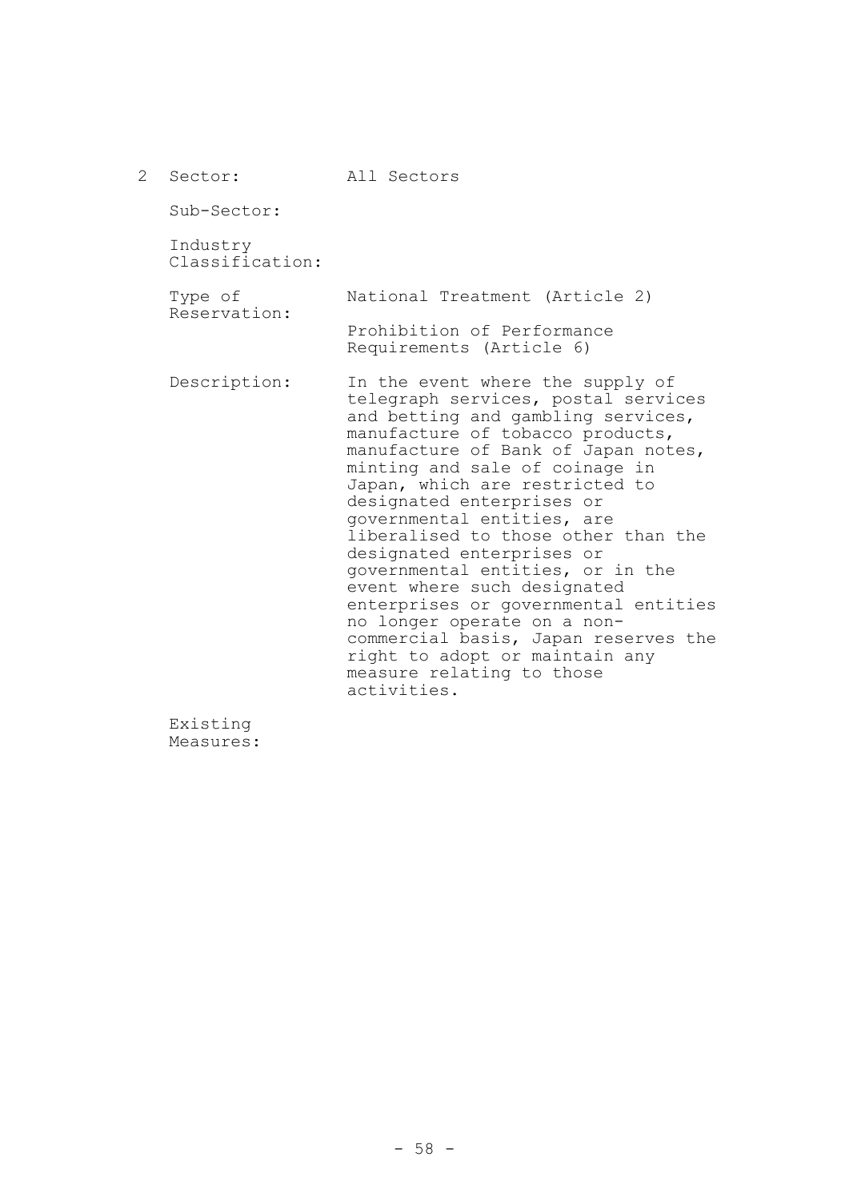2 Sector: All Sectors

| | |
|---|---|
| Sector: | All Sectors |
| Sub-Sector: | |
| Industry Classification: | |
| Type of Reservation: | National Treatment (Article 2)<br><br>Prohibition of Performance Requirements (Article 6) |
| Description: | In the event where the supply of telegraph services, postal services and betting and gambling services, manufacture of tobacco products, manufacture of Bank of Japan notes, minting and sale of coinage in Japan, which are restricted to designated enterprises or governmental entities, are liberalised to those other than the designated enterprises or governmental entities, or in the event where such designated enterprises or governmental entities no longer operate on a non-commercial basis, Japan reserves the right to adopt or maintain any measure relating to those activities. |
| Existing Measures: | |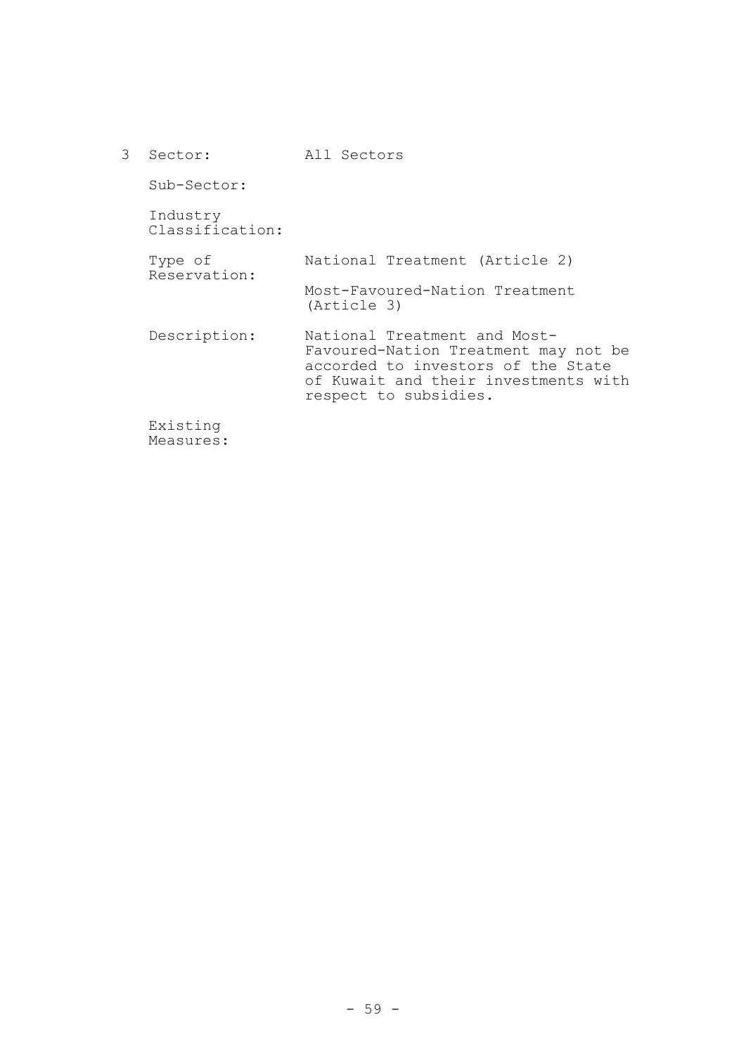3 Sector: All Sectors

Sub-Sector:

Industry Classification:

Type of Reservation: National Treatment (Article 2)

Most-Favoured-Nation Treatment (Article 3)

Description: National Treatment and Most-Favoured-Nation Treatment may not be accorded to investors of the State of Kuwait and their investments with respect to subsidies.

Existing Measures: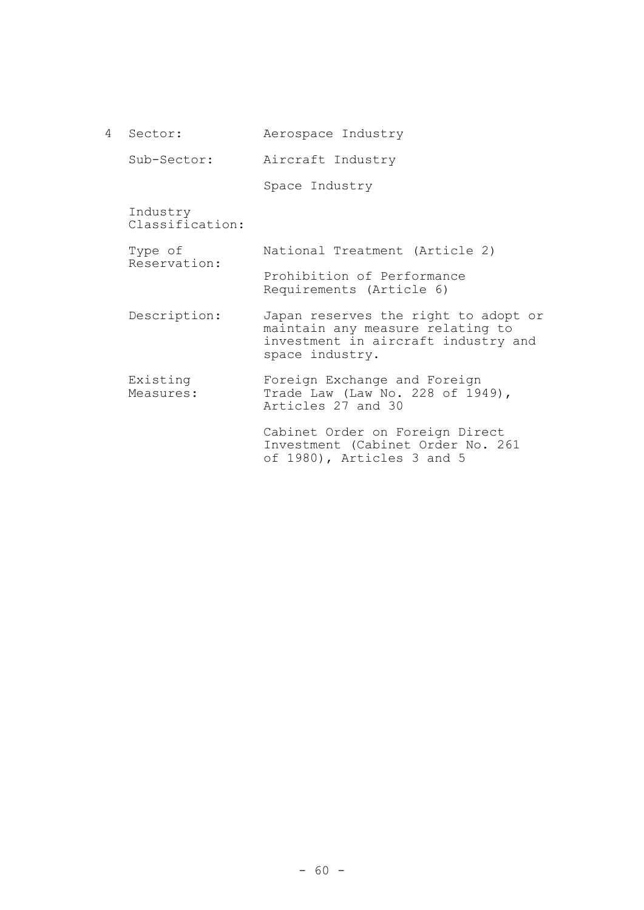4 Sector: Aerospace Industry

Sub-Sector: Aircraft Industry

Space Industry

Industry Classification:

Type of Reservation: National Treatment (Article 2)

Prohibition of Performance Requirements (Article 6)

Description: Japan reserves the right to adopt or maintain any measure relating to investment in aircraft industry and space industry.

Existing Measures: Foreign Exchange and Foreign Trade Law (Law No. 228 of 1949), Articles 27 and 30

Cabinet Order on Foreign Direct Investment (Cabinet Order No. 261 of 1980), Articles 3 and 5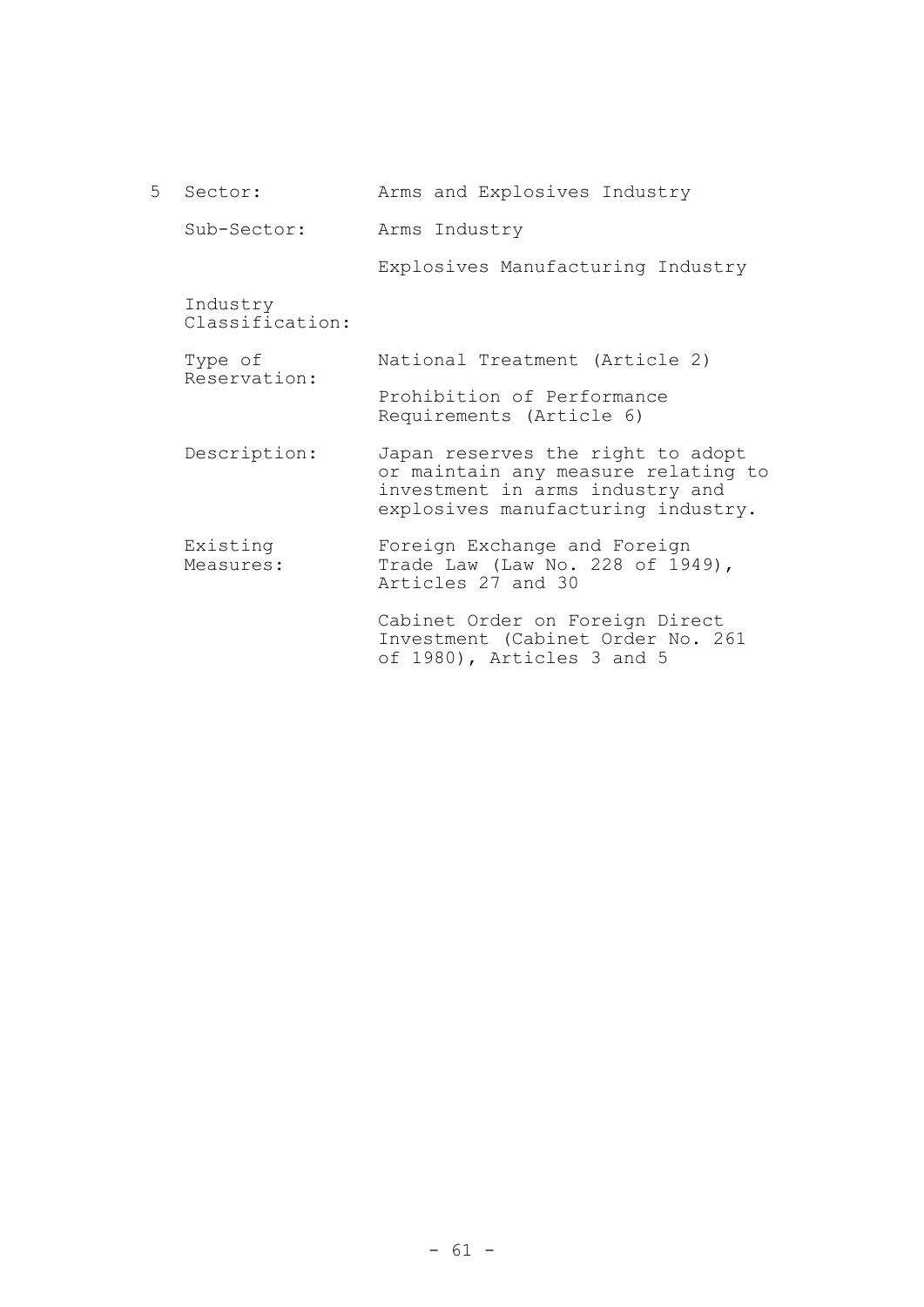| 5 | | |
|---|---|---|
| | Sector: | Arms and Explosives Industry |
| | Sub-Sector: | Arms Industry<br><br>Explosives Manufacturing Industry |
| | Industry Classification: | |
| | Type of Reservation: | National Treatment (Article 2)<br><br>Prohibition of Performance Requirements (Article 6) |
| | Description: | Japan reserves the right to adopt or maintain any measure relating to investment in arms industry and explosives manufacturing industry. |
| | Existing Measures: | Foreign Exchange and Foreign Trade Law (Law No. 228 of 1949), Articles 27 and 30<br><br>Cabinet Order on Foreign Direct Investment (Cabinet Order No. 261 of 1980), Articles 3 and 5 |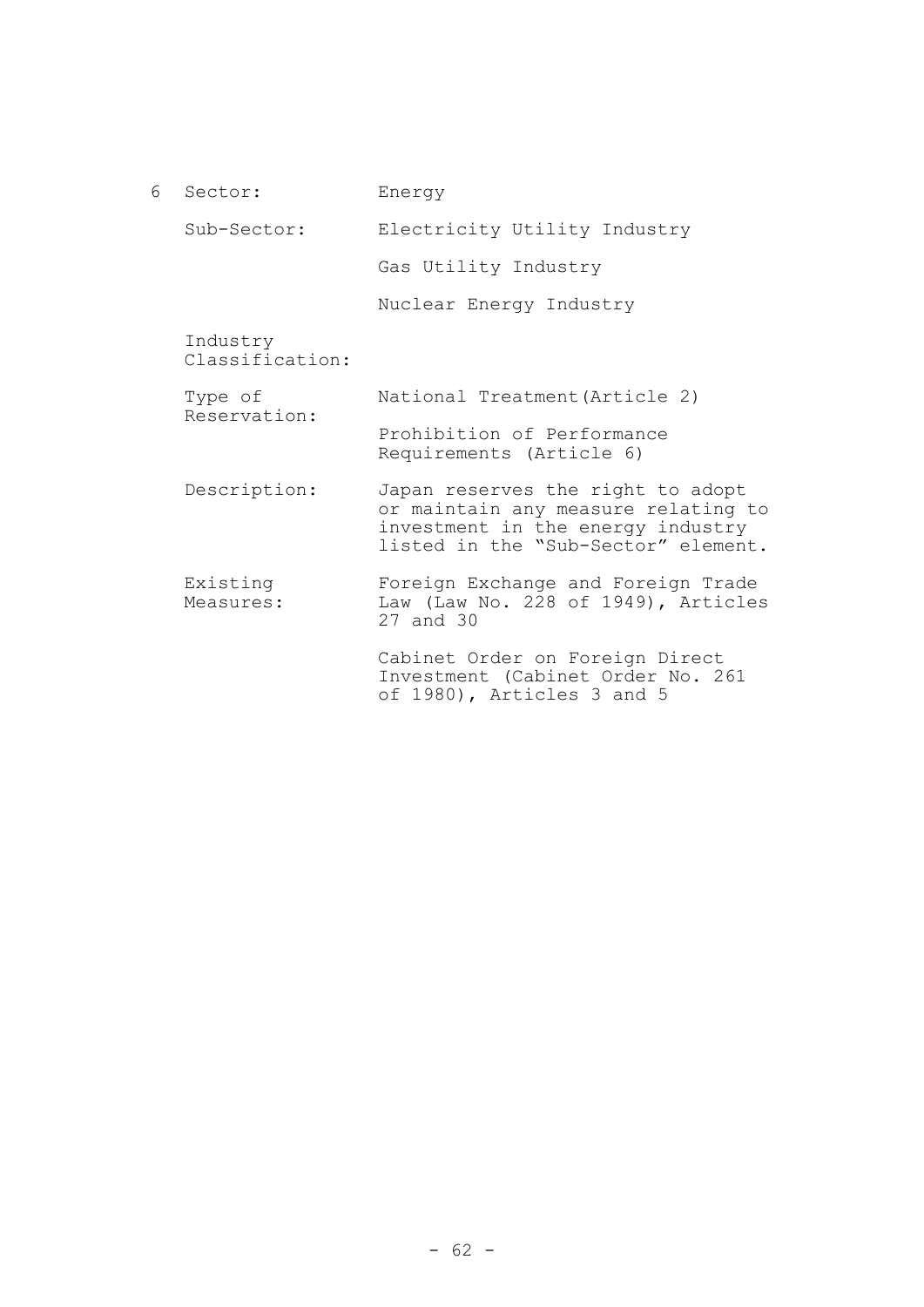6 Sector: Energy

| | |
|---|---|
| Sector: | Energy |
| Sub-Sector: | Electricity Utility Industry<br><br>Gas Utility Industry<br><br>Nuclear Energy Industry |
| Industry Classification: | |
| Type of Reservation: | National Treatment(Article 2)<br><br>Prohibition of Performance Requirements (Article 6) |
| Description: | Japan reserves the right to adopt or maintain any measure relating to investment in the energy industry listed in the "Sub-Sector" element. |
| Existing Measures: | Foreign Exchange and Foreign Trade Law (Law No. 228 of 1949), Articles 27 and 30<br><br>Cabinet Order on Foreign Direct Investment (Cabinet Order No. 261 of 1980), Articles 3 and 5 |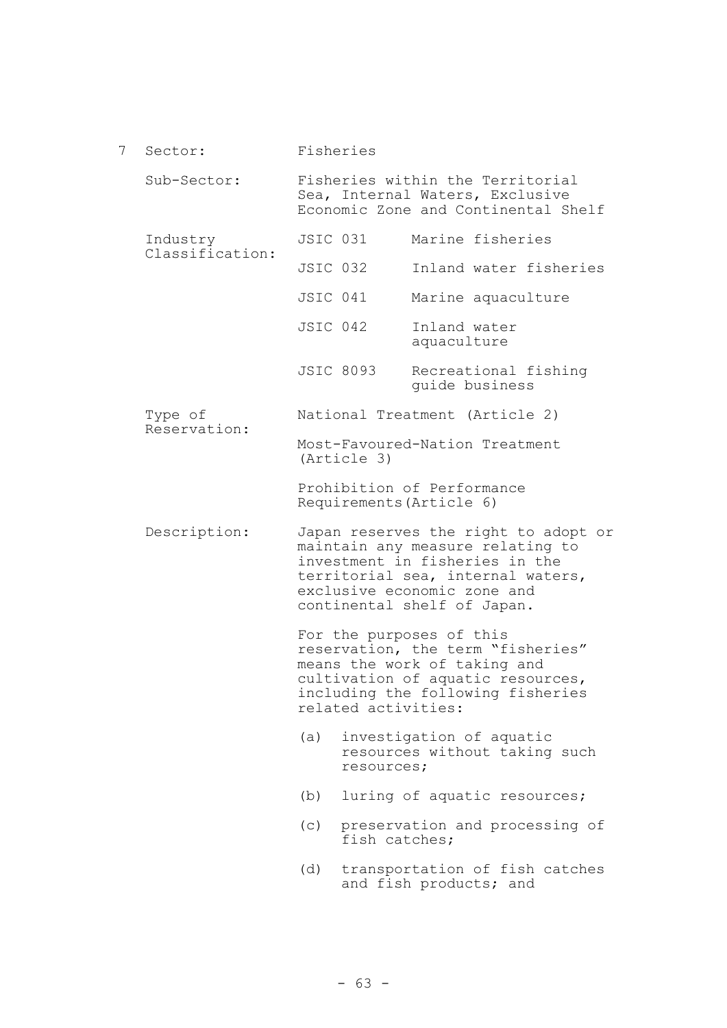7 Sector: Fisheries

Sub-Sector: Fisheries within the Territorial Sea, Internal Waters, Exclusive Economic Zone and Continental Shelf

Industry Classification:

| | |
|---|---|
| JSIC 031 | Marine fisheries |
| JSIC 032 | Inland water fisheries |
| JSIC 041 | Marine aquaculture |
| JSIC 042 | Inland water aquaculture |
| JSIC 8093 | Recreational fishing guide business |

Type of Reservation:

National Treatment (Article 2)

Most-Favoured-Nation Treatment (Article 3)

Prohibition of Performance Requirements(Article 6)

Description:

Japan reserves the right to adopt or maintain any measure relating to investment in fisheries in the territorial sea, internal waters, exclusive economic zone and continental shelf of Japan.

For the purposes of this reservation, the term “fisheries” means the work of taking and cultivation of aquatic resources, including the following fisheries related activities:

(a) investigation of aquatic resources without taking such resources;

(b) luring of aquatic resources;

(c) preservation and processing of fish catches;

(d) transportation of fish catches and fish products; and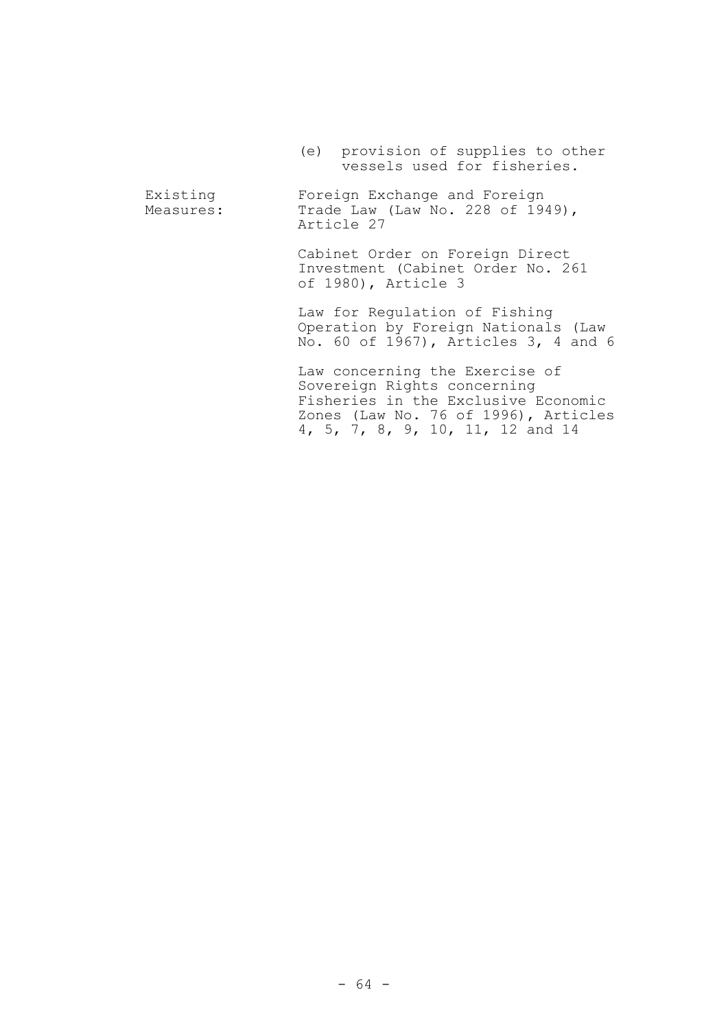(e) provision of supplies to other vessels used for fisheries.

| | |
|---|---|
| Existing Measures: | Foreign Exchange and Foreign Trade Law (Law No. 228 of 1949), Article 27 |
| | Cabinet Order on Foreign Direct Investment (Cabinet Order No. 261 of 1980), Article 3 |
| | Law for Regulation of Fishing Operation by Foreign Nationals (Law No. 60 of 1967), Articles 3, 4 and 6 |
| | Law concerning the Exercise of Sovereign Rights concerning Fisheries in the Exclusive Economic Zones (Law No. 76 of 1996), Articles 4, 5, 7, 8, 9, 10, 11, 12 and 14 |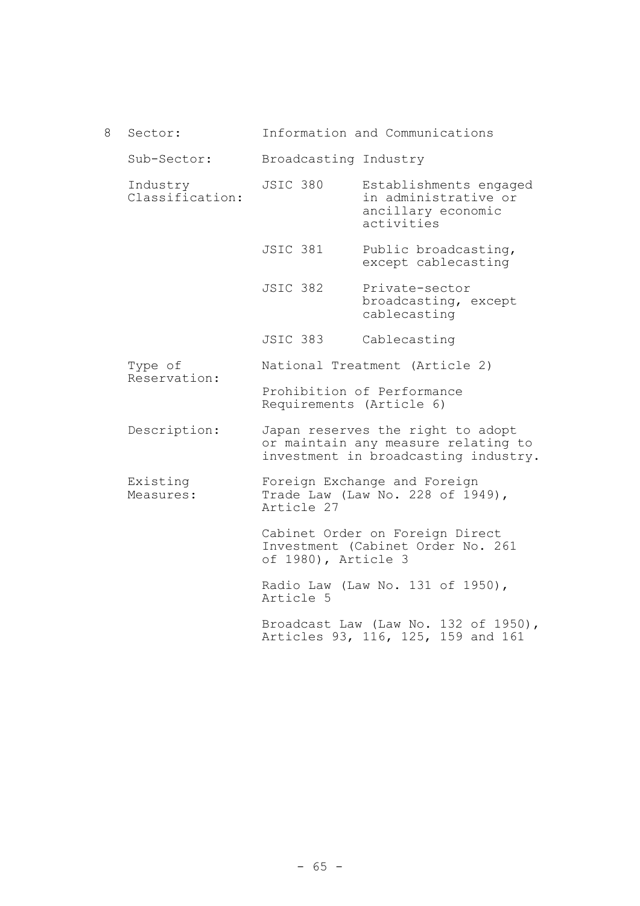8 Sector: Information and Communications

| | | |
|---|---|---|
| Sub-Sector: | Broadcasting Industry | |
| Industry Classification: | JSIC 380 | Establishments engaged in administrative or ancillary economic activities |
| | JSIC 381 | Public broadcasting, except cablecasting |
| | JSIC 382 | Private-sector broadcasting, except cablecasting |
| | JSIC 383 | Cablecasting |
| Type of Reservation: | National Treatment (Article 2) | |
| | Prohibition of Performance Requirements (Article 6) | |
| Description: | Japan reserves the right to adopt or maintain any measure relating to investment in broadcasting industry. | |
| Existing Measures: | Foreign Exchange and Foreign Trade Law (Law No. 228 of 1949), Article 27 | |
| | Cabinet Order on Foreign Direct Investment (Cabinet Order No. 261 of 1980), Article 3 | |
| | Radio Law (Law No. 131 of 1950), Article 5 | |
| | Broadcast Law (Law No. 132 of 1950), Articles 93, 116, 125, 159 and 161 | |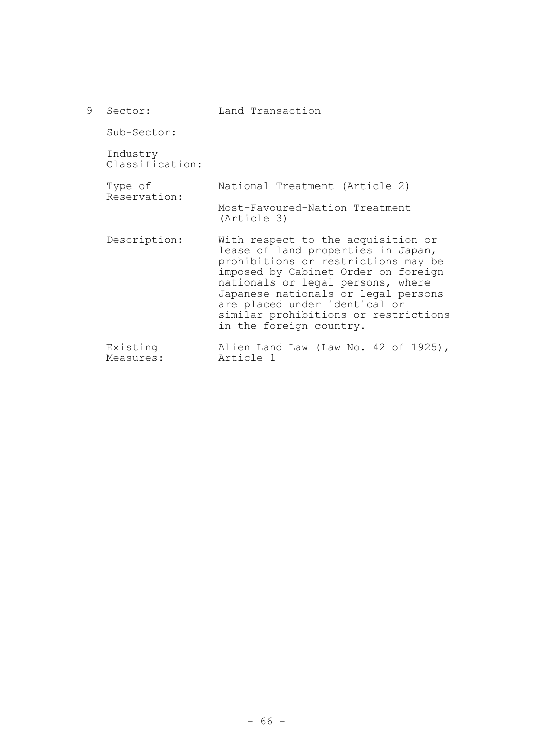9 Sector: Land Transaction

Sub-Sector:

Industry Classification:

Type of Reservation: National Treatment (Article 2)

Most-Favoured-Nation Treatment (Article 3)

Description: With respect to the acquisition or lease of land properties in Japan, prohibitions or restrictions may be imposed by Cabinet Order on foreign nationals or legal persons, where Japanese nationals or legal persons are placed under identical or similar prohibitions or restrictions in the foreign country.

Existing Measures: Alien Land Law (Law No. 42 of 1925), Article 1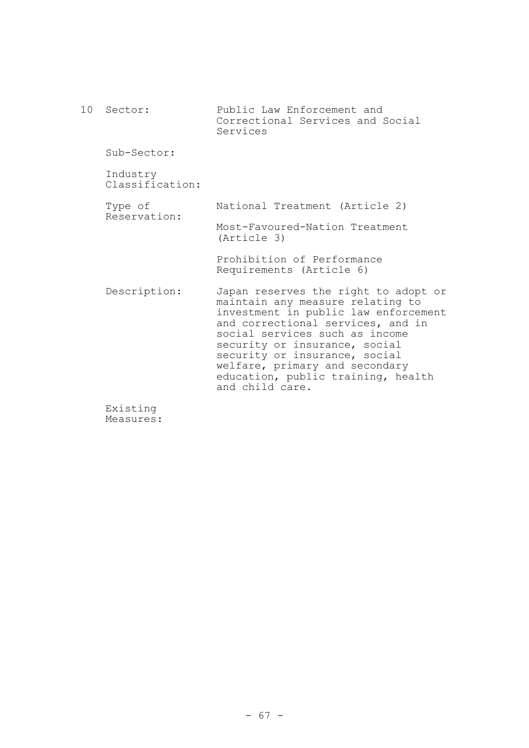10 Sector: Public Law Enforcement and Correctional Services and Social Services

Sub-Sector:

Industry Classification:

Type of Reservation: National Treatment (Article 2)

Most-Favoured-Nation Treatment (Article 3)

Prohibition of Performance Requirements (Article 6)

Description: Japan reserves the right to adopt or maintain any measure relating to investment in public law enforcement and correctional services, and in social services such as income security or insurance, social security or insurance, social welfare, primary and secondary education, public training, health and child care.

Existing Measures: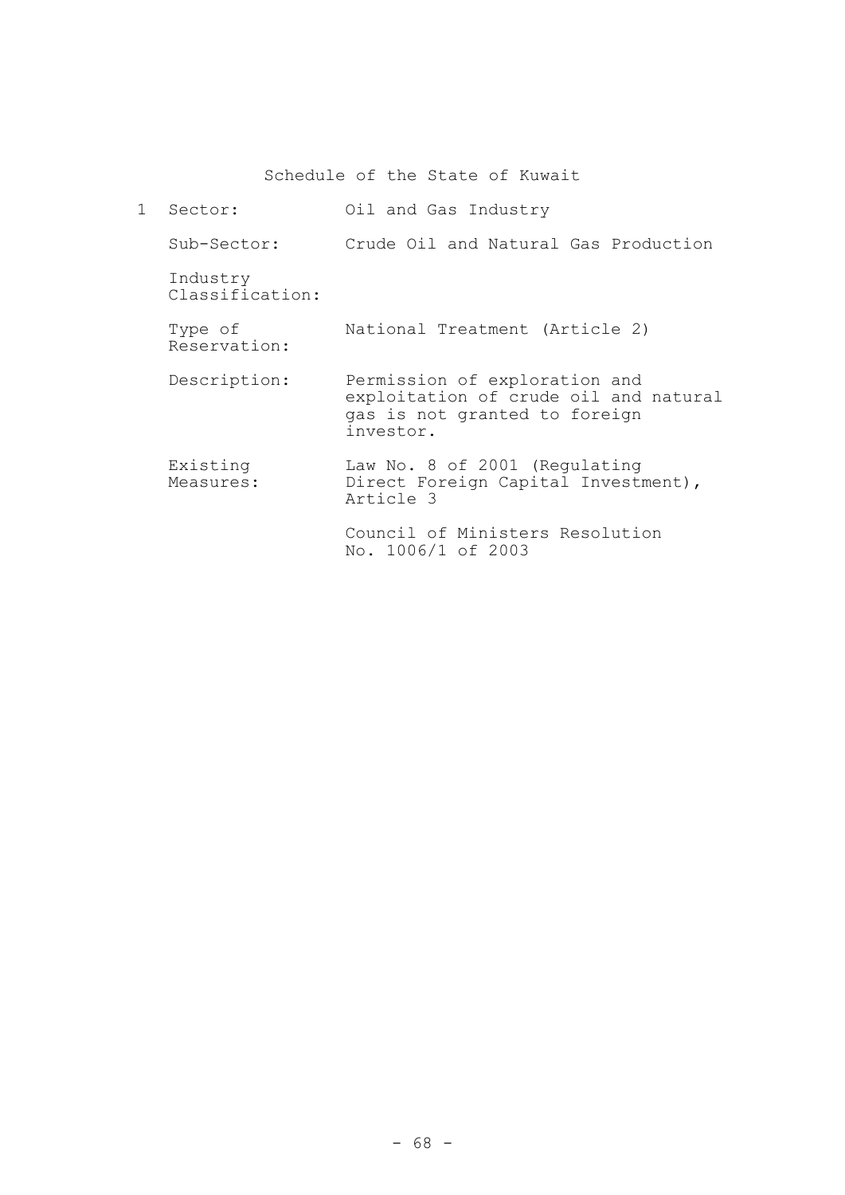## Schedule of the State of Kuwait

| 1 | | |
|---|---|---|
| | Sector: | Oil and Gas Industry |
| | Sub-Sector: | Crude Oil and Natural Gas Production |
| | Industry Classification: | |
| | Type of Reservation: | National Treatment (Article 2) |
| | Description: | Permission of exploration and exploitation of crude oil and natural gas is not granted to foreign investor. |
| | Existing Measures: | Law No. 8 of 2001 (Regulating Direct Foreign Capital Investment), Article 3<br><br>Council of Ministers Resolution No. 1006/1 of 2003 |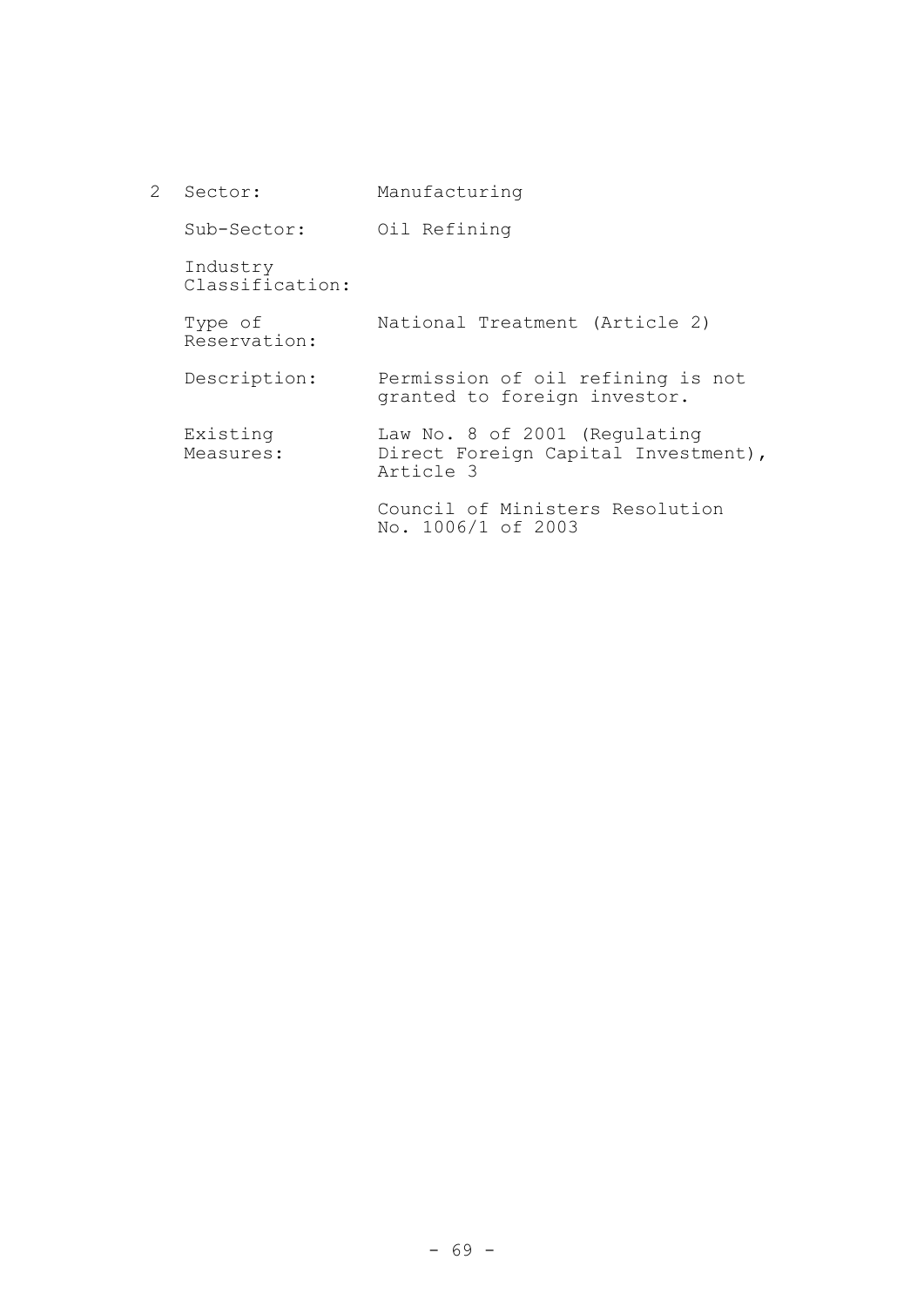| 2 | | |
|---|---|---|
| | Sector: | Manufacturing |
| | Sub-Sector: | Oil Refining |
| | Industry Classification: | |
| | Type of Reservation: | National Treatment (Article 2) |
| | Description: | Permission of oil refining is not granted to foreign investor. |
| | Existing Measures: | Law No. 8 of 2001 (Regulating Direct Foreign Capital Investment), Article 3 |
| | | Council of Ministers Resolution No. 1006/1 of 2003 |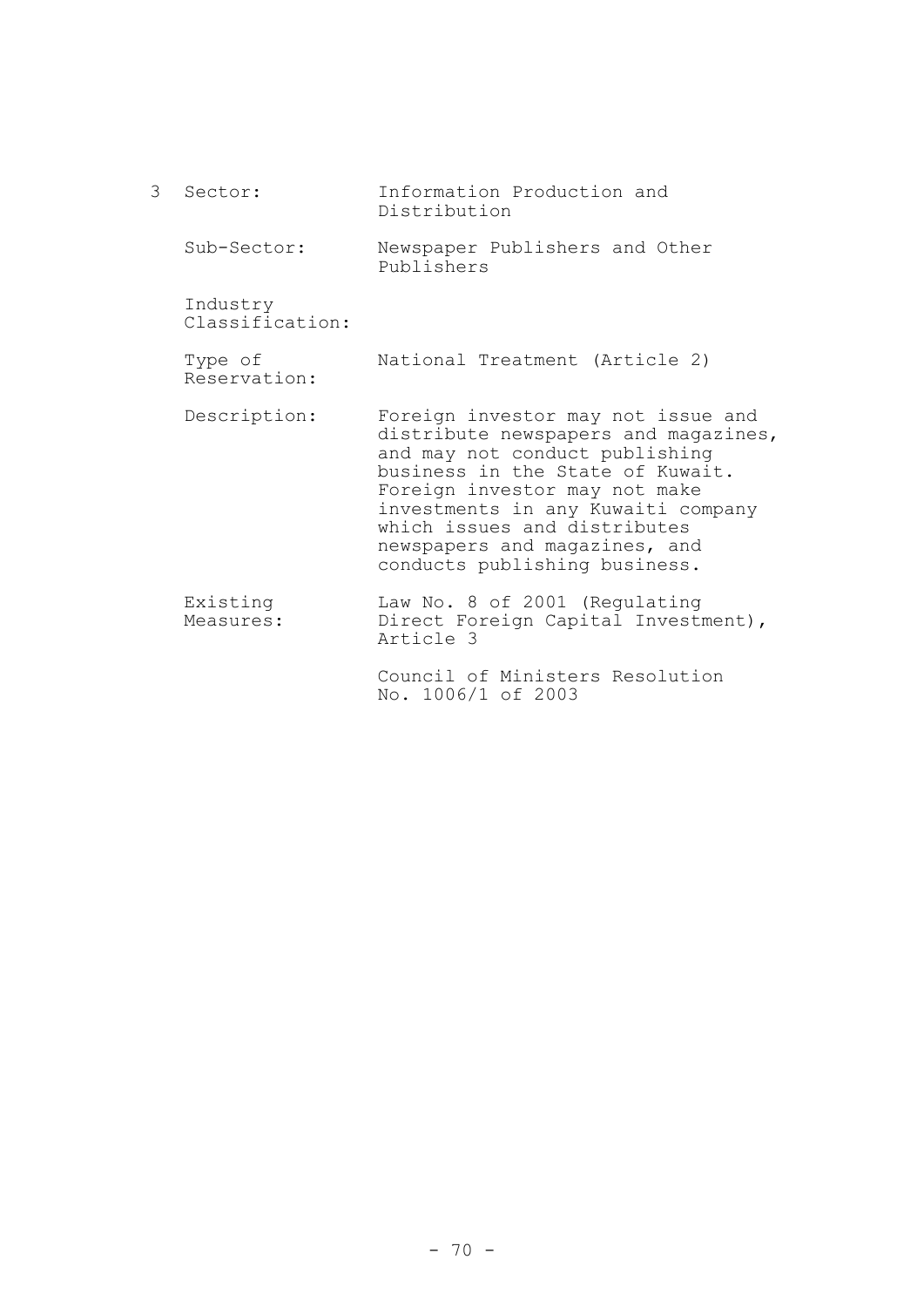| 3 | | |
|---|---|---|
| | Sector: | Information Production and Distribution |
| | Sub-Sector: | Newspaper Publishers and Other Publishers |
| | Industry Classification: | |
| | Type of Reservation: | National Treatment (Article 2) |
| | Description: | Foreign investor may not issue and distribute newspapers and magazines, and may not conduct publishing business in the State of Kuwait. Foreign investor may not make investments in any Kuwaiti company which issues and distributes newspapers and magazines, and conducts publishing business. |
| | Existing Measures: | Law No. 8 of 2001 (Regulating Direct Foreign Capital Investment), Article 3<br><br>Council of Ministers Resolution No. 1006/1 of 2003 |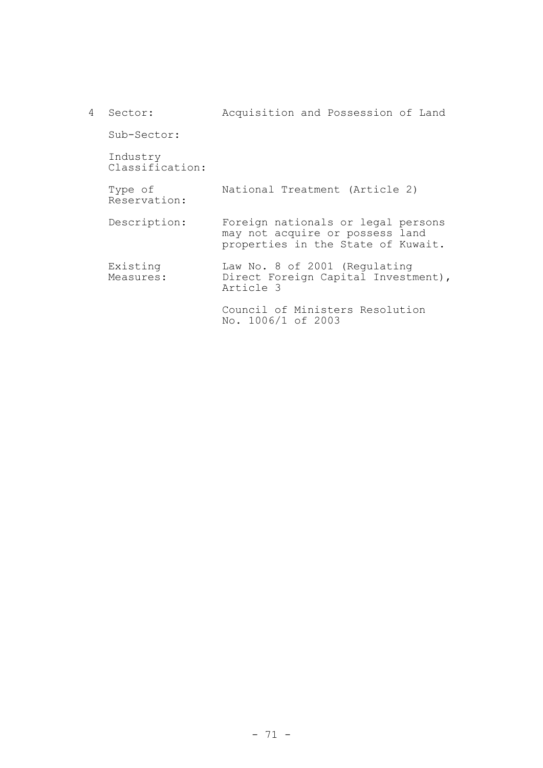| 4 | | |
|---|---|---|
| | Sector: | Acquisition and Possession of Land |
| | Sub-Sector: | |
| | Industry Classification: | |
| | Type of Reservation: | National Treatment (Article 2) |
| | Description: | Foreign nationals or legal persons may not acquire or possess land properties in the State of Kuwait. |
| | Existing Measures: | Law No. 8 of 2001 (Regulating Direct Foreign Capital Investment), Article 3<br><br>Council of Ministers Resolution No. 1006/1 of 2003 |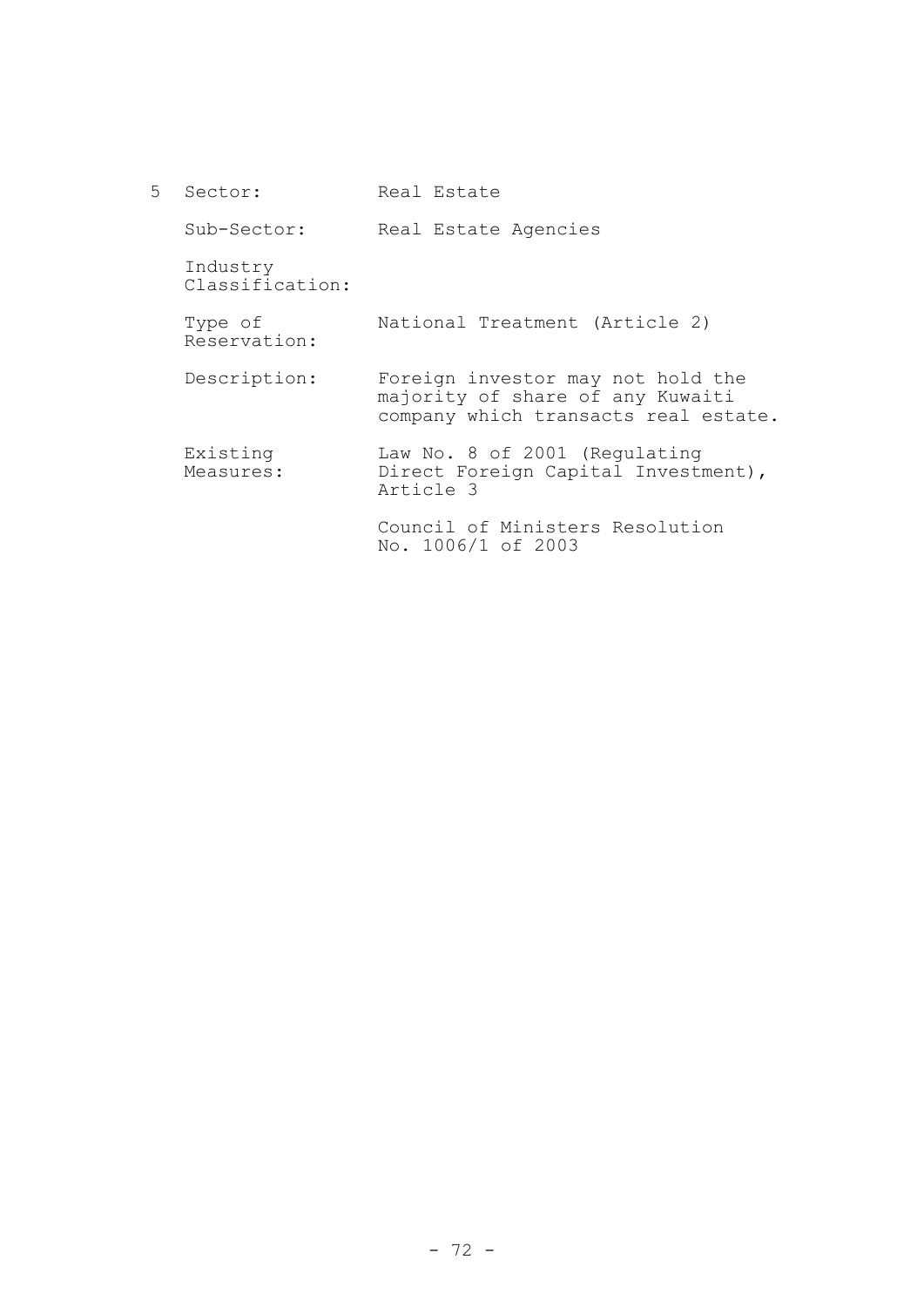5 Sector: Real Estate

Sub-Sector: Real Estate Agencies

Industry Classification:

Type of Reservation: National Treatment (Article 2)

Description: Foreign investor may not hold the majority of share of any Kuwaiti company which transacts real estate.

Existing Measures: Law No. 8 of 2001 (Regulating Direct Foreign Capital Investment), Article 3

Council of Ministers Resolution No. 1006/1 of 2003